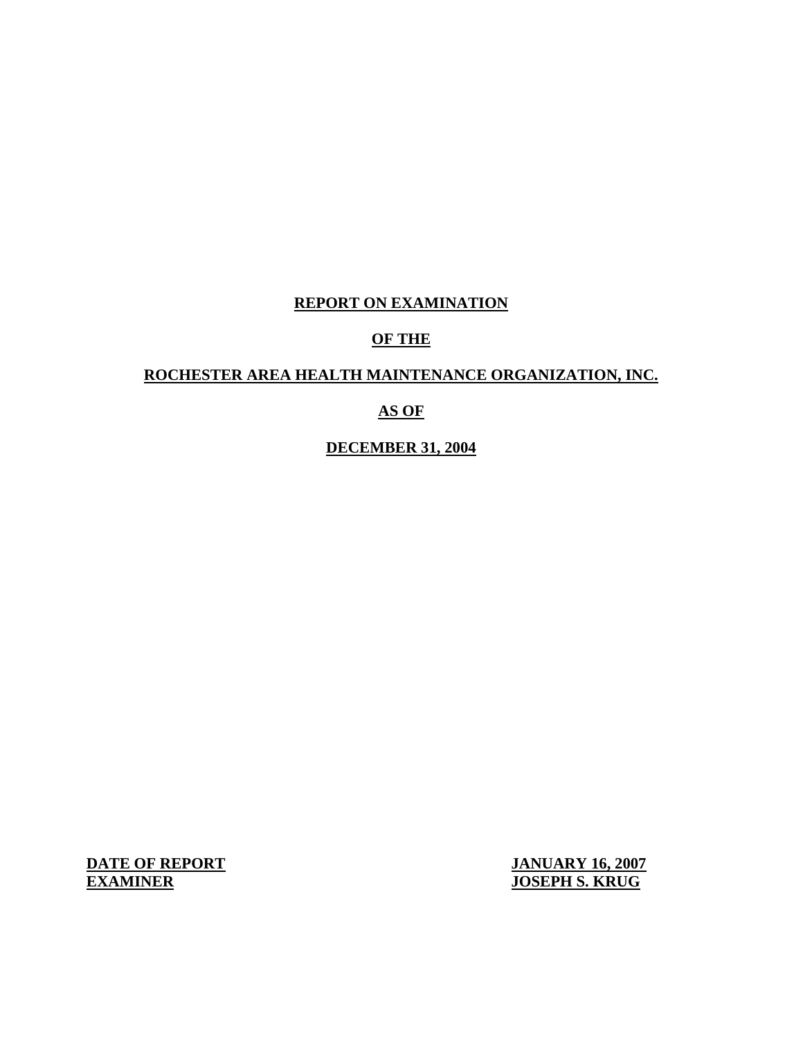**REPORT ON EXAMINATION**

**OF THE**

**ROCHESTER AREA HEALTH MAINTENANCE ORGANIZATION, INC.**

**AS OF**

**DECEMBER 31, 2004**

| | |
|---|---|
| **DATE OF REPORT** | **JANUARY 16, 2007** |
| **EXAMINER** | **JOSEPH S. KRUG** |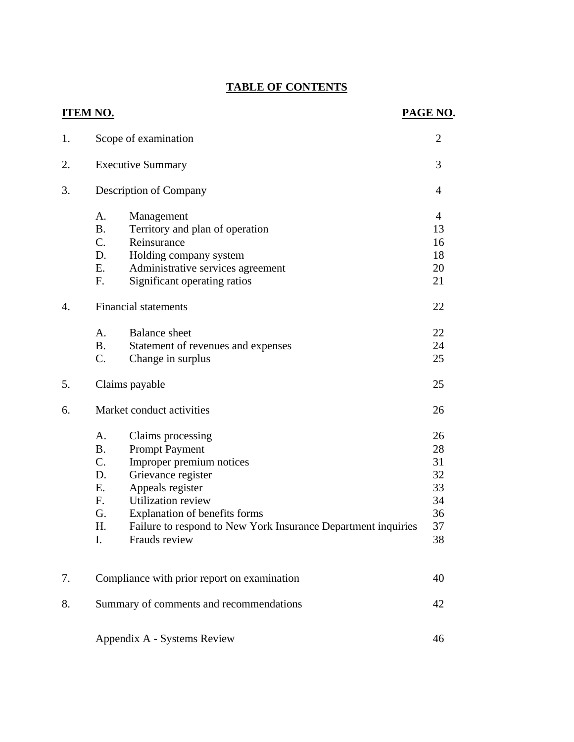# TABLE OF CONTENTS

| ITEM NO. | | | PAGE NO. |
|---|---|---|---|
| 1. | Scope of examination | | 2 |
| 2. | Executive Summary | | 3 |
| 3. | Description of Company | | 4 |
| | A. | Management | 4 |
| | B. | Territory and plan of operation | 13 |
| | C. | Reinsurance | 16 |
| | D. | Holding company system | 18 |
| | E. | Administrative services agreement | 20 |
| | F. | Significant operating ratios | 21 |
| 4. | Financial statements | | 22 |
| | A. | Balance sheet | 22 |
| | B. | Statement of revenues and expenses | 24 |
| | C. | Change in surplus | 25 |
| 5. | Claims payable | | 25 |
| 6. | Market conduct activities | | 26 |
| | A. | Claims processing | 26 |
| | B. | Prompt Payment | 28 |
| | C. | Improper premium notices | 31 |
| | D. | Grievance register | 32 |
| | E. | Appeals register | 33 |
| | F. | Utilization review | 34 |
| | G. | Explanation of benefits forms | 36 |
| | H. | Failure to respond to New York Insurance Department inquiries | 37 |
| | I. | Frauds review | 38 |
| 7. | Compliance with prior report on examination | | 40 |
| 8. | Summary of comments and recommendations | | 42 |
| | Appendix A - Systems Review | | 46 |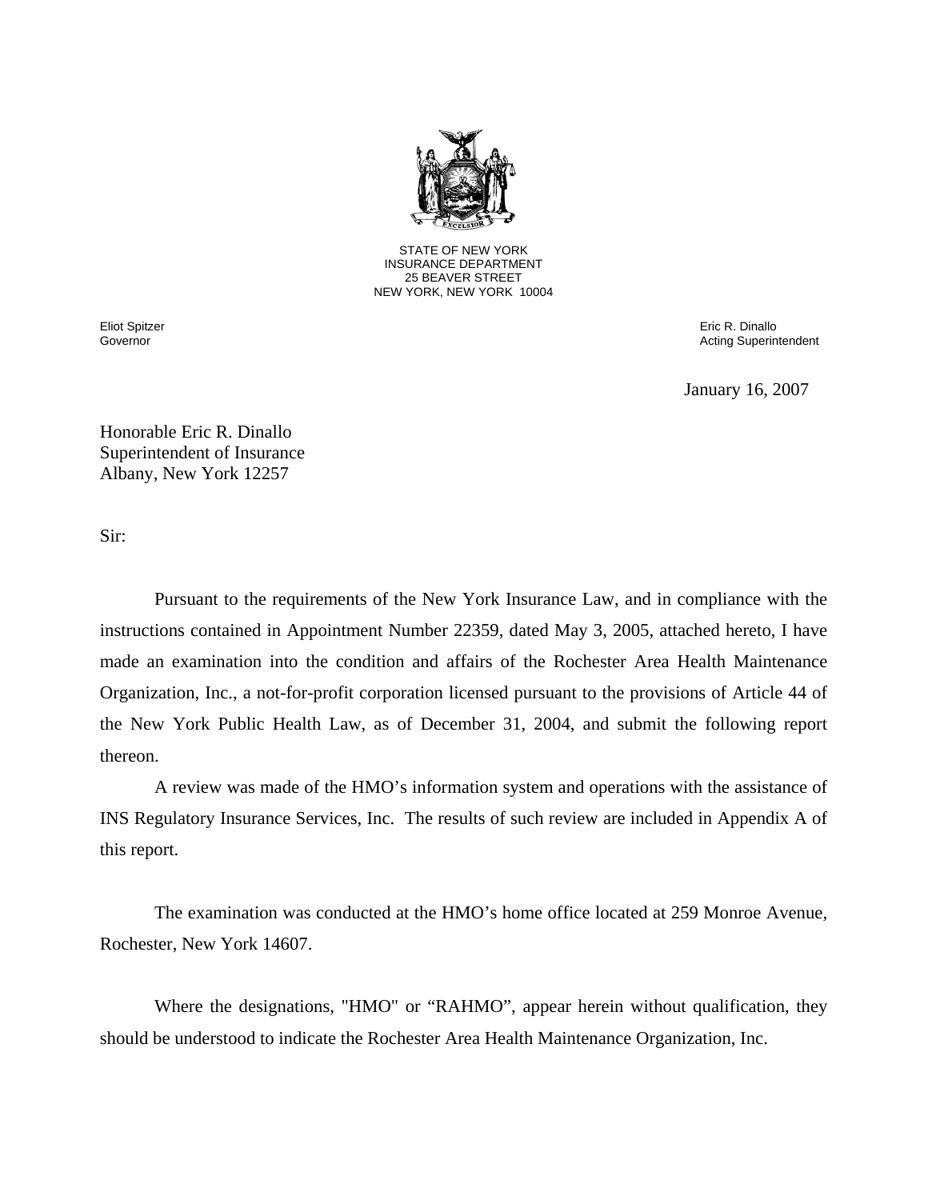STATE OF NEW YORK
INSURANCE DEPARTMENT
25 BEAVER STREET
NEW YORK, NEW YORK 10004

Eliot Spitzer
Governor

Eric R. Dinallo
Acting Superintendent

January 16, 2007

Honorable Eric R. Dinallo
Superintendent of Insurance
Albany, New York 12257

Sir:

Pursuant to the requirements of the New York Insurance Law, and in compliance with the instructions contained in Appointment Number 22359, dated May 3, 2005, attached hereto, I have made an examination into the condition and affairs of the Rochester Area Health Maintenance Organization, Inc., a not-for-profit corporation licensed pursuant to the provisions of Article 44 of the New York Public Health Law, as of December 31, 2004, and submit the following report thereon.

A review was made of the HMO's information system and operations with the assistance of INS Regulatory Insurance Services, Inc. The results of such review are included in Appendix A of this report.

The examination was conducted at the HMO's home office located at 259 Monroe Avenue, Rochester, New York 14607.

Where the designations, "HMO" or "RAHMO", appear herein without qualification, they should be understood to indicate the Rochester Area Health Maintenance Organization, Inc.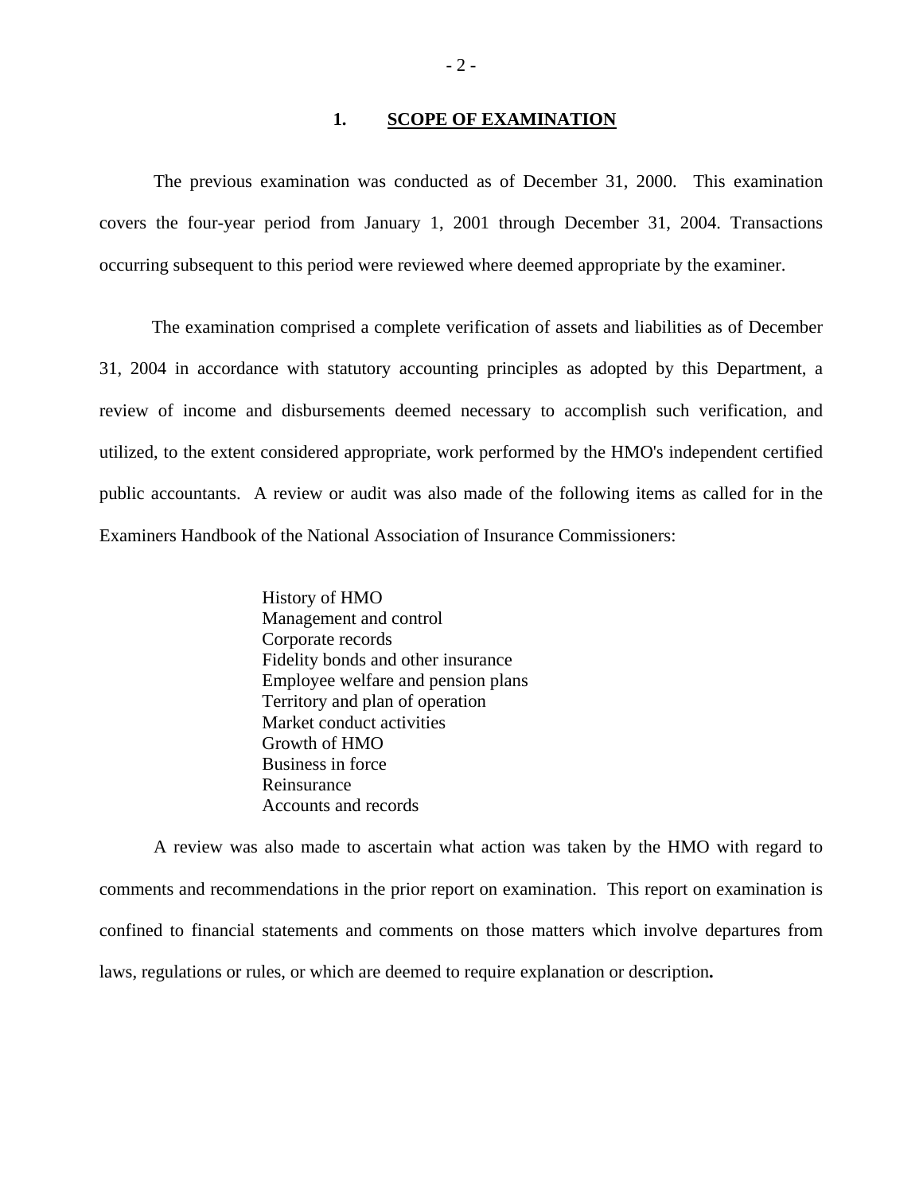## 1. SCOPE OF EXAMINATION

The previous examination was conducted as of December 31, 2000. This examination covers the four-year period from January 1, 2001 through December 31, 2004. Transactions occurring subsequent to this period were reviewed where deemed appropriate by the examiner.

The examination comprised a complete verification of assets and liabilities as of December 31, 2004 in accordance with statutory accounting principles as adopted by this Department, a review of income and disbursements deemed necessary to accomplish such verification, and utilized, to the extent considered appropriate, work performed by the HMO's independent certified public accountants. A review or audit was also made of the following items as called for in the Examiners Handbook of the National Association of Insurance Commissioners:

- History of HMO
- Management and control
- Corporate records
- Fidelity bonds and other insurance
- Employee welfare and pension plans
- Territory and plan of operation
- Market conduct activities
- Growth of HMO
- Business in force
- Reinsurance
- Accounts and records

A review was also made to ascertain what action was taken by the HMO with regard to comments and recommendations in the prior report on examination. This report on examination is confined to financial statements and comments on those matters which involve departures from laws, regulations or rules, or which are deemed to require explanation or description**.**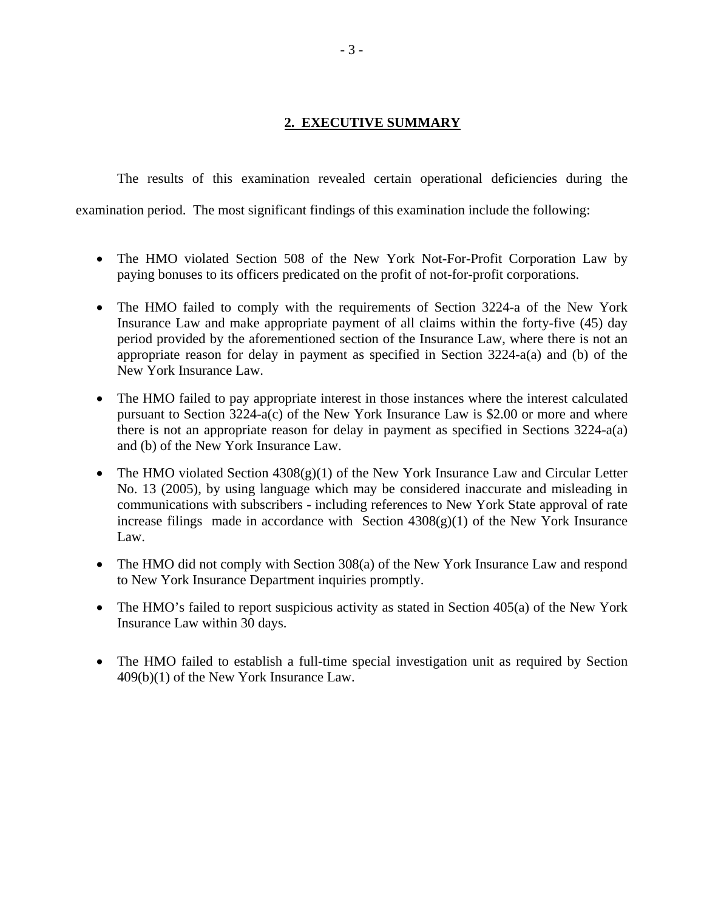## 2. EXECUTIVE SUMMARY

The results of this examination revealed certain operational deficiencies during the examination period. The most significant findings of this examination include the following:

- The HMO violated Section 508 of the New York Not-For-Profit Corporation Law by paying bonuses to its officers predicated on the profit of not-for-profit corporations.

- The HMO failed to comply with the requirements of Section 3224-a of the New York Insurance Law and make appropriate payment of all claims within the forty-five (45) day period provided by the aforementioned section of the Insurance Law, where there is not an appropriate reason for delay in payment as specified in Section 3224-a(a) and (b) of the New York Insurance Law.

- The HMO failed to pay appropriate interest in those instances where the interest calculated pursuant to Section 3224-a(c) of the New York Insurance Law is $2.00 or more and where there is not an appropriate reason for delay in payment as specified in Sections 3224-a(a) and (b) of the New York Insurance Law.

- The HMO violated Section 4308(g)(1) of the New York Insurance Law and Circular Letter No. 13 (2005), by using language which may be considered inaccurate and misleading in communications with subscribers - including references to New York State approval of rate increase filings made in accordance with Section 4308(g)(1) of the New York Insurance Law.

- The HMO did not comply with Section 308(a) of the New York Insurance Law and respond to New York Insurance Department inquiries promptly.

- The HMO's failed to report suspicious activity as stated in Section 405(a) of the New York Insurance Law within 30 days.

- The HMO failed to establish a full-time special investigation unit as required by Section 409(b)(1) of the New York Insurance Law.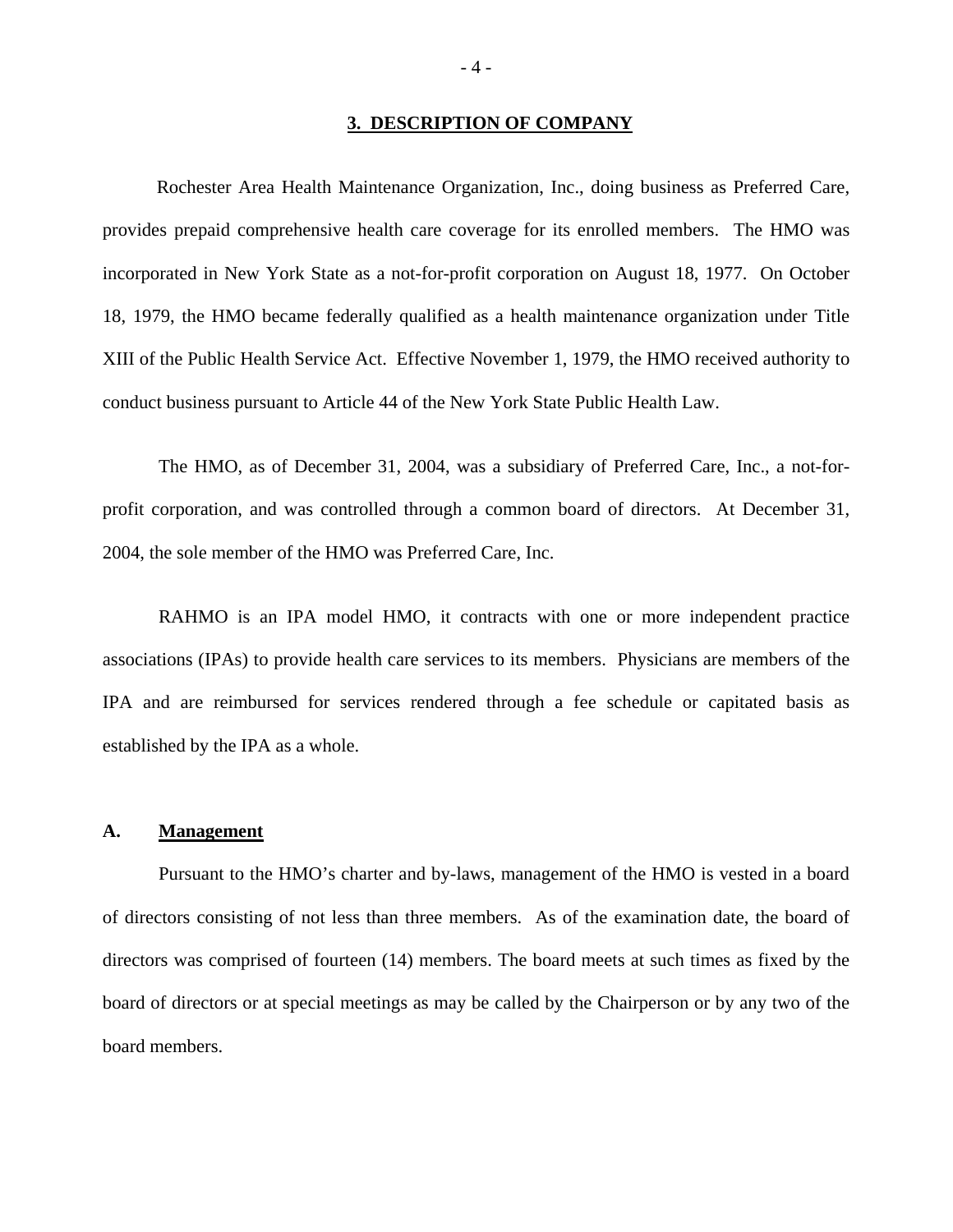## 3. DESCRIPTION OF COMPANY

Rochester Area Health Maintenance Organization, Inc., doing business as Preferred Care, provides prepaid comprehensive health care coverage for its enrolled members. The HMO was incorporated in New York State as a not-for-profit corporation on August 18, 1977. On October 18, 1979, the HMO became federally qualified as a health maintenance organization under Title XIII of the Public Health Service Act. Effective November 1, 1979, the HMO received authority to conduct business pursuant to Article 44 of the New York State Public Health Law.

The HMO, as of December 31, 2004, was a subsidiary of Preferred Care, Inc., a not-for-profit corporation, and was controlled through a common board of directors. At December 31, 2004, the sole member of the HMO was Preferred Care, Inc.

RAHMO is an IPA model HMO, it contracts with one or more independent practice associations (IPAs) to provide health care services to its members. Physicians are members of the IPA and are reimbursed for services rendered through a fee schedule or capitated basis as established by the IPA as a whole.

### A. Management

Pursuant to the HMO's charter and by-laws, management of the HMO is vested in a board of directors consisting of not less than three members. As of the examination date, the board of directors was comprised of fourteen (14) members. The board meets at such times as fixed by the board of directors or at special meetings as may be called by the Chairperson or by any two of the board members.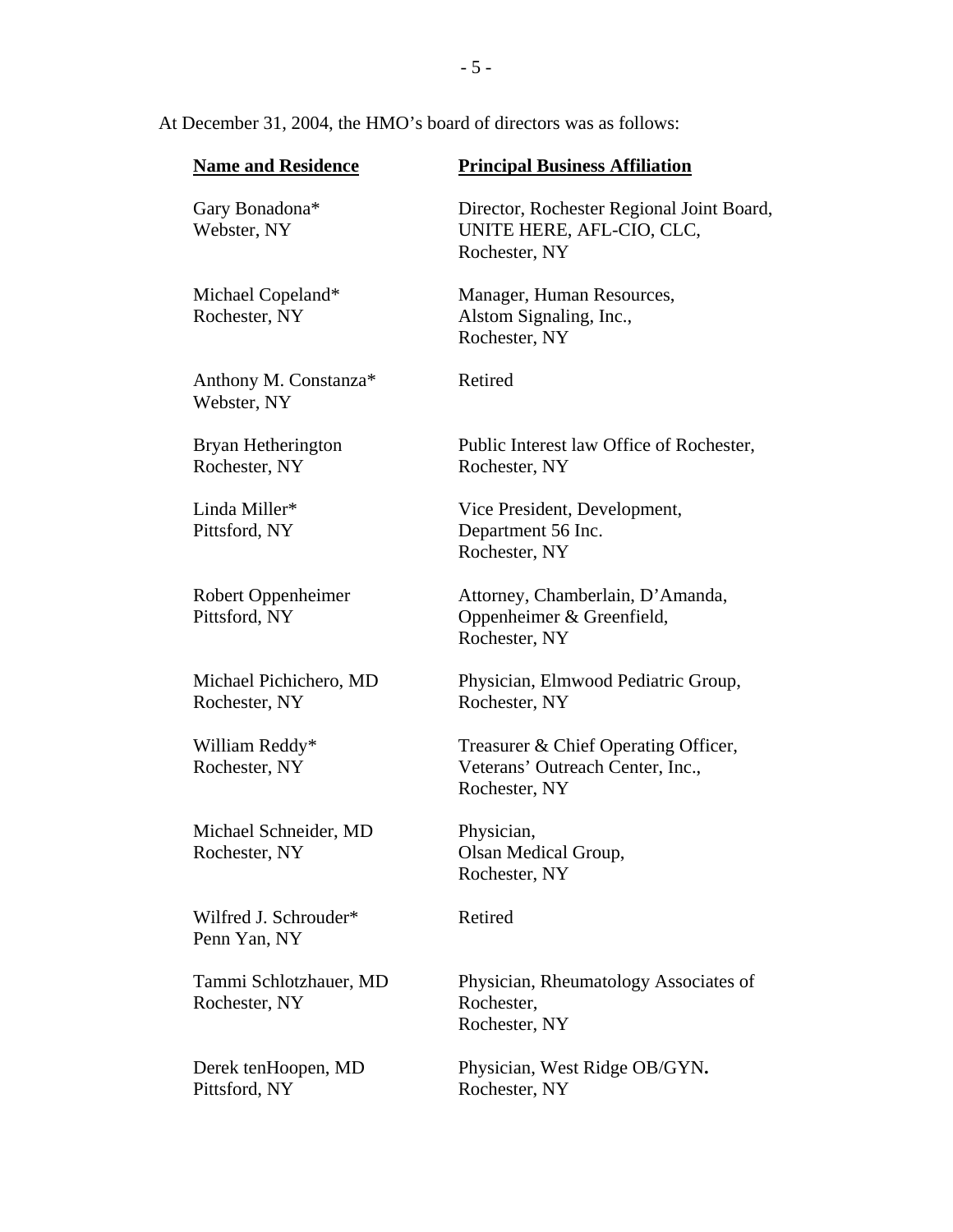At December 31, 2004, the HMO's board of directors was as follows:

| **Name and Residence** | **Principal Business Affiliation** |
| --- | --- |
| Gary Bonadona*<br>Webster, NY | Director, Rochester Regional Joint Board, UNITE HERE, AFL-CIO, CLC, Rochester, NY |
| Michael Copeland*<br>Rochester, NY | Manager, Human Resources, Alstom Signaling, Inc., Rochester, NY |
| Anthony M. Constanza*<br>Webster, NY | Retired |
| Bryan Hetherington<br>Rochester, NY | Public Interest law Office of Rochester, Rochester, NY |
| Linda Miller*<br>Pittsford, NY | Vice President, Development, Department 56 Inc. Rochester, NY |
| Robert Oppenheimer<br>Pittsford, NY | Attorney, Chamberlain, D'Amanda, Oppenheimer & Greenfield, Rochester, NY |
| Michael Pichichero, MD<br>Rochester, NY | Physician, Elmwood Pediatric Group, Rochester, NY |
| William Reddy*<br>Rochester, NY | Treasurer & Chief Operating Officer, Veterans' Outreach Center, Inc., Rochester, NY |
| Michael Schneider, MD<br>Rochester, NY | Physician, Olsan Medical Group, Rochester, NY |
| Wilfred J. Schrouder*<br>Penn Yan, NY | Retired |
| Tammi Schlotzhauer, MD<br>Rochester, NY | Physician, Rheumatology Associates of Rochester, Rochester, NY |
| Derek tenHoopen, MD<br>Pittsford, NY | Physician, West Ridge OB/GYN**.** Rochester, NY |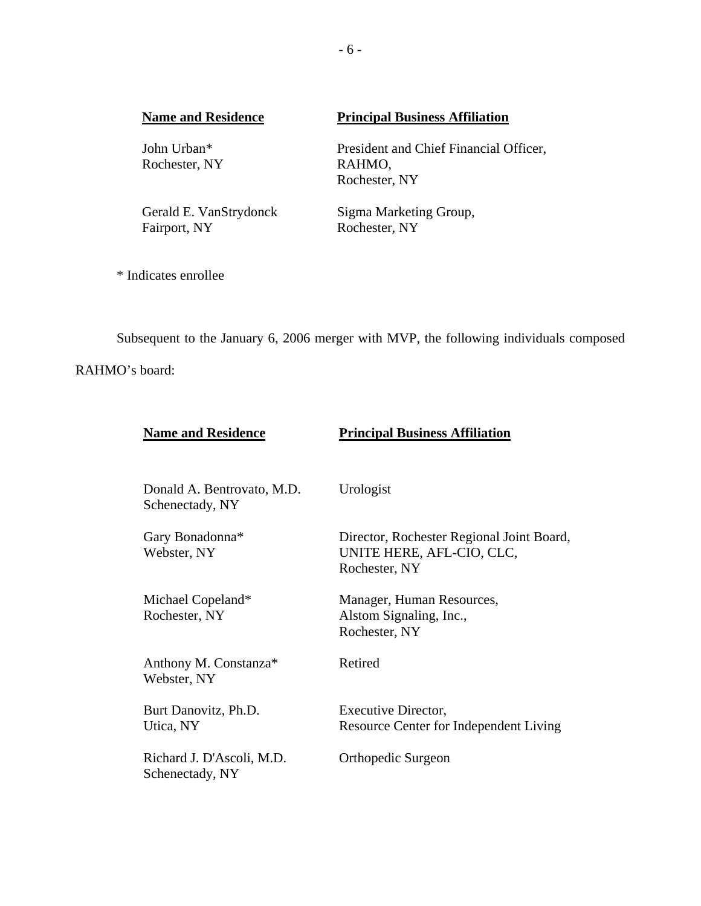| Name and Residence | Principal Business Affiliation |
|---|---|
| John Urban* <br> Rochester, NY | President and Chief Financial Officer, <br> RAHMO, <br> Rochester, NY |
| Gerald E. VanStrydonck <br> Fairport, NY | Sigma Marketing Group, <br> Rochester, NY |

\* Indicates enrollee

Subsequent to the January 6, 2006 merger with MVP, the following individuals composed RAHMO's board:

| Name and Residence | Principal Business Affiliation |
|---|---|
| Donald A. Bentrovato, M.D. <br> Schenectady, NY | Urologist |
| Gary Bonadonna* <br> Webster, NY | Director, Rochester Regional Joint Board, <br> UNITE HERE, AFL-CIO, CLC, <br> Rochester, NY |
| Michael Copeland* <br> Rochester, NY | Manager, Human Resources, <br> Alstom Signaling, Inc., <br> Rochester, NY |
| Anthony M. Constanza* <br> Webster, NY | Retired |
| Burt Danovitz, Ph.D. <br> Utica, NY | Executive Director, <br> Resource Center for Independent Living |
| Richard J. D'Ascoli, M.D. <br> Schenectady, NY | Orthopedic Surgeon |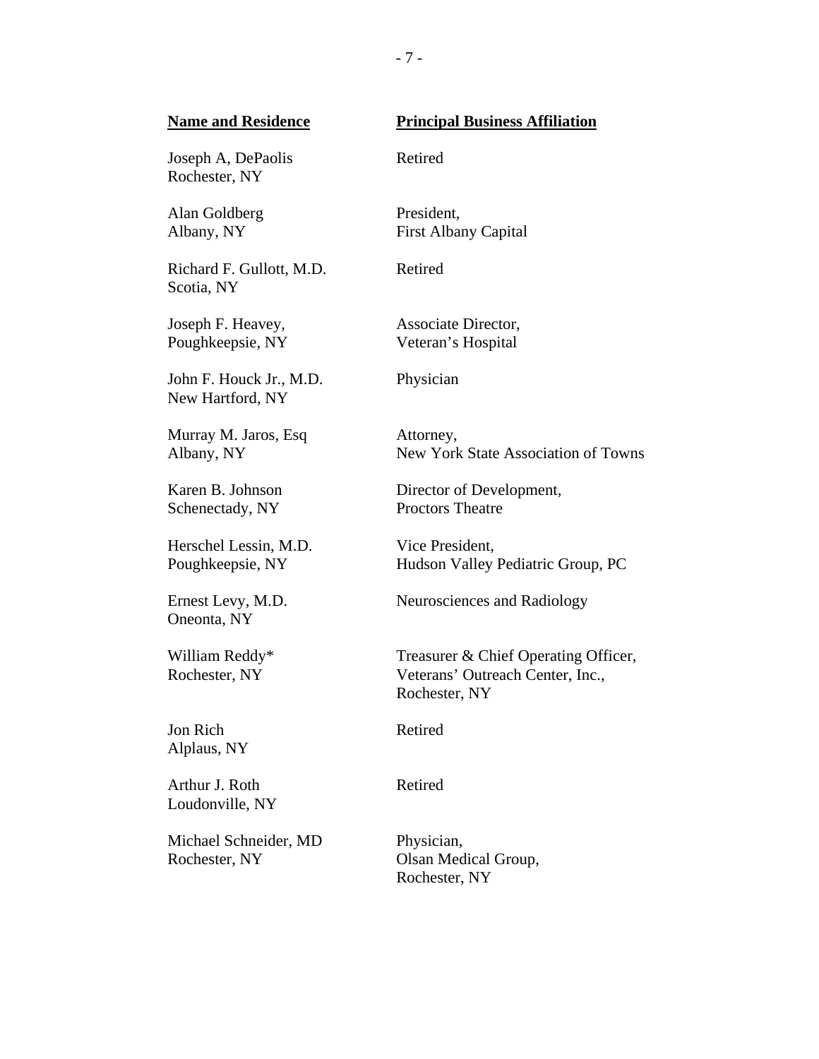| **Name and Residence** | **Principal Business Affiliation** |
| --- | --- |
| Joseph A, DePaolis<br>Rochester, NY | Retired |
| Alan Goldberg<br>Albany, NY | President,<br>First Albany Capital |
| Richard F. Gullott, M.D.<br>Scotia, NY | Retired |
| Joseph F. Heavey,<br>Poughkeepsie, NY | Associate Director,<br>Veteran's Hospital |
| John F. Houck Jr., M.D.<br>New Hartford, NY | Physician |
| Murray M. Jaros, Esq<br>Albany, NY | Attorney,<br>New York State Association of Towns |
| Karen B. Johnson<br>Schenectady, NY | Director of Development,<br>Proctors Theatre |
| Herschel Lessin, M.D.<br>Poughkeepsie, NY | Vice President,<br>Hudson Valley Pediatric Group, PC |
| Ernest Levy, M.D.<br>Oneonta, NY | Neurosciences and Radiology |
| William Reddy*<br>Rochester, NY | Treasurer & Chief Operating Officer,<br>Veterans' Outreach Center, Inc.,<br>Rochester, NY |
| Jon Rich<br>Alplaus, NY | Retired |
| Arthur J. Roth<br>Loudonville, NY | Retired |
| Michael Schneider, MD<br>Rochester, NY | Physician,<br>Olsan Medical Group,<br>Rochester, NY |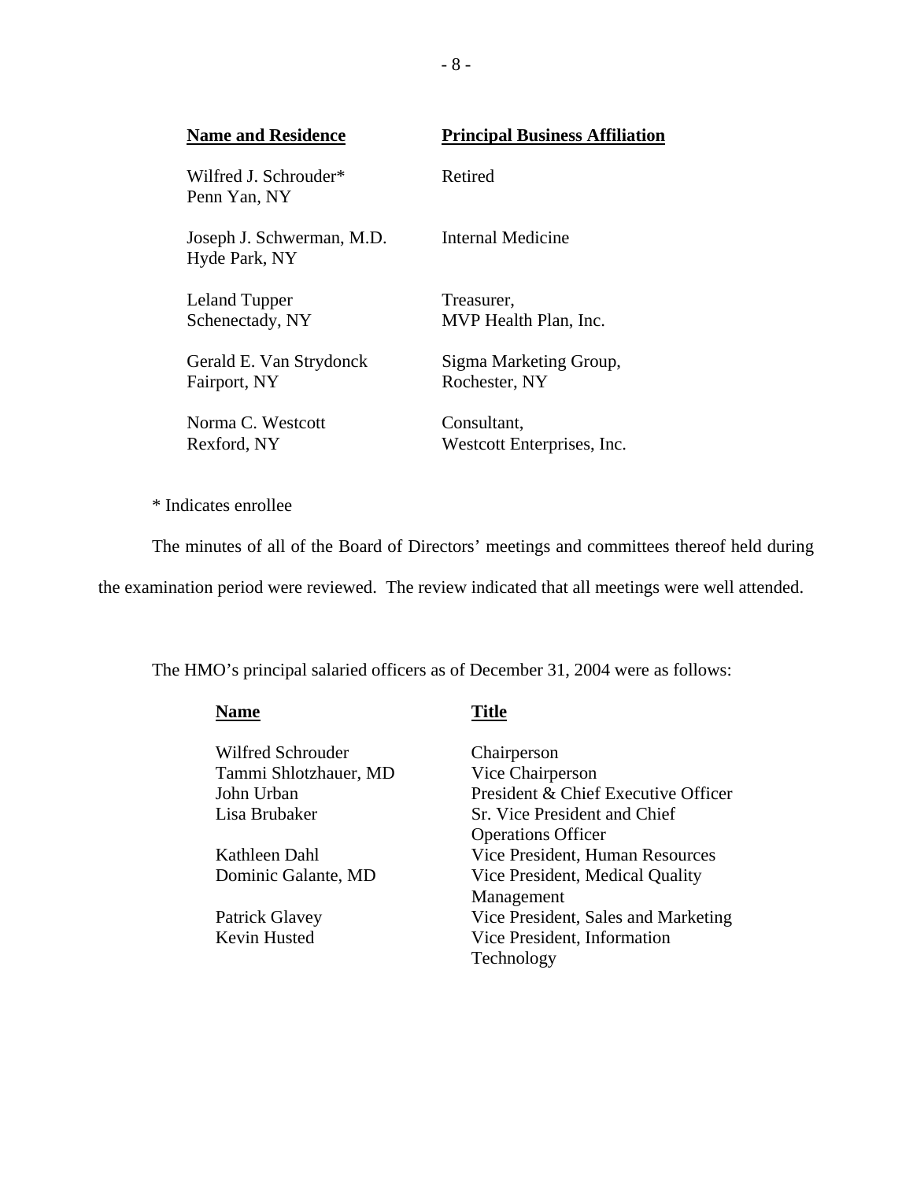| Name and Residence | Principal Business Affiliation |
|---|---|
| Wilfred J. Schrouder*<br>Penn Yan, NY | Retired |
| Joseph J. Schwerman, M.D.<br>Hyde Park, NY | Internal Medicine |
| Leland Tupper<br>Schenectady, NY | Treasurer,<br>MVP Health Plan, Inc. |
| Gerald E. Van Strydonck<br>Fairport, NY | Sigma Marketing Group,<br>Rochester, NY |
| Norma C. Westcott<br>Rexford, NY | Consultant,<br>Westcott Enterprises, Inc. |

* Indicates enrollee

The minutes of all of the Board of Directors' meetings and committees thereof held during the examination period were reviewed. The review indicated that all meetings were well attended.

The HMO's principal salaried officers as of December 31, 2004 were as follows:

| Name | Title |
|---|---|
| Wilfred Schrouder | Chairperson |
| Tammi Shlotzhauer, MD | Vice Chairperson |
| John Urban | President & Chief Executive Officer |
| Lisa Brubaker | Sr. Vice President and Chief Operations Officer |
| Kathleen Dahl | Vice President, Human Resources |
| Dominic Galante, MD | Vice President, Medical Quality Management |
| Patrick Glavey | Vice President, Sales and Marketing |
| Kevin Husted | Vice President, Information Technology |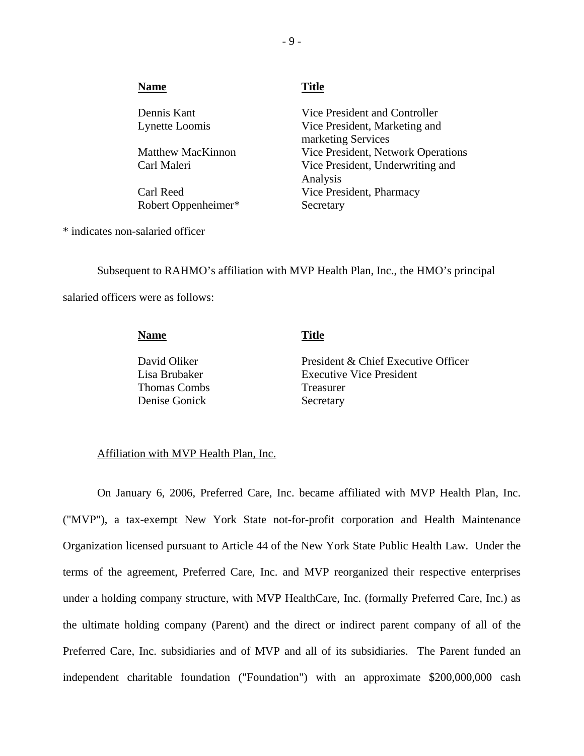| Name | Title |
|---|---|
| Dennis Kant | Vice President and Controller |
| Lynette Loomis | Vice President, Marketing and marketing Services |
| Matthew MacKinnon | Vice President, Network Operations |
| Carl Maleri | Vice President, Underwriting and Analysis |
| Carl Reed | Vice President, Pharmacy |
| Robert Oppenheimer* | Secretary |

* indicates non-salaried officer

Subsequent to RAHMO's affiliation with MVP Health Plan, Inc., the HMO's principal salaried officers were as follows:

| Name | Title |
|---|---|
| David Oliker | President & Chief Executive Officer |
| Lisa Brubaker | Executive Vice President |
| Thomas Combs | Treasurer |
| Denise Gonick | Secretary |

Affiliation with MVP Health Plan, Inc.

On January 6, 2006, Preferred Care, Inc. became affiliated with MVP Health Plan, Inc. ("MVP"), a tax-exempt New York State not-for-profit corporation and Health Maintenance Organization licensed pursuant to Article 44 of the New York State Public Health Law. Under the terms of the agreement, Preferred Care, Inc. and MVP reorganized their respective enterprises under a holding company structure, with MVP HealthCare, Inc. (formally Preferred Care, Inc.) as the ultimate holding company (Parent) and the direct or indirect parent company of all of the Preferred Care, Inc. subsidiaries and of MVP and all of its subsidiaries. The Parent funded an independent charitable foundation ("Foundation") with an approximate $200,000,000 cash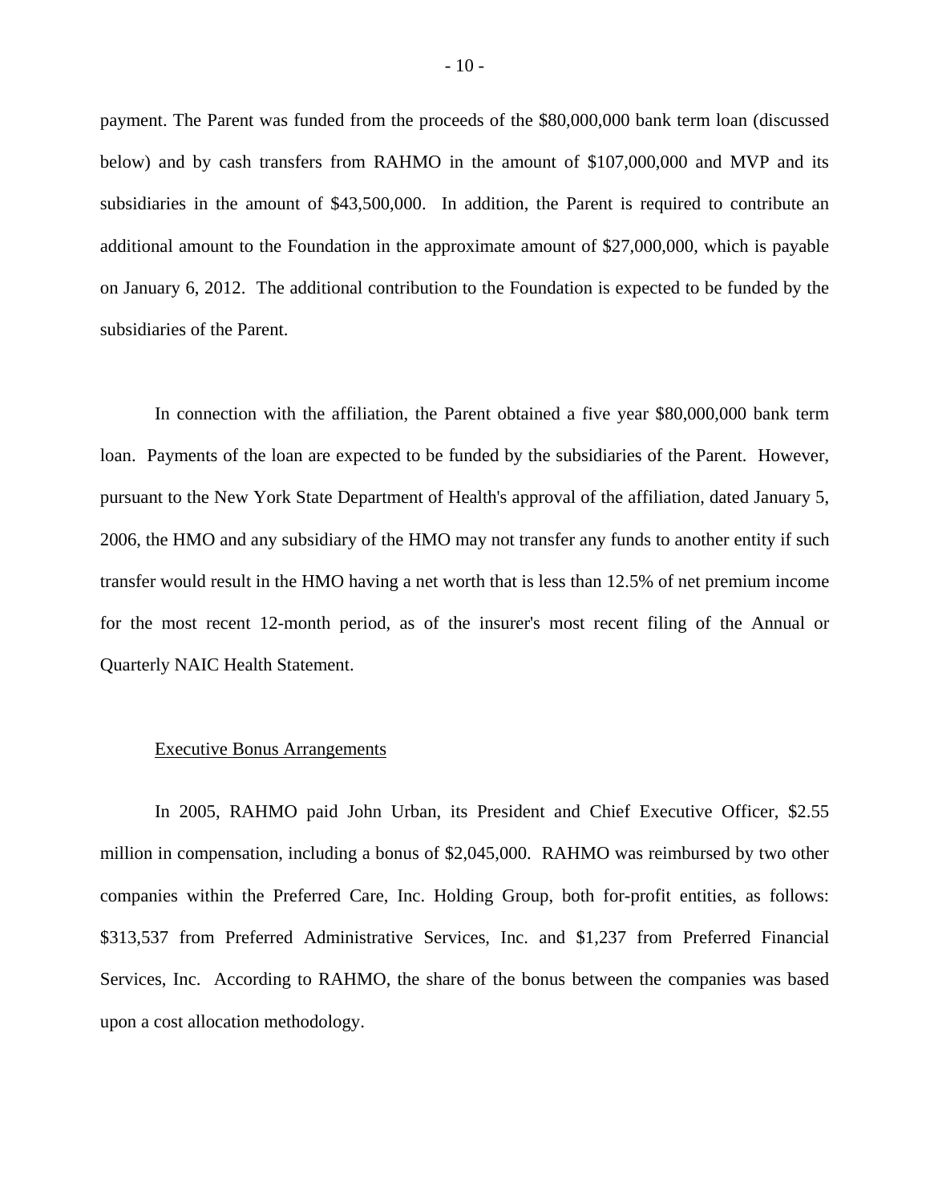payment. The Parent was funded from the proceeds of the $80,000,000 bank term loan (discussed below) and by cash transfers from RAHMO in the amount of $107,000,000 and MVP and its subsidiaries in the amount of $43,500,000. In addition, the Parent is required to contribute an additional amount to the Foundation in the approximate amount of $27,000,000, which is payable on January 6, 2012. The additional contribution to the Foundation is expected to be funded by the subsidiaries of the Parent.

In connection with the affiliation, the Parent obtained a five year $80,000,000 bank term loan. Payments of the loan are expected to be funded by the subsidiaries of the Parent. However, pursuant to the New York State Department of Health's approval of the affiliation, dated January 5, 2006, the HMO and any subsidiary of the HMO may not transfer any funds to another entity if such transfer would result in the HMO having a net worth that is less than 12.5% of net premium income for the most recent 12-month period, as of the insurer's most recent filing of the Annual or Quarterly NAIC Health Statement.

Executive Bonus Arrangements

In 2005, RAHMO paid John Urban, its President and Chief Executive Officer, $2.55 million in compensation, including a bonus of $2,045,000. RAHMO was reimbursed by two other companies within the Preferred Care, Inc. Holding Group, both for-profit entities, as follows: $313,537 from Preferred Administrative Services, Inc. and $1,237 from Preferred Financial Services, Inc. According to RAHMO, the share of the bonus between the companies was based upon a cost allocation methodology.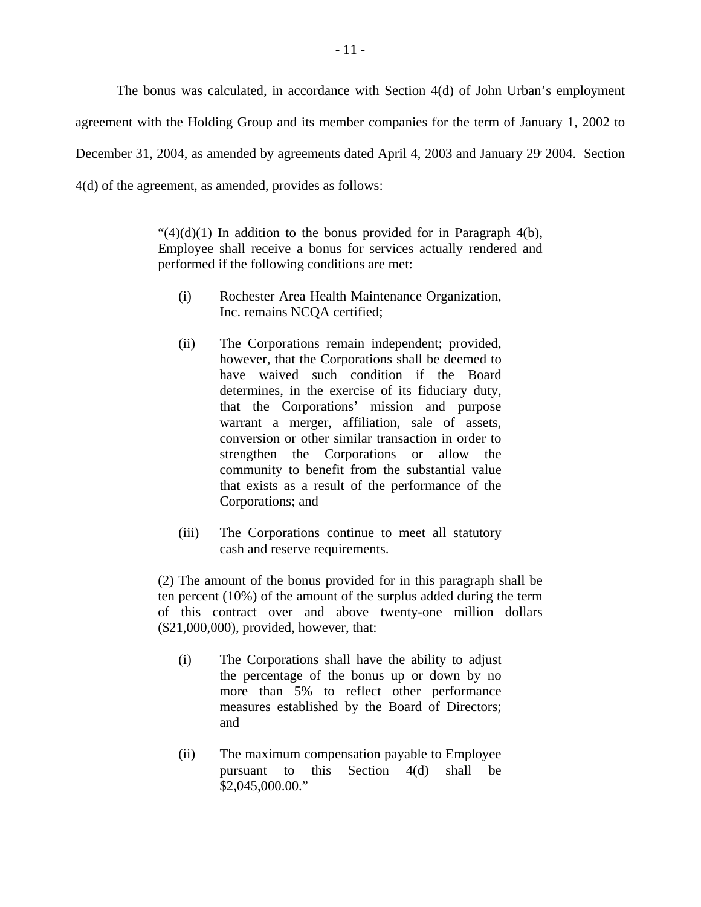The bonus was calculated, in accordance with Section 4(d) of John Urban's employment agreement with the Holding Group and its member companies for the term of January 1, 2002 to December 31, 2004, as amended by agreements dated April 4, 2003 and January 29, 2004. Section 4(d) of the agreement, as amended, provides as follows:

> "(4)(d)(1) In addition to the bonus provided for in Paragraph 4(b), Employee shall receive a bonus for services actually rendered and performed if the following conditions are met:
>
> (i) Rochester Area Health Maintenance Organization, Inc. remains NCQA certified;
>
> (ii) The Corporations remain independent; provided, however, that the Corporations shall be deemed to have waived such condition if the Board determines, in the exercise of its fiduciary duty, that the Corporations' mission and purpose warrant a merger, affiliation, sale of assets, conversion or other similar transaction in order to strengthen the Corporations or allow the community to benefit from the substantial value that exists as a result of the performance of the Corporations; and
>
> (iii) The Corporations continue to meet all statutory cash and reserve requirements.
>
> (2) The amount of the bonus provided for in this paragraph shall be ten percent (10%) of the amount of the surplus added during the term of this contract over and above twenty-one million dollars ($21,000,000), provided, however, that:
>
> (i) The Corporations shall have the ability to adjust the percentage of the bonus up or down by no more than 5% to reflect other performance measures established by the Board of Directors; and
>
> (ii) The maximum compensation payable to Employee pursuant to this Section 4(d) shall be $2,045,000.00."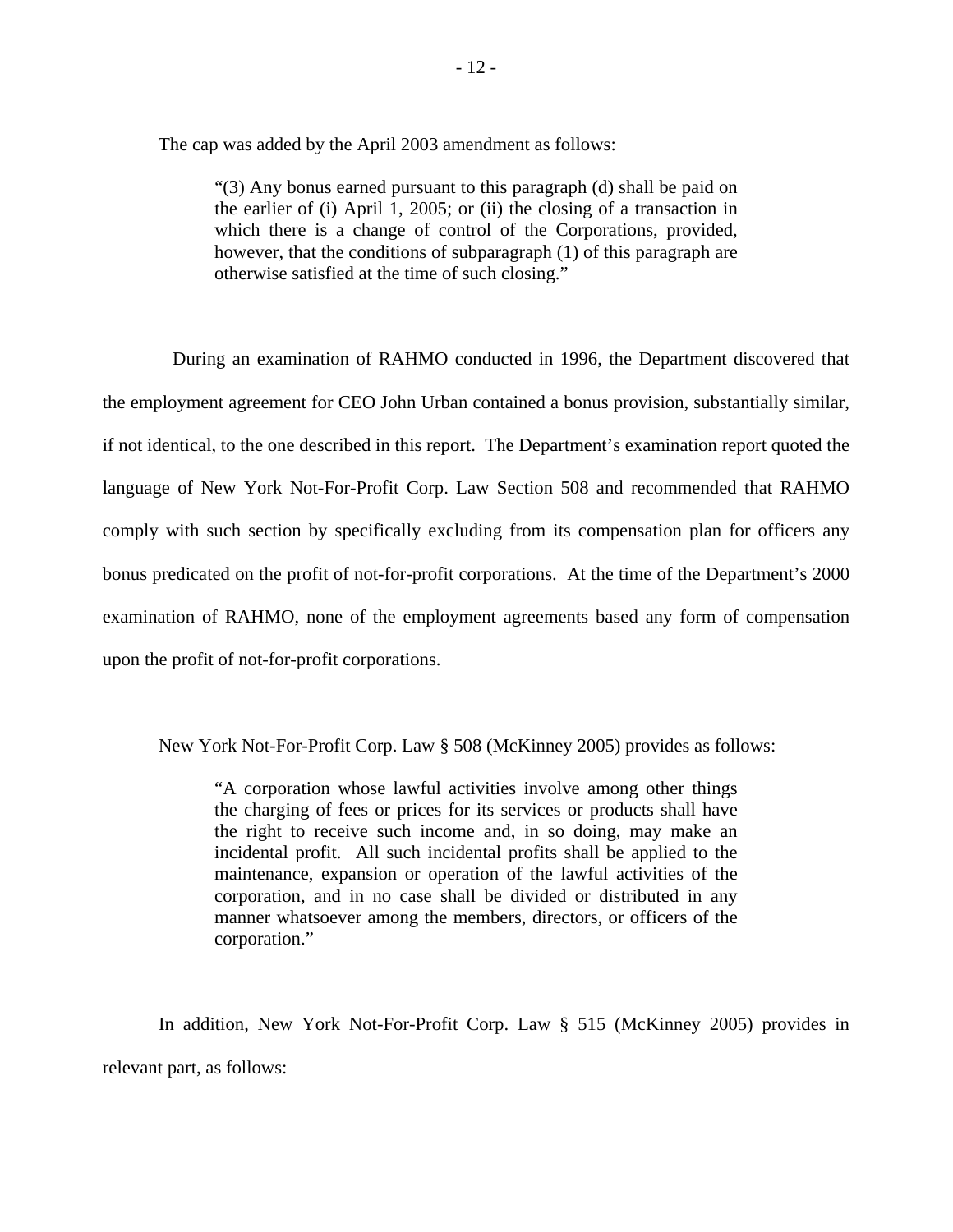The cap was added by the April 2003 amendment as follows:

> "(3) Any bonus earned pursuant to this paragraph (d) shall be paid on the earlier of (i) April 1, 2005; or (ii) the closing of a transaction in which there is a change of control of the Corporations, provided, however, that the conditions of subparagraph (1) of this paragraph are otherwise satisfied at the time of such closing."

During an examination of RAHMO conducted in 1996, the Department discovered that the employment agreement for CEO John Urban contained a bonus provision, substantially similar, if not identical, to the one described in this report. The Department's examination report quoted the language of New York Not-For-Profit Corp. Law Section 508 and recommended that RAHMO comply with such section by specifically excluding from its compensation plan for officers any bonus predicated on the profit of not-for-profit corporations. At the time of the Department's 2000 examination of RAHMO, none of the employment agreements based any form of compensation upon the profit of not-for-profit corporations.

New York Not-For-Profit Corp. Law § 508 (McKinney 2005) provides as follows:

> "A corporation whose lawful activities involve among other things the charging of fees or prices for its services or products shall have the right to receive such income and, in so doing, may make an incidental profit. All such incidental profits shall be applied to the maintenance, expansion or operation of the lawful activities of the corporation, and in no case shall be divided or distributed in any manner whatsoever among the members, directors, or officers of the corporation."

In addition, New York Not-For-Profit Corp. Law § 515 (McKinney 2005) provides in relevant part, as follows: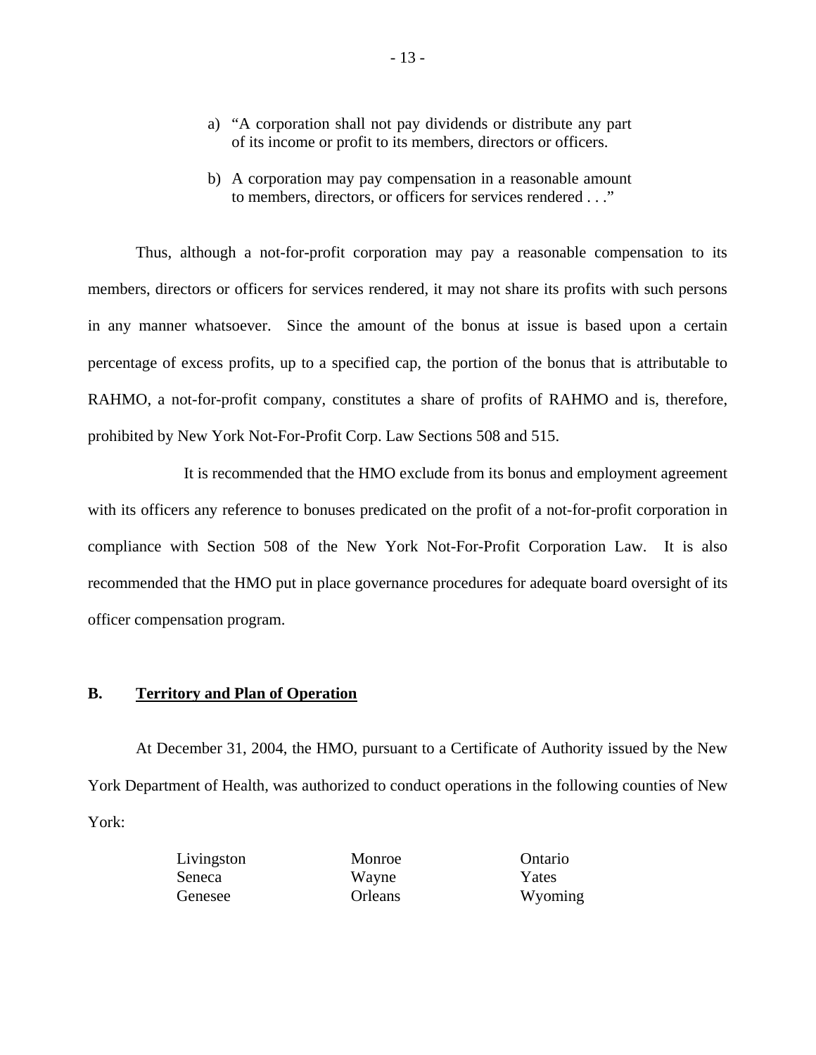a) "A corporation shall not pay dividends or distribute any part of its income or profit to its members, directors or officers.

b) A corporation may pay compensation in a reasonable amount to members, directors, or officers for services rendered . . ."

Thus, although a not-for-profit corporation may pay a reasonable compensation to its members, directors or officers for services rendered, it may not share its profits with such persons in any manner whatsoever. Since the amount of the bonus at issue is based upon a certain percentage of excess profits, up to a specified cap, the portion of the bonus that is attributable to RAHMO, a not-for-profit company, constitutes a share of profits of RAHMO and is, therefore, prohibited by New York Not-For-Profit Corp. Law Sections 508 and 515.

It is recommended that the HMO exclude from its bonus and employment agreement with its officers any reference to bonuses predicated on the profit of a not-for-profit corporation in compliance with Section 508 of the New York Not-For-Profit Corporation Law. It is also recommended that the HMO put in place governance procedures for adequate board oversight of its officer compensation program.

## B. Territory and Plan of Operation

At December 31, 2004, the HMO, pursuant to a Certificate of Authority issued by the New York Department of Health, was authorized to conduct operations in the following counties of New York:

| | | |
|---|---|---|
| Livingston | Monroe | Ontario |
| Seneca | Wayne | Yates |
| Genesee | Orleans | Wyoming |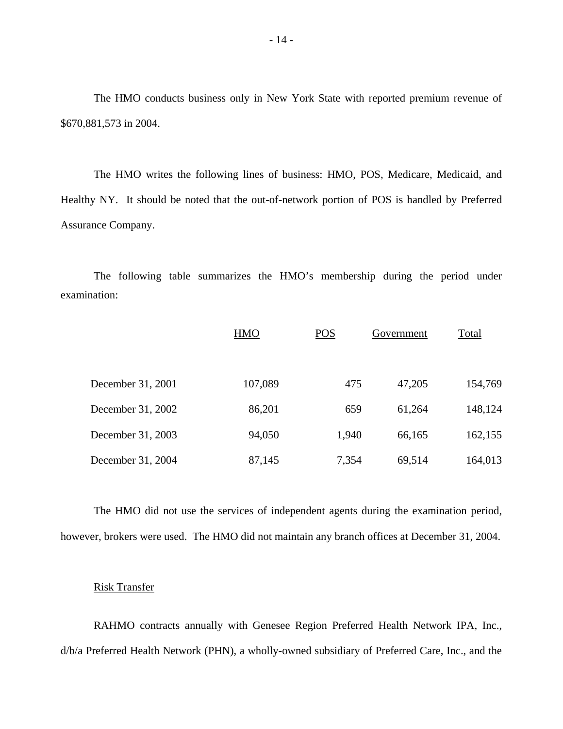The HMO conducts business only in New York State with reported premium revenue of $670,881,573 in 2004.

The HMO writes the following lines of business: HMO, POS, Medicare, Medicaid, and Healthy NY. It should be noted that the out-of-network portion of POS is handled by Preferred Assurance Company.

The following table summarizes the HMO's membership during the period under examination:

| | HMO | POS | Government | Total |
|---|---|---|---|---|
| December 31, 2001 | 107,089 | 475 | 47,205 | 154,769 |
| December 31, 2002 | 86,201 | 659 | 61,264 | 148,124 |
| December 31, 2003 | 94,050 | 1,940 | 66,165 | 162,155 |
| December 31, 2004 | 87,145 | 7,354 | 69,514 | 164,013 |

The HMO did not use the services of independent agents during the examination period, however, brokers were used. The HMO did not maintain any branch offices at December 31, 2004.

Risk Transfer

RAHMO contracts annually with Genesee Region Preferred Health Network IPA, Inc., d/b/a Preferred Health Network (PHN), a wholly-owned subsidiary of Preferred Care, Inc., and the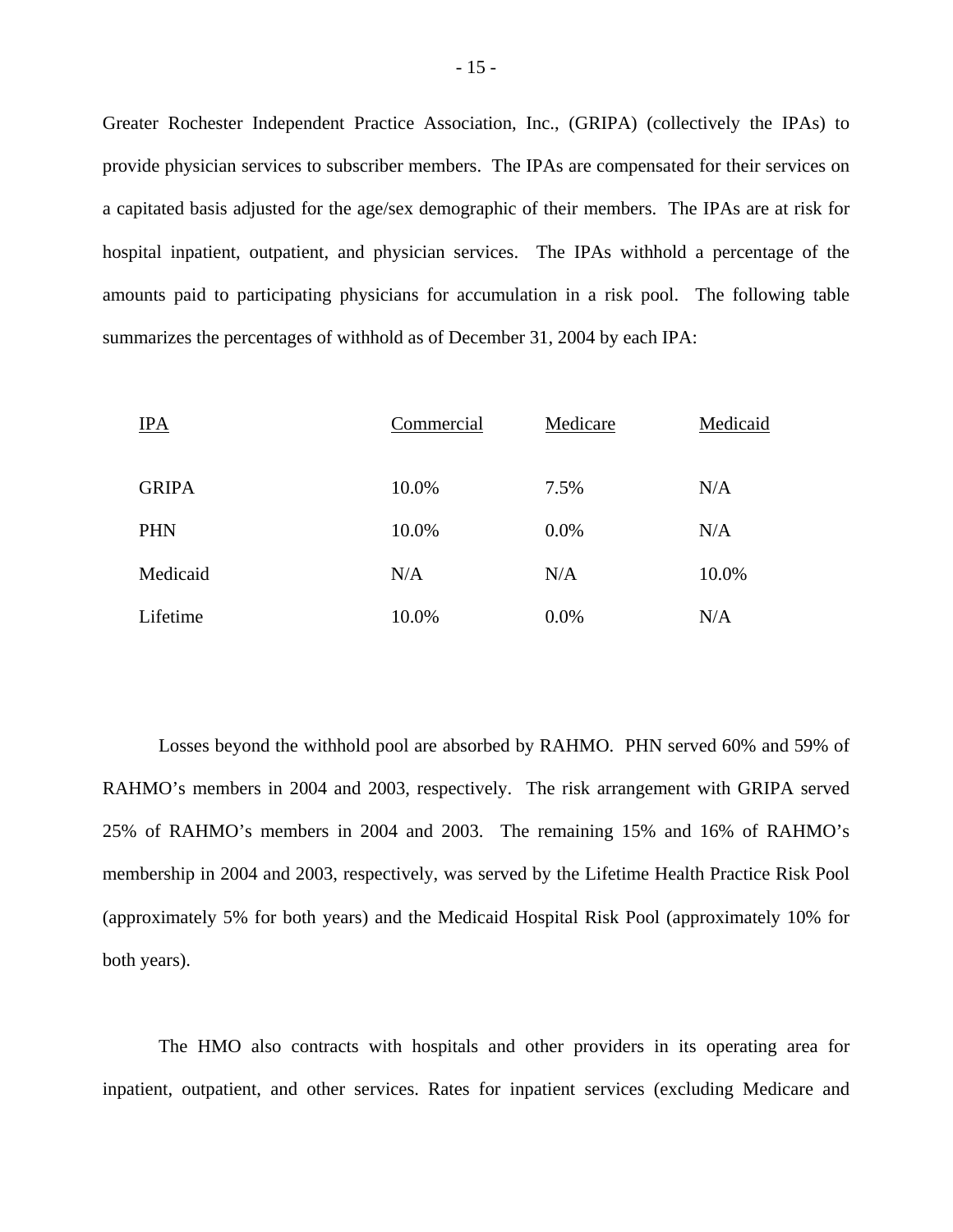Greater Rochester Independent Practice Association, Inc., (GRIPA) (collectively the IPAs) to provide physician services to subscriber members. The IPAs are compensated for their services on a capitated basis adjusted for the age/sex demographic of their members. The IPAs are at risk for hospital inpatient, outpatient, and physician services. The IPAs withhold a percentage of the amounts paid to participating physicians for accumulation in a risk pool. The following table summarizes the percentages of withhold as of December 31, 2004 by each IPA:

| IPA | Commercial | Medicare | Medicaid |
|---|---|---|---|
| GRIPA | 10.0% | 7.5% | N/A |
| PHN | 10.0% | 0.0% | N/A |
| Medicaid | N/A | N/A | 10.0% |
| Lifetime | 10.0% | 0.0% | N/A |

Losses beyond the withhold pool are absorbed by RAHMO. PHN served 60% and 59% of RAHMO's members in 2004 and 2003, respectively. The risk arrangement with GRIPA served 25% of RAHMO's members in 2004 and 2003. The remaining 15% and 16% of RAHMO's membership in 2004 and 2003, respectively, was served by the Lifetime Health Practice Risk Pool (approximately 5% for both years) and the Medicaid Hospital Risk Pool (approximately 10% for both years).

The HMO also contracts with hospitals and other providers in its operating area for inpatient, outpatient, and other services. Rates for inpatient services (excluding Medicare and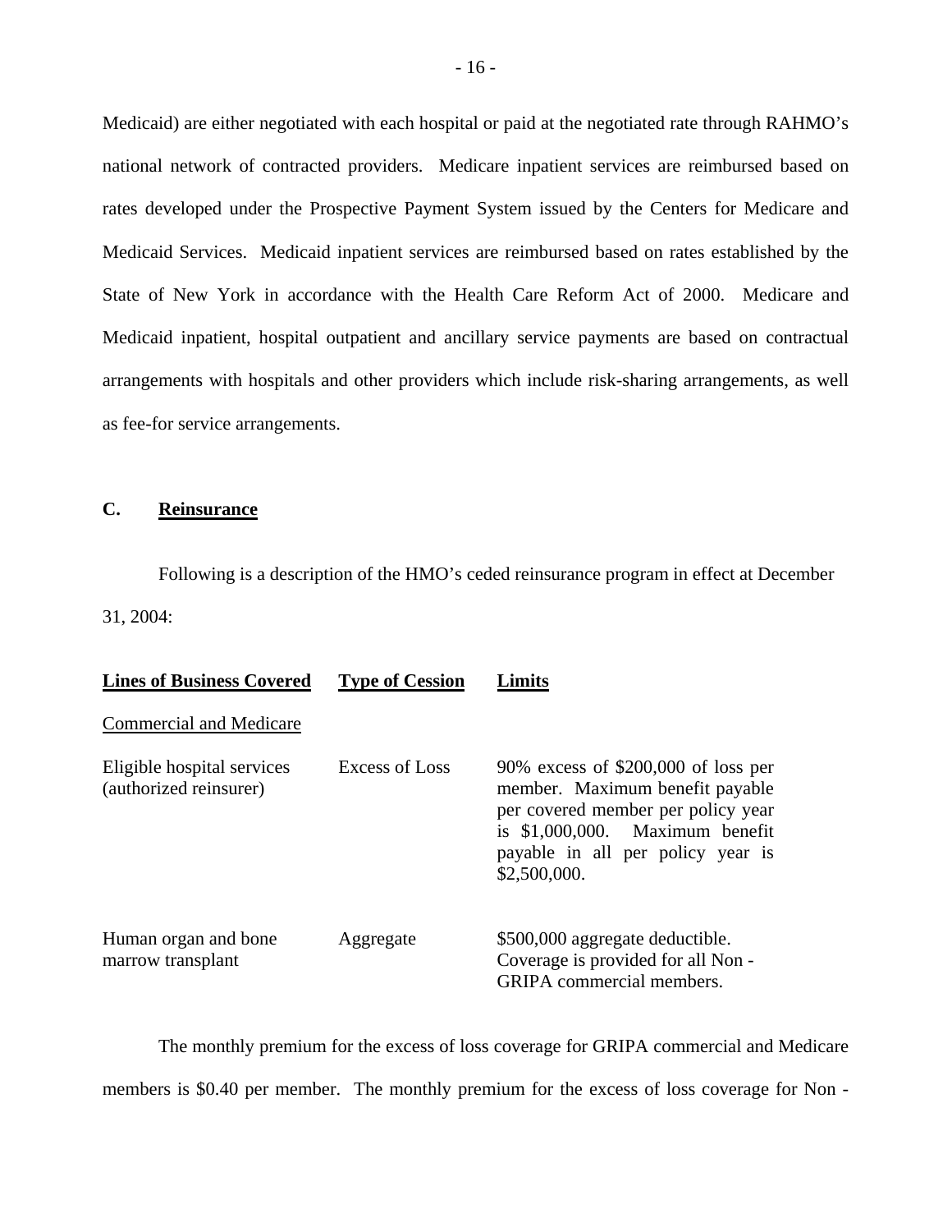Medicaid) are either negotiated with each hospital or paid at the negotiated rate through RAHMO's national network of contracted providers. Medicare inpatient services are reimbursed based on rates developed under the Prospective Payment System issued by the Centers for Medicare and Medicaid Services. Medicaid inpatient services are reimbursed based on rates established by the State of New York in accordance with the Health Care Reform Act of 2000. Medicare and Medicaid inpatient, hospital outpatient and ancillary service payments are based on contractual arrangements with hospitals and other providers which include risk-sharing arrangements, as well as fee-for service arrangements.

## C. Reinsurance

Following is a description of the HMO's ceded reinsurance program in effect at December 31, 2004:

| Lines of Business Covered | Type of Cession | Limits |
|---|---|---|
| Commercial and Medicare | | |
| Eligible hospital services (authorized reinsurer) | Excess of Loss | 90% excess of \$200,000 of loss per member. Maximum benefit payable per covered member per policy year is \$1,000,000. Maximum benefit payable in all per policy year is \$2,500,000. |
| Human organ and bone marrow transplant | Aggregate | \$500,000 aggregate deductible. Coverage is provided for all Non - GRIPA commercial members. |

The monthly premium for the excess of loss coverage for GRIPA commercial and Medicare members is \$0.40 per member. The monthly premium for the excess of loss coverage for Non -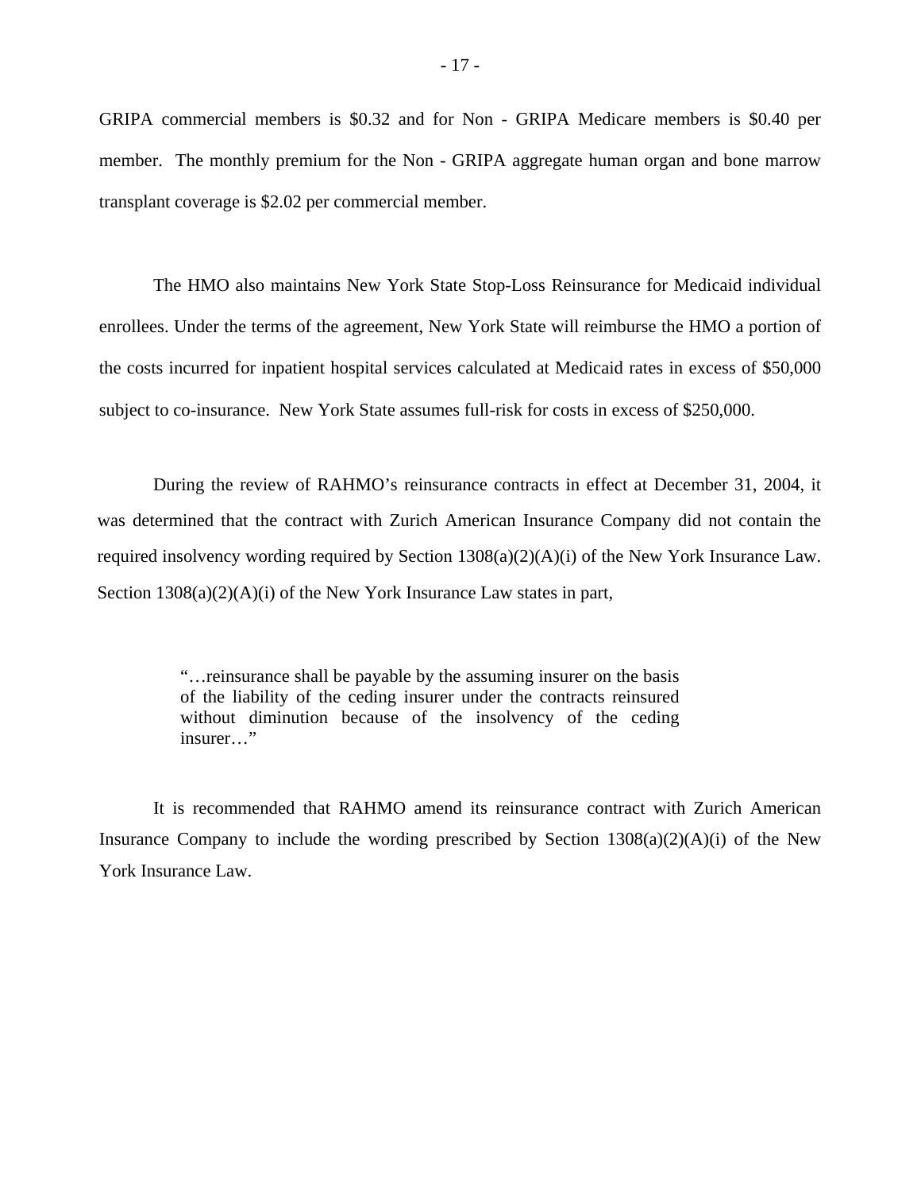GRIPA commercial members is $0.32 and for Non - GRIPA Medicare members is $0.40 per member. The monthly premium for the Non - GRIPA aggregate human organ and bone marrow transplant coverage is $2.02 per commercial member.

The HMO also maintains New York State Stop-Loss Reinsurance for Medicaid individual enrollees. Under the terms of the agreement, New York State will reimburse the HMO a portion of the costs incurred for inpatient hospital services calculated at Medicaid rates in excess of $50,000 subject to co-insurance. New York State assumes full-risk for costs in excess of $250,000.

During the review of RAHMO's reinsurance contracts in effect at December 31, 2004, it was determined that the contract with Zurich American Insurance Company did not contain the required insolvency wording required by Section 1308(a)(2)(A)(i) of the New York Insurance Law. Section 1308(a)(2)(A)(i) of the New York Insurance Law states in part,

> "…reinsurance shall be payable by the assuming insurer on the basis of the liability of the ceding insurer under the contracts reinsured without diminution because of the insolvency of the ceding insurer…"

It is recommended that RAHMO amend its reinsurance contract with Zurich American Insurance Company to include the wording prescribed by Section 1308(a)(2)(A)(i) of the New York Insurance Law.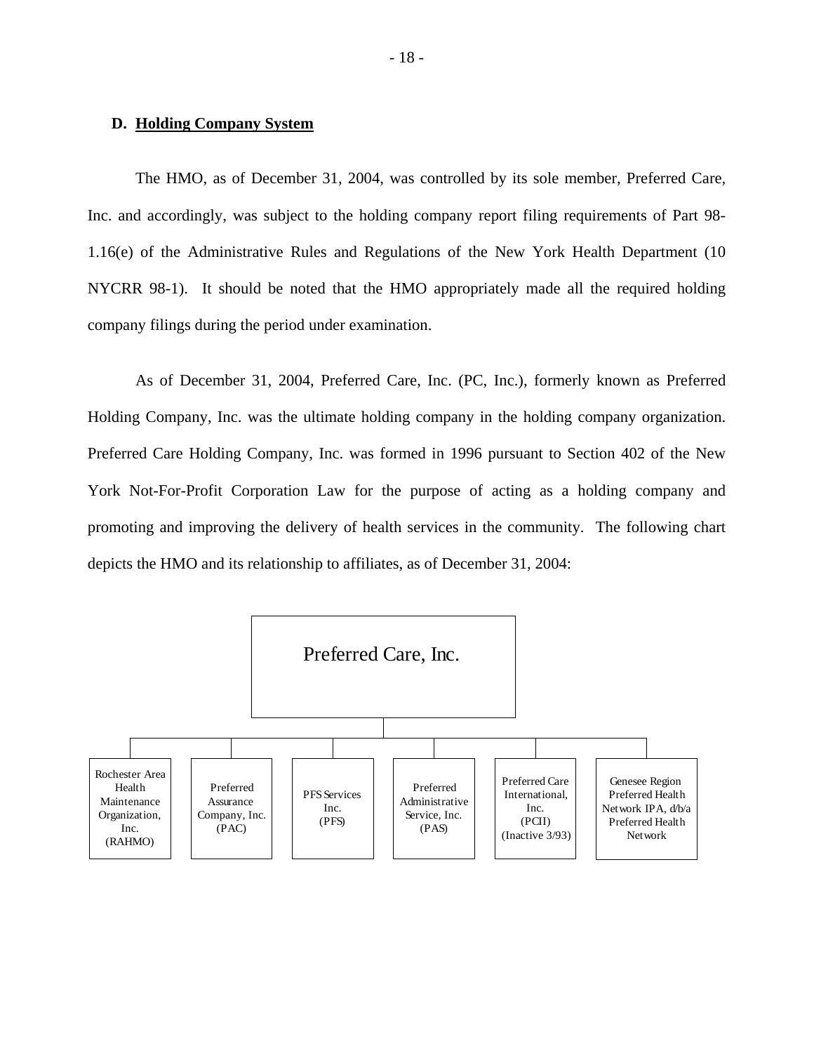### D. Holding Company System

The HMO, as of December 31, 2004, was controlled by its sole member, Preferred Care, Inc. and accordingly, was subject to the holding company report filing requirements of Part 98-1.16(e) of the Administrative Rules and Regulations of the New York Health Department (10 NYCRR 98-1). It should be noted that the HMO appropriately made all the required holding company filings during the period under examination.

As of December 31, 2004, Preferred Care, Inc. (PC, Inc.), formerly known as Preferred Holding Company, Inc. was the ultimate holding company in the holding company organization. Preferred Care Holding Company, Inc. was formed in 1996 pursuant to Section 402 of the New York Not-For-Profit Corporation Law for the purpose of acting as a holding company and promoting and improving the delivery of health services in the community. The following chart depicts the HMO and its relationship to affiliates, as of December 31, 2004:

**Preferred Care, Inc.**

- Rochester Area Health Maintenance Organization, Inc. (RAHMO)
- Preferred Assurance Company, Inc. (PAC)
- PFS Services Inc. (PFS)
- Preferred Administrative Service, Inc. (PAS)
- Preferred Care International, Inc. (PCII) (Inactive 3/93)
- Genesee Region Preferred Health Network IPA, d/b/a Preferred Health Network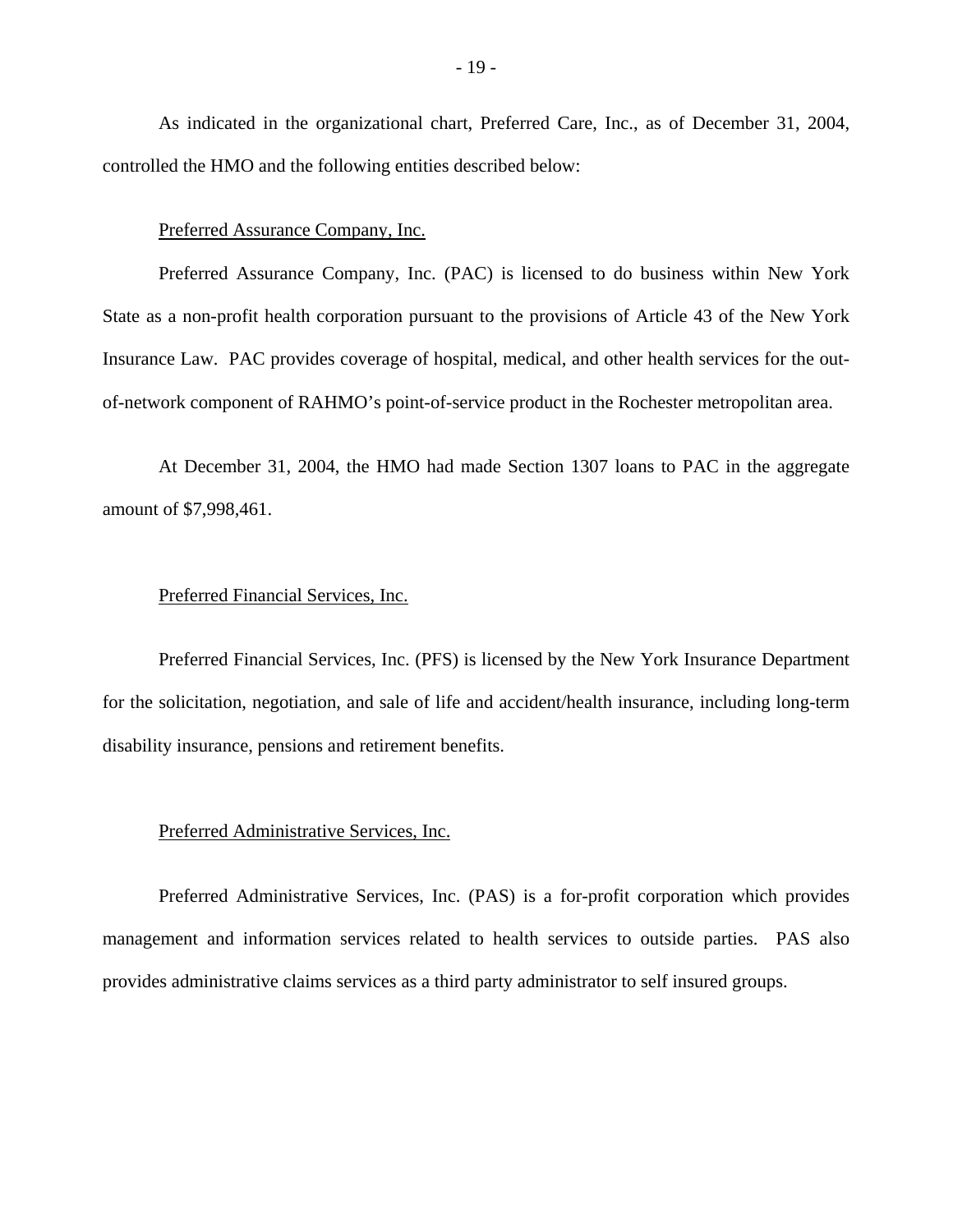As indicated in the organizational chart, Preferred Care, Inc., as of December 31, 2004, controlled the HMO and the following entities described below:

Preferred Assurance Company, Inc.

Preferred Assurance Company, Inc. (PAC) is licensed to do business within New York State as a non-profit health corporation pursuant to the provisions of Article 43 of the New York Insurance Law. PAC provides coverage of hospital, medical, and other health services for the out-of-network component of RAHMO's point-of-service product in the Rochester metropolitan area.

At December 31, 2004, the HMO had made Section 1307 loans to PAC in the aggregate amount of $7,998,461.

Preferred Financial Services, Inc.

Preferred Financial Services, Inc. (PFS) is licensed by the New York Insurance Department for the solicitation, negotiation, and sale of life and accident/health insurance, including long-term disability insurance, pensions and retirement benefits.

Preferred Administrative Services, Inc.

Preferred Administrative Services, Inc. (PAS) is a for-profit corporation which provides management and information services related to health services to outside parties. PAS also provides administrative claims services as a third party administrator to self insured groups.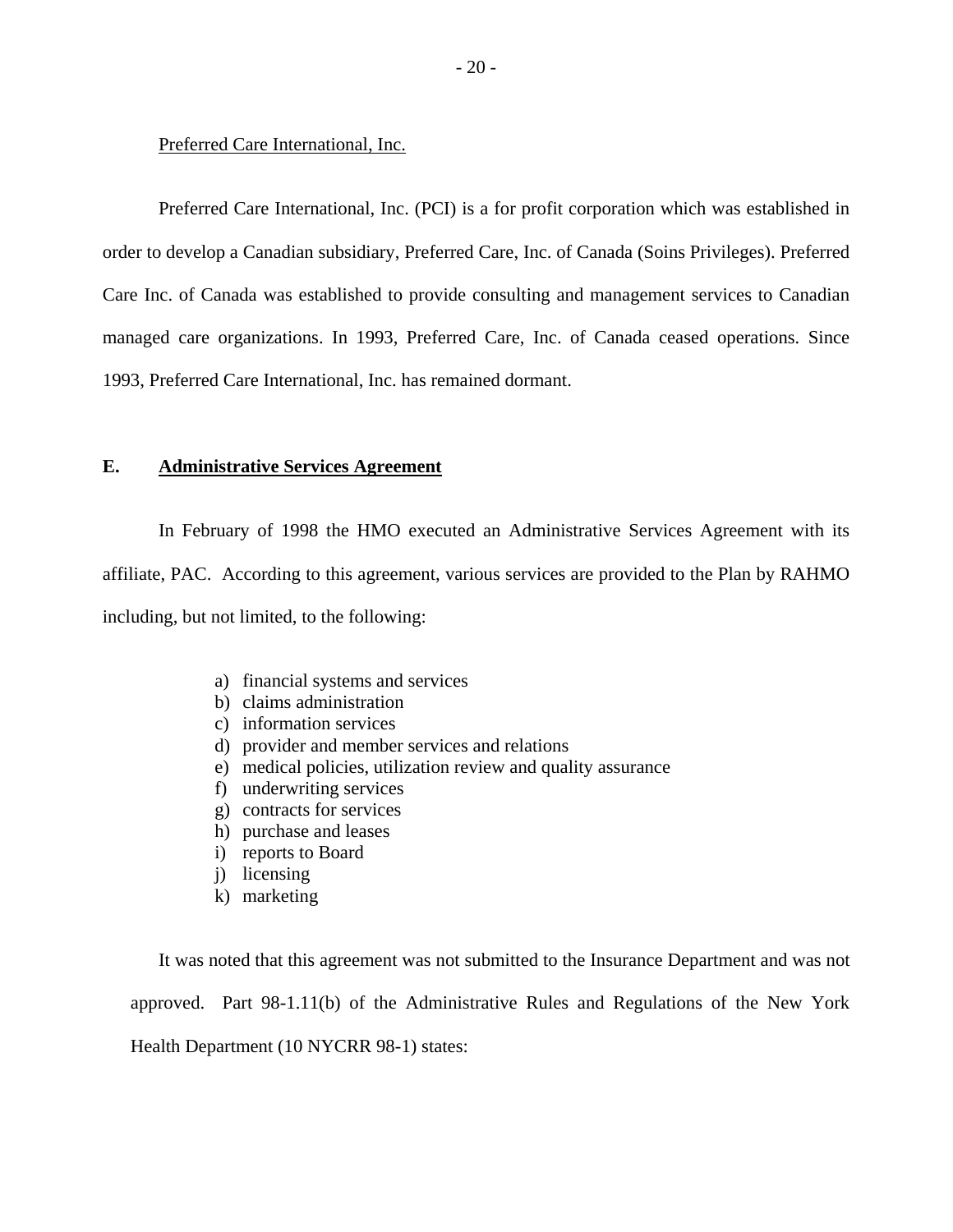Preferred Care International, Inc.

Preferred Care International, Inc. (PCI) is a for profit corporation which was established in order to develop a Canadian subsidiary, Preferred Care, Inc. of Canada (Soins Privileges). Preferred Care Inc. of Canada was established to provide consulting and management services to Canadian managed care organizations. In 1993, Preferred Care, Inc. of Canada ceased operations. Since 1993, Preferred Care International, Inc. has remained dormant.

## E. **Administrative Services Agreement**

In February of 1998 the HMO executed an Administrative Services Agreement with its affiliate, PAC. According to this agreement, various services are provided to the Plan by RAHMO including, but not limited, to the following:

a) financial systems and services
b) claims administration
c) information services
d) provider and member services and relations
e) medical policies, utilization review and quality assurance
f) underwriting services
g) contracts for services
h) purchase and leases
i) reports to Board
j) licensing
k) marketing

It was noted that this agreement was not submitted to the Insurance Department and was not approved. Part 98-1.11(b) of the Administrative Rules and Regulations of the New York Health Department (10 NYCRR 98-1) states: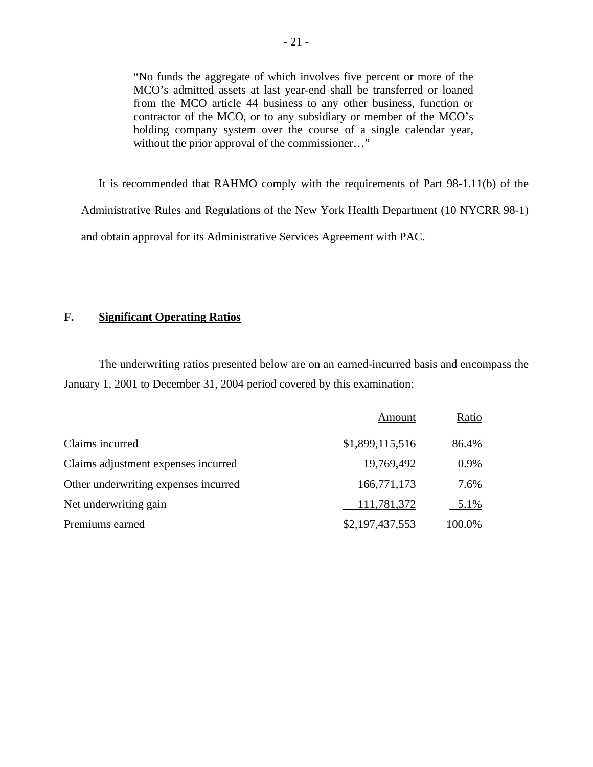> "No funds the aggregate of which involves five percent or more of the MCO's admitted assets at last year-end shall be transferred or loaned from the MCO article 44 business to any other business, function or contractor of the MCO, or to any subsidiary or member of the MCO's holding company system over the course of a single calendar year, without the prior approval of the commissioner…"

It is recommended that RAHMO comply with the requirements of Part 98-1.11(b) of the Administrative Rules and Regulations of the New York Health Department (10 NYCRR 98-1) and obtain approval for its Administrative Services Agreement with PAC.

## F. Significant Operating Ratios

The underwriting ratios presented below are on an earned-incurred basis and encompass the January 1, 2001 to December 31, 2004 period covered by this examination:

| | Amount | Ratio |
|---|---|---|
| Claims incurred | $1,899,115,516 | 86.4% |
| Claims adjustment expenses incurred | 19,769,492 | 0.9% |
| Other underwriting expenses incurred | 166,771,173 | 7.6% |
| Net underwriting gain | 111,781,372 | 5.1% |
| Premiums earned | $2,197,437,553 | 100.0% |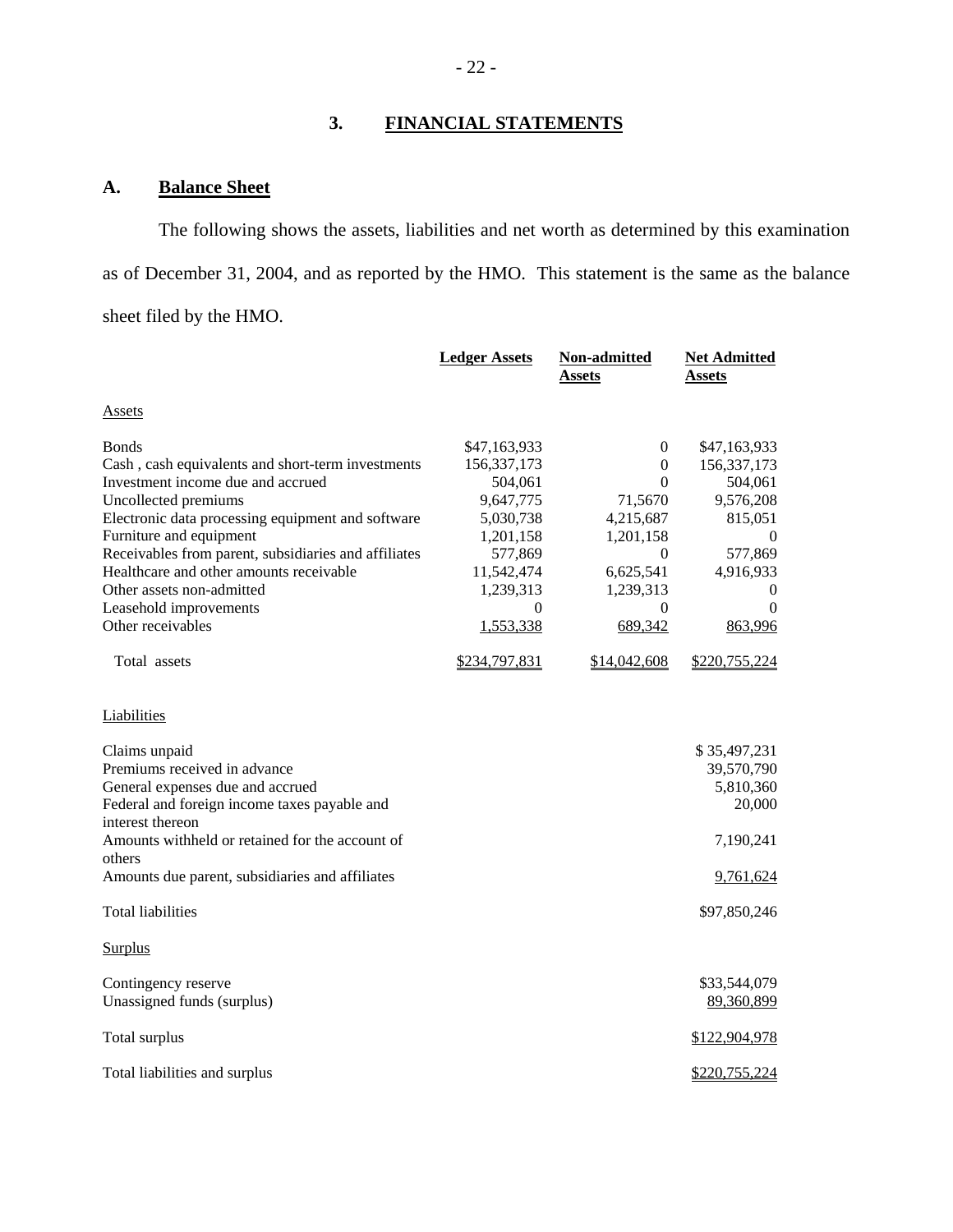## 3. FINANCIAL STATEMENTS

### A. Balance Sheet

The following shows the assets, liabilities and net worth as determined by this examination as of December 31, 2004, and as reported by the HMO. This statement is the same as the balance sheet filed by the HMO.

| | Ledger Assets | Non-admitted Assets | Net Admitted Assets |
|---|---|---|---|
| Assets | | | |
| Bonds | $47,163,933 | 0 | $47,163,933 |
| Cash , cash equivalents and short-term investments | 156,337,173 | 0 | 156,337,173 |
| Investment income due and accrued | 504,061 | 0 | 504,061 |
| Uncollected premiums | 9,647,775 | 71,5670 | 9,576,208 |
| Electronic data processing equipment and software | 5,030,738 | 4,215,687 | 815,051 |
| Furniture and equipment | 1,201,158 | 1,201,158 | 0 |
| Receivables from parent, subsidiaries and affiliates | 577,869 | 0 | 577,869 |
| Healthcare and other amounts receivable | 11,542,474 | 6,625,541 | 4,916,933 |
| Other assets non-admitted | 1,239,313 | 1,239,313 | 0 |
| Leasehold improvements | 0 | 0 | 0 |
| Other receivables | 1,553,338 | 689,342 | 863,996 |
| Total assets | $234,797,831 | $14,042,608 | $220,755,224 |
| Liabilities | | | |
| Claims unpaid | | | $ 35,497,231 |
| Premiums received in advance | | | 39,570,790 |
| General expenses due and accrued | | | 5,810,360 |
| Federal and foreign income taxes payable and interest thereon | | | 20,000 |
| Amounts withheld or retained for the account of others | | | 7,190,241 |
| Amounts due parent, subsidiaries and affiliates | | | 9,761,624 |
| Total liabilities | | | $97,850,246 |
| Surplus | | | |
| Contingency reserve | | | $33,544,079 |
| Unassigned funds (surplus) | | | 89,360,899 |
| Total surplus | | | $122,904,978 |
| Total liabilities and surplus | | | $220,755,224 |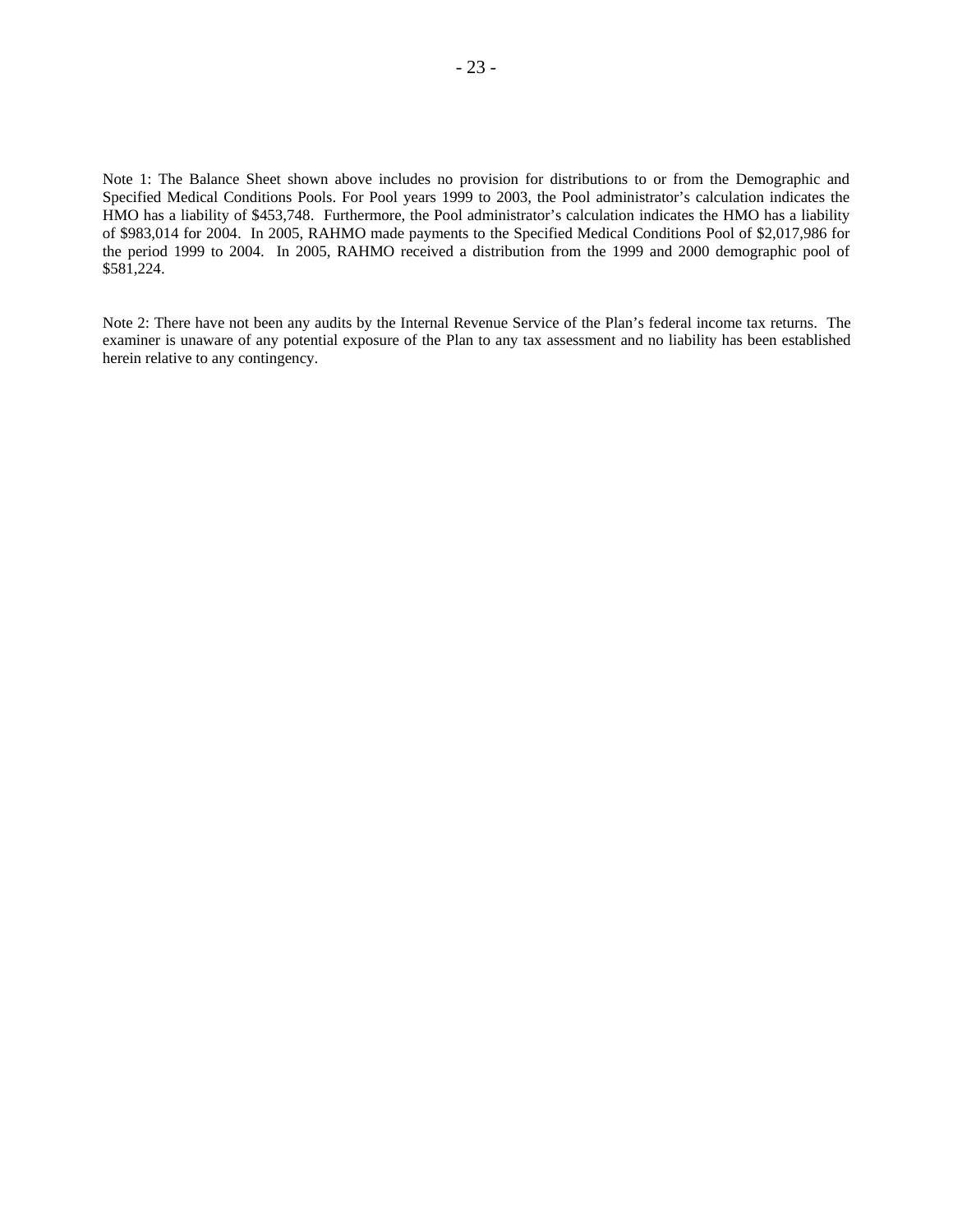Note 1: The Balance Sheet shown above includes no provision for distributions to or from the Demographic and Specified Medical Conditions Pools. For Pool years 1999 to 2003, the Pool administrator's calculation indicates the HMO has a liability of $453,748. Furthermore, the Pool administrator's calculation indicates the HMO has a liability of $983,014 for 2004. In 2005, RAHMO made payments to the Specified Medical Conditions Pool of $2,017,986 for the period 1999 to 2004. In 2005, RAHMO received a distribution from the 1999 and 2000 demographic pool of $581,224.

Note 2: There have not been any audits by the Internal Revenue Service of the Plan's federal income tax returns. The examiner is unaware of any potential exposure of the Plan to any tax assessment and no liability has been established herein relative to any contingency.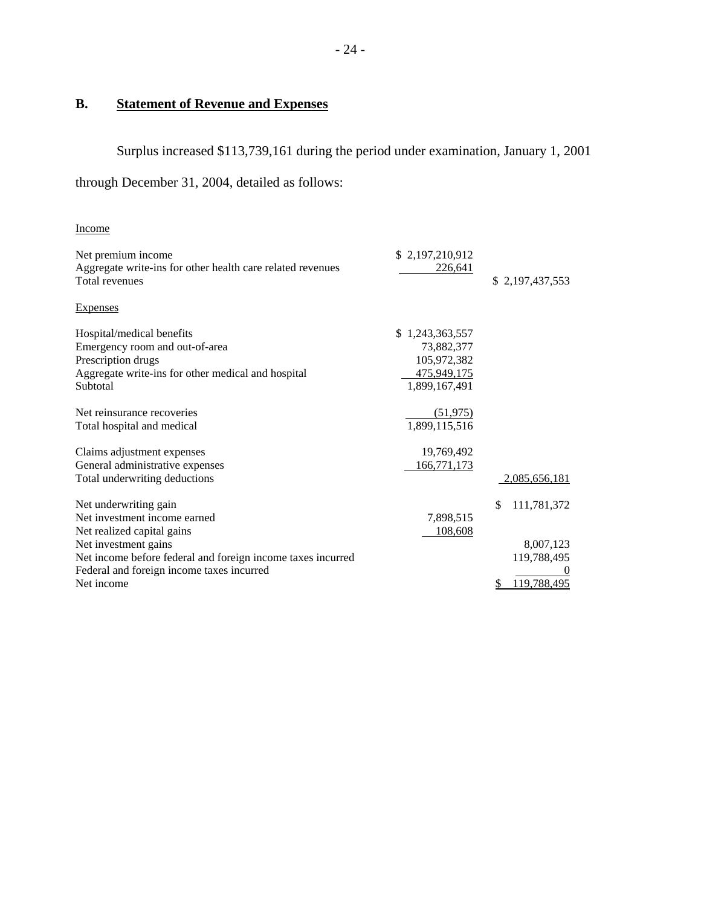## B. Statement of Revenue and Expenses

Surplus increased $113,739,161 during the period under examination, January 1, 2001 through December 31, 2004, detailed as follows:

| | | |
|---|---|---|
| Income | | |
| Net premium income | $ 2,197,210,912 | |
| Aggregate write-ins for other health care related revenues | 226,641 | |
| Total revenues | | $ 2,197,437,553 |
| Expenses | | |
| Hospital/medical benefits | $ 1,243,363,557 | |
| Emergency room and out-of-area | 73,882,377 | |
| Prescription drugs | 105,972,382 | |
| Aggregate write-ins for other medical and hospital | 475,949,175 | |
| Subtotal | 1,899,167,491 | |
| Net reinsurance recoveries | (51,975) | |
| Total hospital and medical | 1,899,115,516 | |
| Claims adjustment expenses | 19,769,492 | |
| General administrative expenses | 166,771,173 | |
| Total underwriting deductions | | 2,085,656,181 |
| Net underwriting gain | | $ 111,781,372 |
| Net investment income earned | 7,898,515 | |
| Net realized capital gains | 108,608 | |
| Net investment gains | | 8,007,123 |
| Net income before federal and foreign income taxes incurred | | 119,788,495 |
| Federal and foreign income taxes incurred | | 0 |
| Net income | | $ 119,788,495 |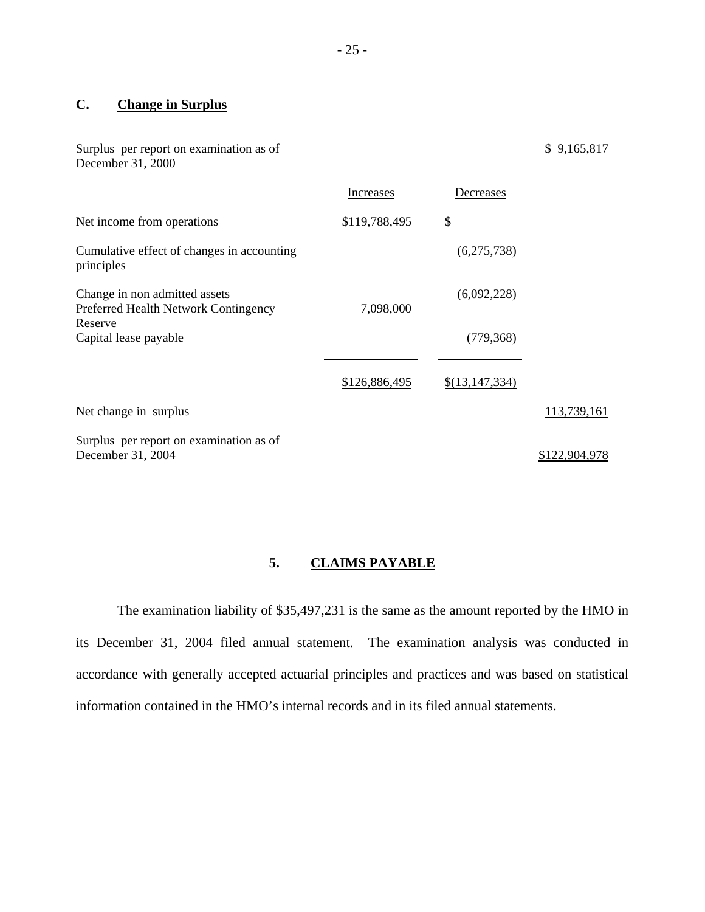### C. Change in Surplus

| | Increases | Decreases | |
|---|---|---|---|
| Surplus per report on examination as of December 31, 2000 | | | $ 9,165,817 |
| Net income from operations | $119,788,495 | $ | |
| Cumulative effect of changes in accounting principles | | (6,275,738) | |
| Change in non admitted assets | | (6,092,228) | |
| Preferred Health Network Contingency Reserve | 7,098,000 | | |
| Capital lease payable | | (779,368) | |
| | $126,886,495 | $(13,147,334) | |
| Net change in surplus | | | 113,739,161 |
| Surplus per report on examination as of December 31, 2004 | | | $122,904,978 |

## 5. CLAIMS PAYABLE

The examination liability of $35,497,231 is the same as the amount reported by the HMO in its December 31, 2004 filed annual statement. The examination analysis was conducted in accordance with generally accepted actuarial principles and practices and was based on statistical information contained in the HMO's internal records and in its filed annual statements.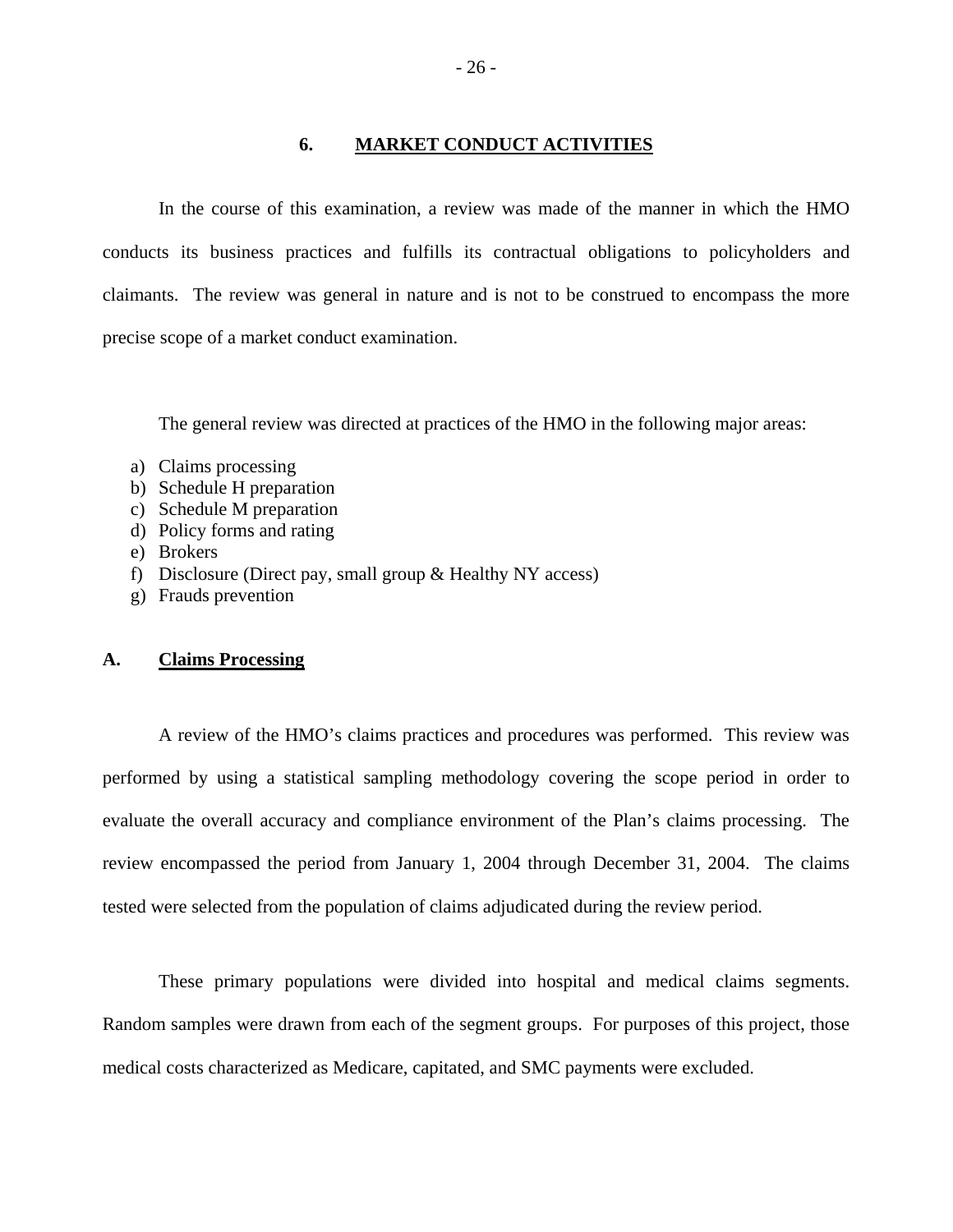## 6. MARKET CONDUCT ACTIVITIES

In the course of this examination, a review was made of the manner in which the HMO conducts its business practices and fulfills its contractual obligations to policyholders and claimants. The review was general in nature and is not to be construed to encompass the more precise scope of a market conduct examination.

The general review was directed at practices of the HMO in the following major areas:

a) Claims processing
b) Schedule H preparation
c) Schedule M preparation
d) Policy forms and rating
e) Brokers
f) Disclosure (Direct pay, small group & Healthy NY access)
g) Frauds prevention

### A. Claims Processing

A review of the HMO's claims practices and procedures was performed. This review was performed by using a statistical sampling methodology covering the scope period in order to evaluate the overall accuracy and compliance environment of the Plan's claims processing. The review encompassed the period from January 1, 2004 through December 31, 2004. The claims tested were selected from the population of claims adjudicated during the review period.

These primary populations were divided into hospital and medical claims segments. Random samples were drawn from each of the segment groups. For purposes of this project, those medical costs characterized as Medicare, capitated, and SMC payments were excluded.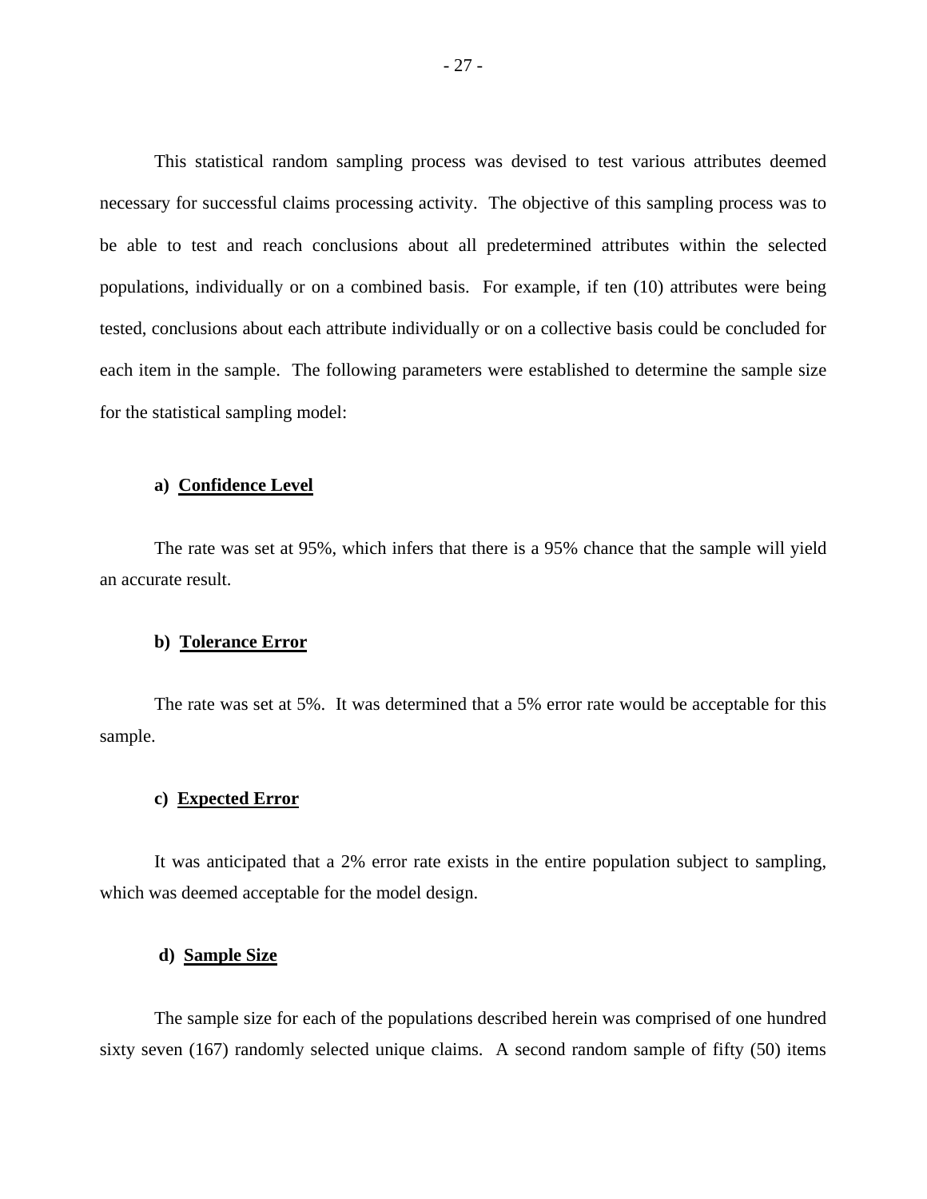This statistical random sampling process was devised to test various attributes deemed necessary for successful claims processing activity. The objective of this sampling process was to be able to test and reach conclusions about all predetermined attributes within the selected populations, individually or on a combined basis. For example, if ten (10) attributes were being tested, conclusions about each attribute individually or on a collective basis could be concluded for each item in the sample. The following parameters were established to determine the sample size for the statistical sampling model:

**a) <u>Confidence Level</u>**

The rate was set at 95%, which infers that there is a 95% chance that the sample will yield an accurate result.

**b) <u>Tolerance Error</u>**

The rate was set at 5%. It was determined that a 5% error rate would be acceptable for this sample.

**c) <u>Expected Error</u>**

It was anticipated that a 2% error rate exists in the entire population subject to sampling, which was deemed acceptable for the model design.

**d) <u>Sample Size</u>**

The sample size for each of the populations described herein was comprised of one hundred sixty seven (167) randomly selected unique claims. A second random sample of fifty (50) items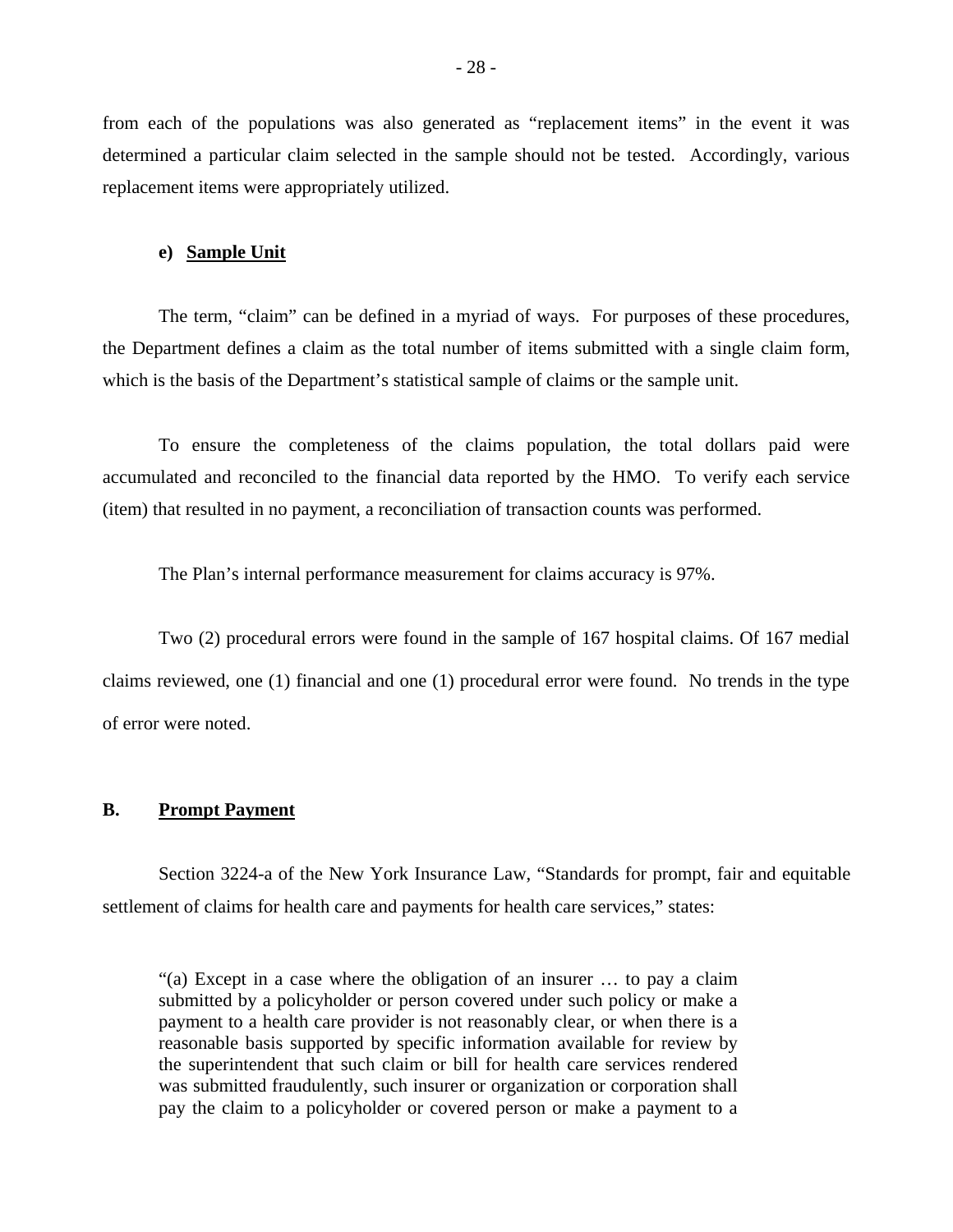from each of the populations was also generated as "replacement items" in the event it was determined a particular claim selected in the sample should not be tested. Accordingly, various replacement items were appropriately utilized.

**e) Sample Unit**

The term, "claim" can be defined in a myriad of ways. For purposes of these procedures, the Department defines a claim as the total number of items submitted with a single claim form, which is the basis of the Department's statistical sample of claims or the sample unit.

To ensure the completeness of the claims population, the total dollars paid were accumulated and reconciled to the financial data reported by the HMO. To verify each service (item) that resulted in no payment, a reconciliation of transaction counts was performed.

The Plan's internal performance measurement for claims accuracy is 97%.

Two (2) procedural errors were found in the sample of 167 hospital claims. Of 167 medial claims reviewed, one (1) financial and one (1) procedural error were found. No trends in the type of error were noted.

## B. Prompt Payment

Section 3224-a of the New York Insurance Law, "Standards for prompt, fair and equitable settlement of claims for health care and payments for health care services," states:

> "(a) Except in a case where the obligation of an insurer … to pay a claim submitted by a policyholder or person covered under such policy or make a payment to a health care provider is not reasonably clear, or when there is a reasonable basis supported by specific information available for review by the superintendent that such claim or bill for health care services rendered was submitted fraudulently, such insurer or organization or corporation shall pay the claim to a policyholder or covered person or make a payment to a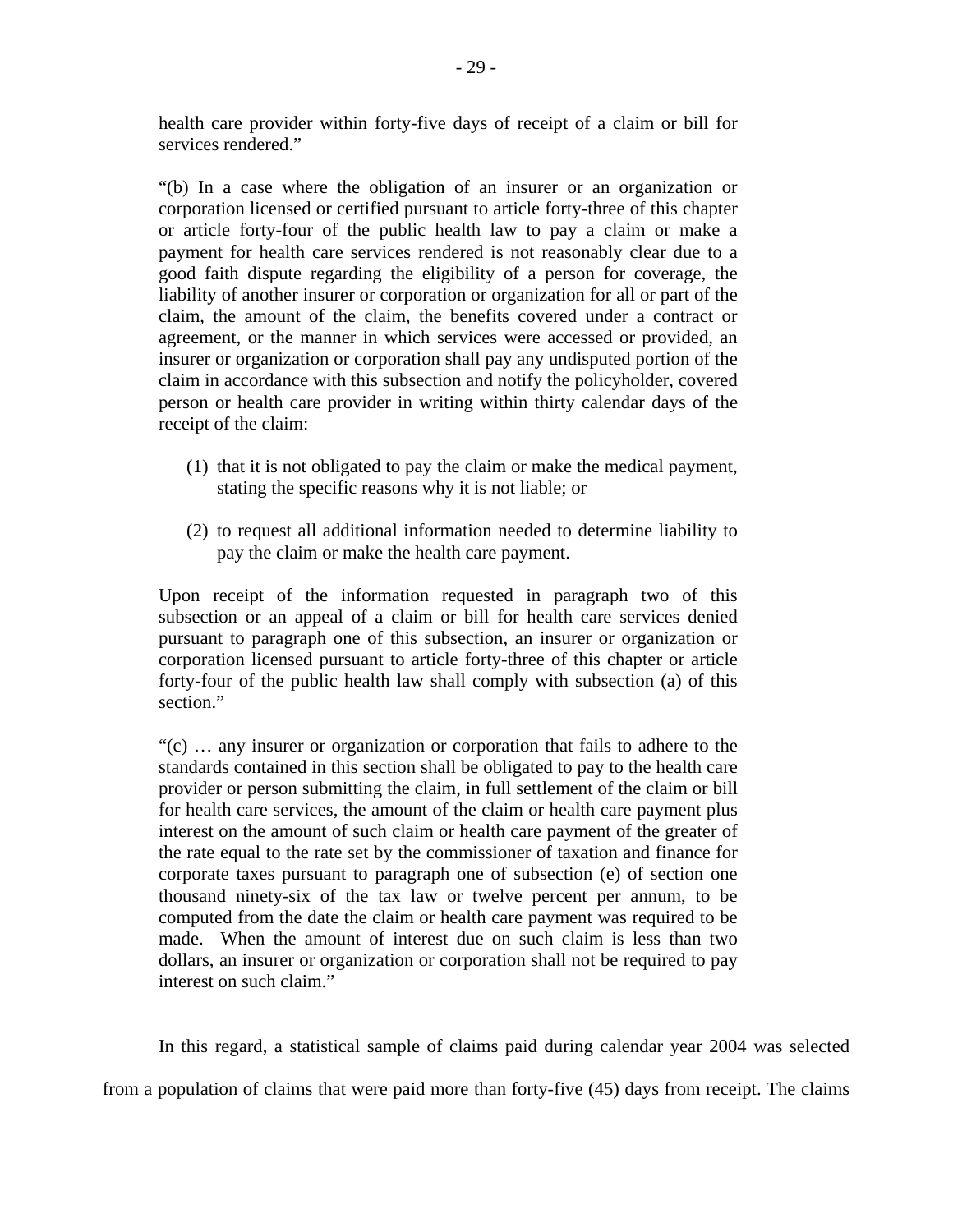health care provider within forty-five days of receipt of a claim or bill for services rendered."

"(b) In a case where the obligation of an insurer or an organization or corporation licensed or certified pursuant to article forty-three of this chapter or article forty-four of the public health law to pay a claim or make a payment for health care services rendered is not reasonably clear due to a good faith dispute regarding the eligibility of a person for coverage, the liability of another insurer or corporation or organization for all or part of the claim, the amount of the claim, the benefits covered under a contract or agreement, or the manner in which services were accessed or provided, an insurer or organization or corporation shall pay any undisputed portion of the claim in accordance with this subsection and notify the policyholder, covered person or health care provider in writing within thirty calendar days of the receipt of the claim:

(1) that it is not obligated to pay the claim or make the medical payment, stating the specific reasons why it is not liable; or

(2) to request all additional information needed to determine liability to pay the claim or make the health care payment.

Upon receipt of the information requested in paragraph two of this subsection or an appeal of a claim or bill for health care services denied pursuant to paragraph one of this subsection, an insurer or organization or corporation licensed pursuant to article forty-three of this chapter or article forty-four of the public health law shall comply with subsection (a) of this section."

"(c) … any insurer or organization or corporation that fails to adhere to the standards contained in this section shall be obligated to pay to the health care provider or person submitting the claim, in full settlement of the claim or bill for health care services, the amount of the claim or health care payment plus interest on the amount of such claim or health care payment of the greater of the rate equal to the rate set by the commissioner of taxation and finance for corporate taxes pursuant to paragraph one of subsection (e) of section one thousand ninety-six of the tax law or twelve percent per annum, to be computed from the date the claim or health care payment was required to be made. When the amount of interest due on such claim is less than two dollars, an insurer or organization or corporation shall not be required to pay interest on such claim."

In this regard, a statistical sample of claims paid during calendar year 2004 was selected from a population of claims that were paid more than forty-five (45) days from receipt. The claims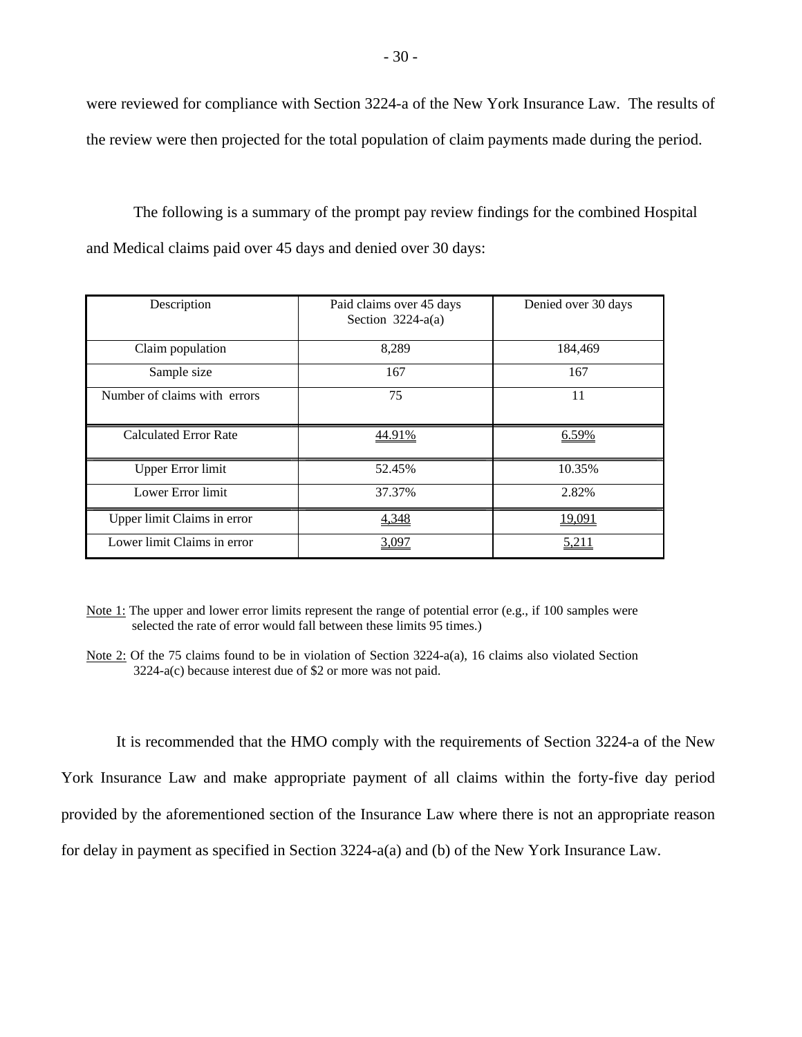were reviewed for compliance with Section 3224-a of the New York Insurance Law. The results of the review were then projected for the total population of claim payments made during the period.

The following is a summary of the prompt pay review findings for the combined Hospital and Medical claims paid over 45 days and denied over 30 days:

| Description | Paid claims over 45 days Section 3224-a(a) | Denied over 30 days |
|---|---|---|
| Claim population | 8,289 | 184,469 |
| Sample size | 167 | 167 |
| Number of claims with errors | 75 | 11 |
| Calculated Error Rate | 44.91% | 6.59% |
| Upper Error limit | 52.45% | 10.35% |
| Lower Error limit | 37.37% | 2.82% |
| Upper limit Claims in error | 4,348 | 19,091 |
| Lower limit Claims in error | 3,097 | 5,211 |

Note 1: The upper and lower error limits represent the range of potential error (e.g., if 100 samples were selected the rate of error would fall between these limits 95 times.)

Note 2: Of the 75 claims found to be in violation of Section 3224-a(a), 16 claims also violated Section 3224-a(c) because interest due of $2 or more was not paid.

It is recommended that the HMO comply with the requirements of Section 3224-a of the New York Insurance Law and make appropriate payment of all claims within the forty-five day period provided by the aforementioned section of the Insurance Law where there is not an appropriate reason for delay in payment as specified in Section 3224-a(a) and (b) of the New York Insurance Law.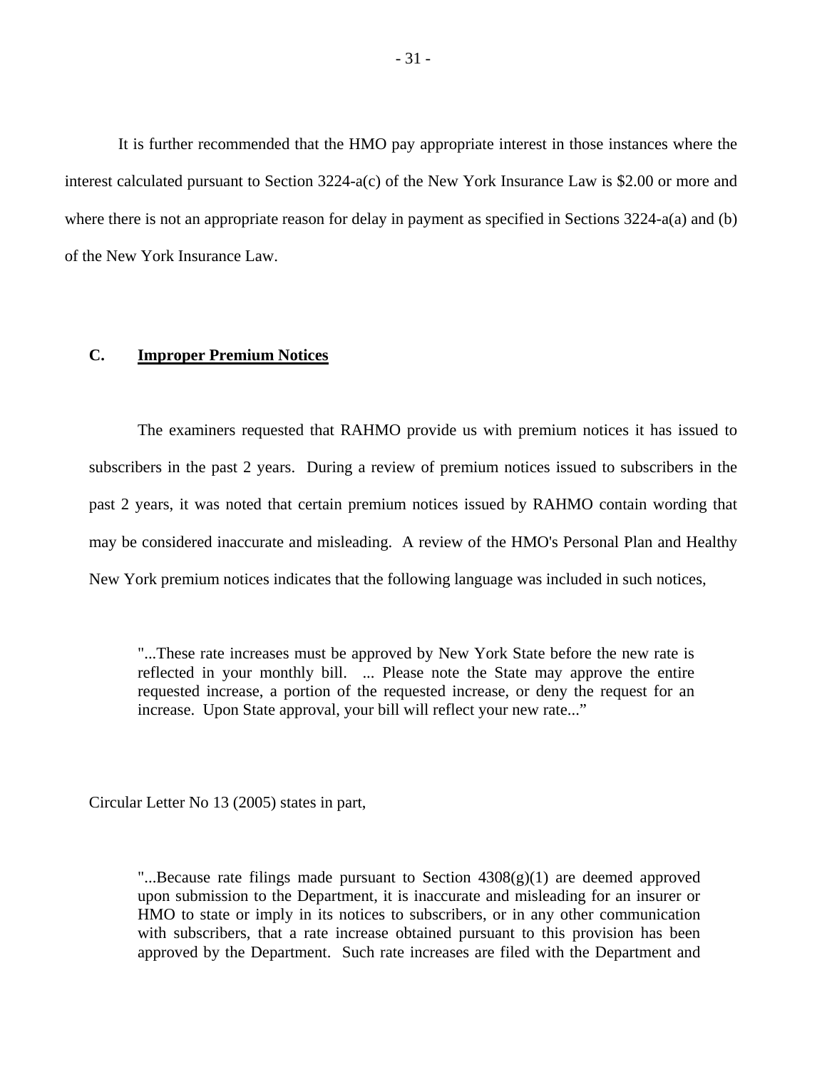It is further recommended that the HMO pay appropriate interest in those instances where the interest calculated pursuant to Section 3224-a(c) of the New York Insurance Law is $2.00 or more and where there is not an appropriate reason for delay in payment as specified in Sections 3224-a(a) and (b) of the New York Insurance Law.

## C. Improper Premium Notices

The examiners requested that RAHMO provide us with premium notices it has issued to subscribers in the past 2 years. During a review of premium notices issued to subscribers in the past 2 years, it was noted that certain premium notices issued by RAHMO contain wording that may be considered inaccurate and misleading. A review of the HMO's Personal Plan and Healthy New York premium notices indicates that the following language was included in such notices,

> "...These rate increases must be approved by New York State before the new rate is reflected in your monthly bill. ... Please note the State may approve the entire requested increase, a portion of the requested increase, or deny the request for an increase. Upon State approval, your bill will reflect your new rate..."

Circular Letter No 13 (2005) states in part,

> "...Because rate filings made pursuant to Section 4308(g)(1) are deemed approved upon submission to the Department, it is inaccurate and misleading for an insurer or HMO to state or imply in its notices to subscribers, or in any other communication with subscribers, that a rate increase obtained pursuant to this provision has been approved by the Department. Such rate increases are filed with the Department and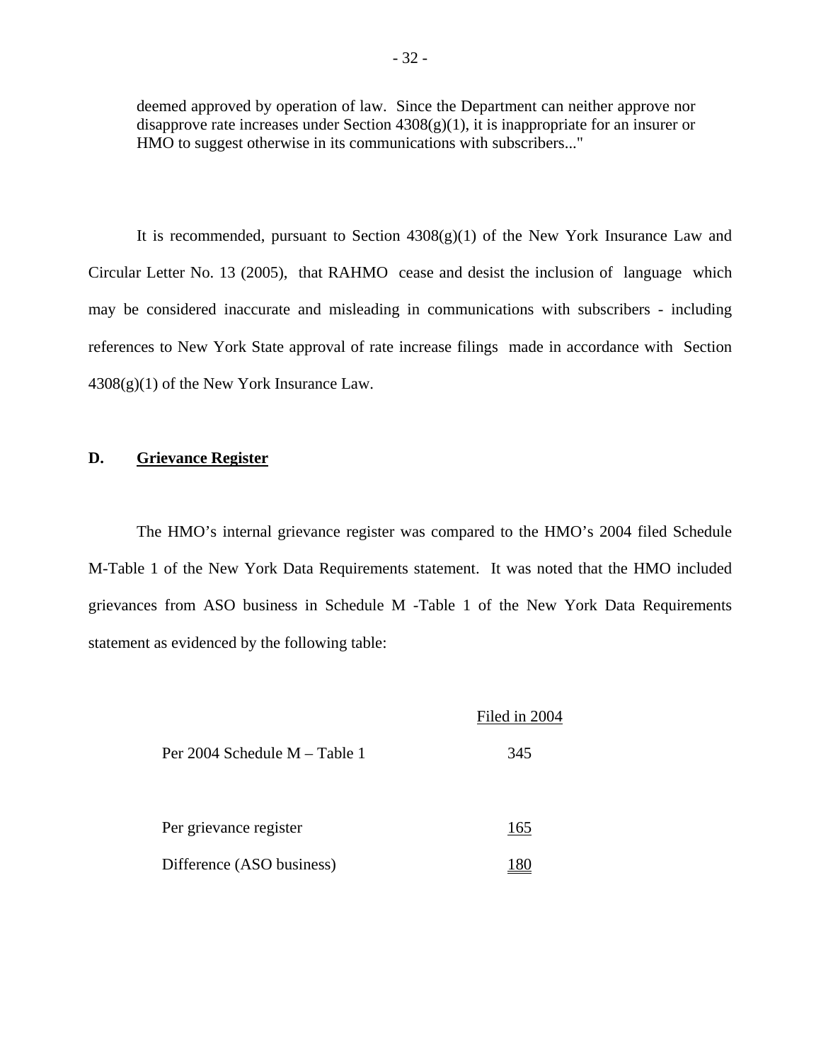deemed approved by operation of law. Since the Department can neither approve nor disapprove rate increases under Section 4308(g)(1), it is inappropriate for an insurer or HMO to suggest otherwise in its communications with subscribers..."

It is recommended, pursuant to Section 4308(g)(1) of the New York Insurance Law and Circular Letter No. 13 (2005), that RAHMO cease and desist the inclusion of language which may be considered inaccurate and misleading in communications with subscribers - including references to New York State approval of rate increase filings made in accordance with Section 4308(g)(1) of the New York Insurance Law.

## D. Grievance Register

The HMO's internal grievance register was compared to the HMO's 2004 filed Schedule M-Table 1 of the New York Data Requirements statement. It was noted that the HMO included grievances from ASO business in Schedule M -Table 1 of the New York Data Requirements statement as evidenced by the following table:

| | Filed in 2004 |
|---|---|
| Per 2004 Schedule M – Table 1 | 345 |
| Per grievance register | 165 |
| Difference (ASO business) | 180 |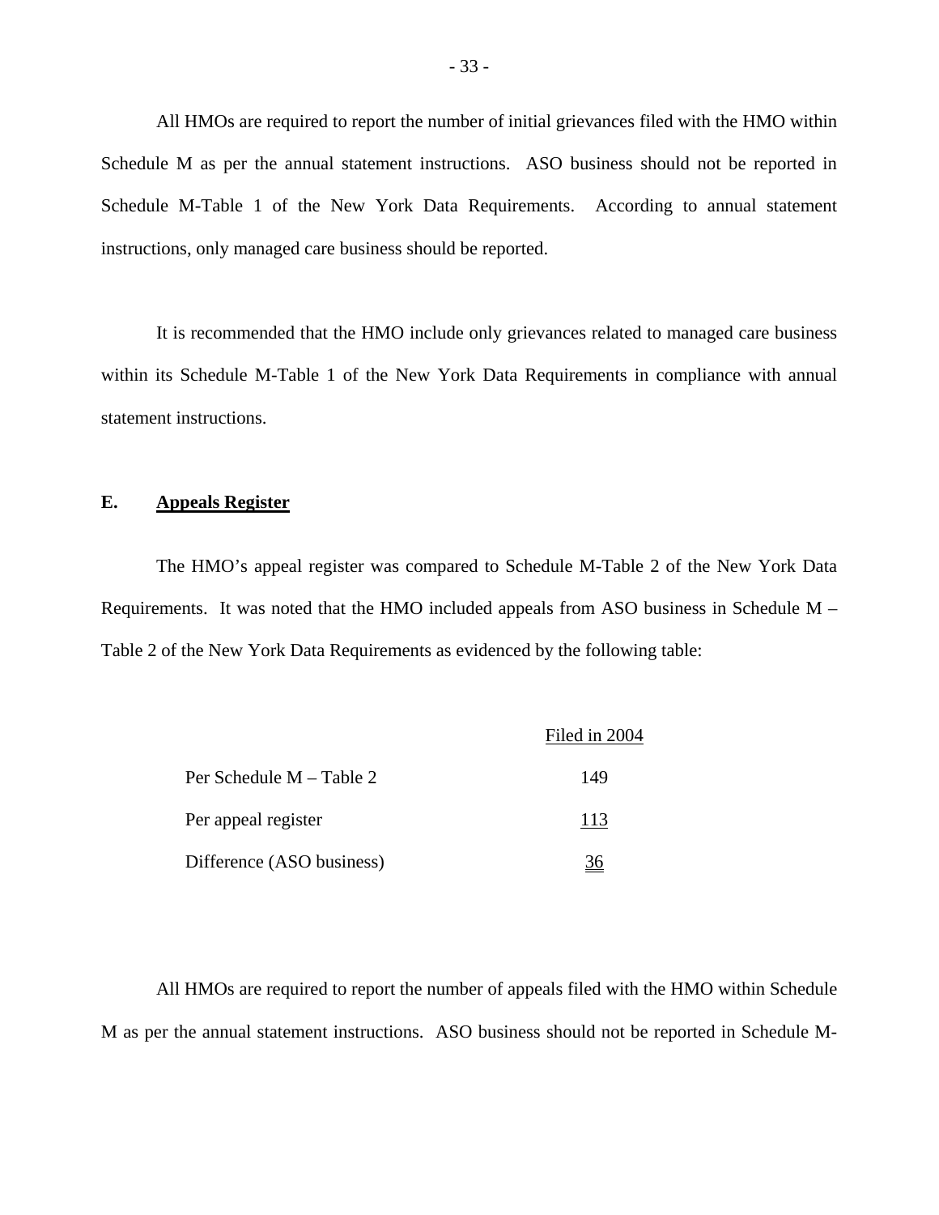All HMOs are required to report the number of initial grievances filed with the HMO within Schedule M as per the annual statement instructions. ASO business should not be reported in Schedule M-Table 1 of the New York Data Requirements. According to annual statement instructions, only managed care business should be reported.

It is recommended that the HMO include only grievances related to managed care business within its Schedule M-Table 1 of the New York Data Requirements in compliance with annual statement instructions.

## E. Appeals Register

The HMO's appeal register was compared to Schedule M-Table 2 of the New York Data Requirements. It was noted that the HMO included appeals from ASO business in Schedule M – Table 2 of the New York Data Requirements as evidenced by the following table:

| | Filed in 2004 |
|---|---|
| Per Schedule M – Table 2 | 149 |
| Per appeal register | 113 |
| Difference (ASO business) | 36 |

All HMOs are required to report the number of appeals filed with the HMO within Schedule M as per the annual statement instructions. ASO business should not be reported in Schedule M-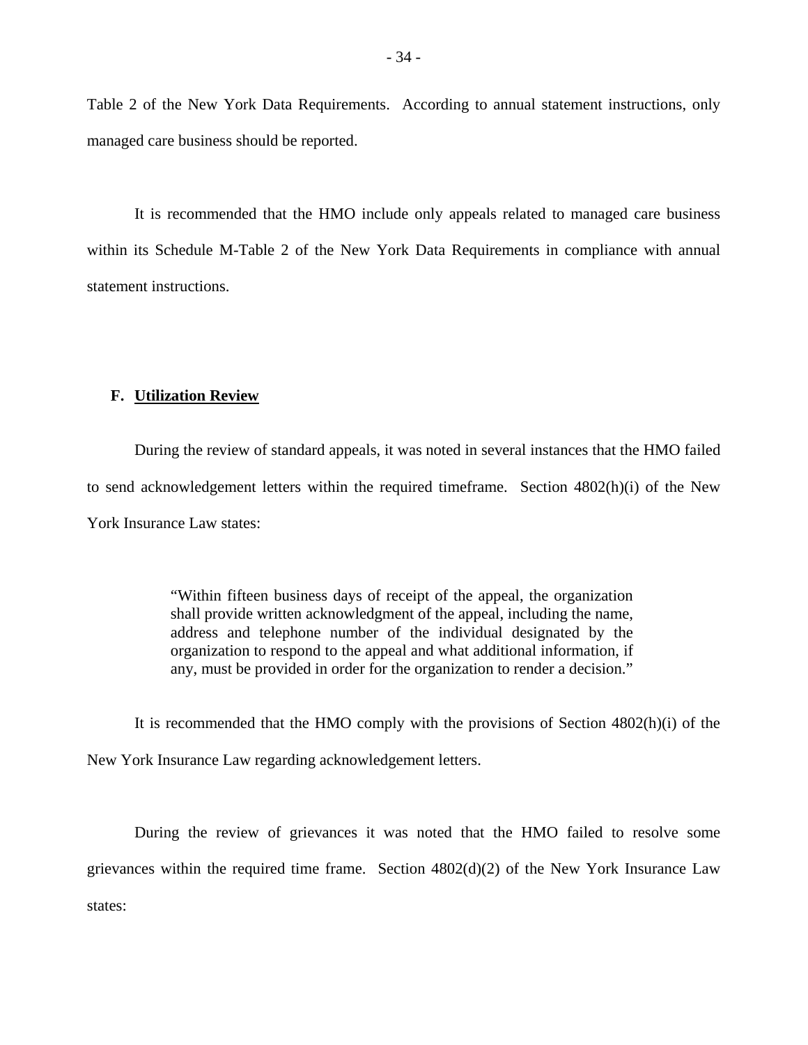Table 2 of the New York Data Requirements. According to annual statement instructions, only managed care business should be reported.

It is recommended that the HMO include only appeals related to managed care business within its Schedule M-Table 2 of the New York Data Requirements in compliance with annual statement instructions.

### F. Utilization Review

During the review of standard appeals, it was noted in several instances that the HMO failed to send acknowledgement letters within the required timeframe. Section 4802(h)(i) of the New York Insurance Law states:

> "Within fifteen business days of receipt of the appeal, the organization shall provide written acknowledgment of the appeal, including the name, address and telephone number of the individual designated by the organization to respond to the appeal and what additional information, if any, must be provided in order for the organization to render a decision."

It is recommended that the HMO comply with the provisions of Section 4802(h)(i) of the New York Insurance Law regarding acknowledgement letters.

During the review of grievances it was noted that the HMO failed to resolve some grievances within the required time frame. Section 4802(d)(2) of the New York Insurance Law states: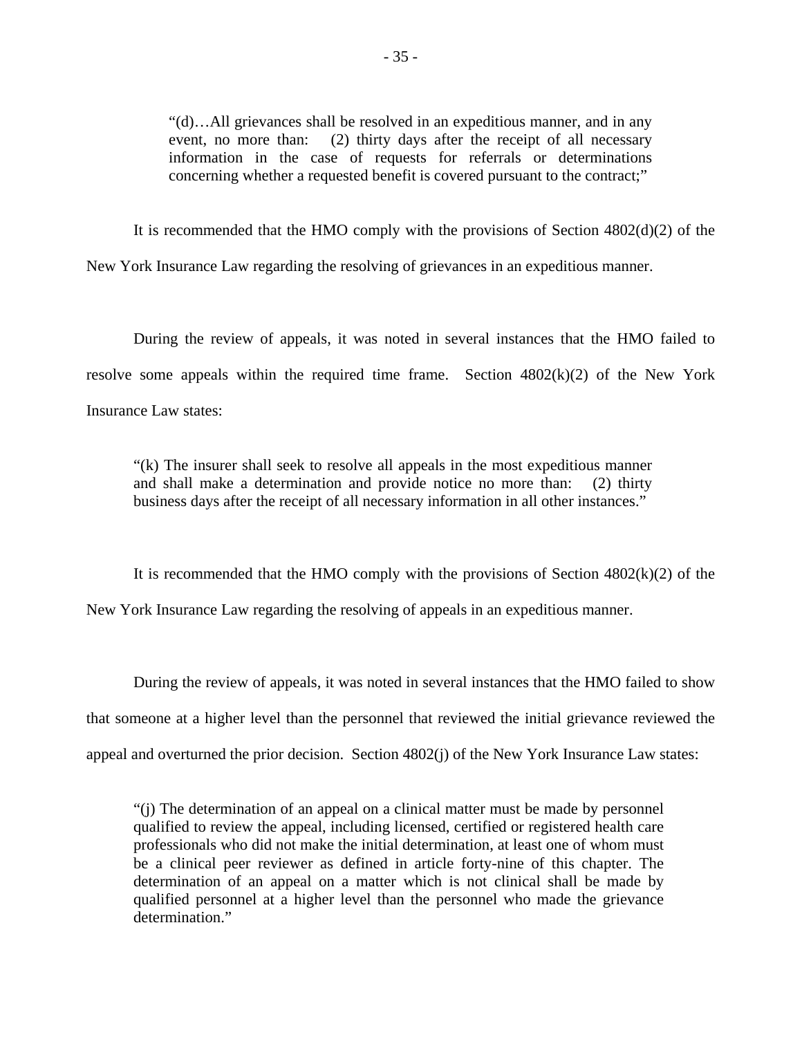> "(d)…All grievances shall be resolved in an expeditious manner, and in any event, no more than: (2) thirty days after the receipt of all necessary information in the case of requests for referrals or determinations concerning whether a requested benefit is covered pursuant to the contract;"

It is recommended that the HMO comply with the provisions of Section 4802(d)(2) of the New York Insurance Law regarding the resolving of grievances in an expeditious manner.

During the review of appeals, it was noted in several instances that the HMO failed to resolve some appeals within the required time frame. Section 4802(k)(2) of the New York Insurance Law states:

> "(k) The insurer shall seek to resolve all appeals in the most expeditious manner and shall make a determination and provide notice no more than: (2) thirty business days after the receipt of all necessary information in all other instances."

It is recommended that the HMO comply with the provisions of Section 4802(k)(2) of the New York Insurance Law regarding the resolving of appeals in an expeditious manner.

During the review of appeals, it was noted in several instances that the HMO failed to show that someone at a higher level than the personnel that reviewed the initial grievance reviewed the appeal and overturned the prior decision. Section 4802(j) of the New York Insurance Law states:

> "(j) The determination of an appeal on a clinical matter must be made by personnel qualified to review the appeal, including licensed, certified or registered health care professionals who did not make the initial determination, at least one of whom must be a clinical peer reviewer as defined in article forty-nine of this chapter. The determination of an appeal on a matter which is not clinical shall be made by qualified personnel at a higher level than the personnel who made the grievance determination."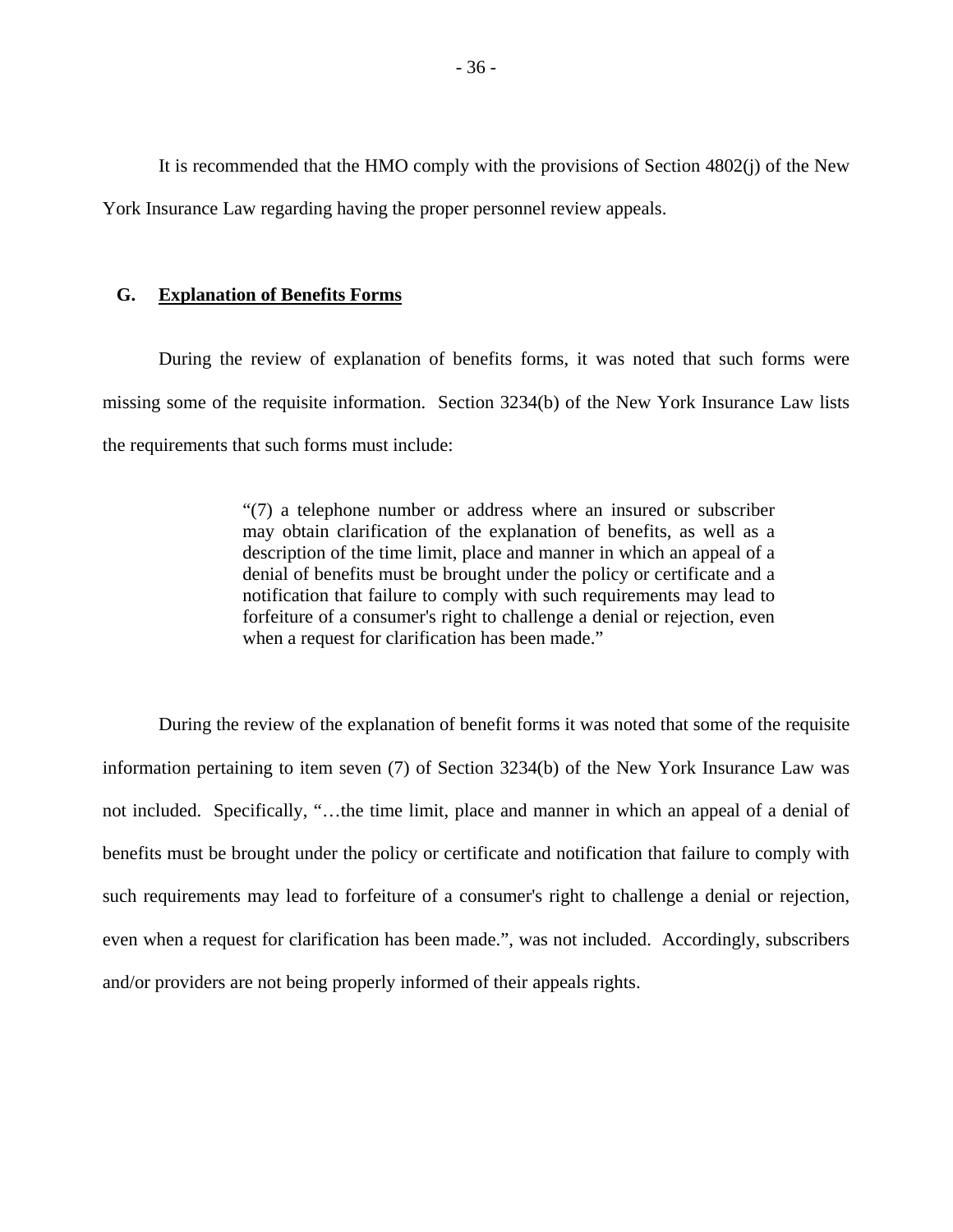It is recommended that the HMO comply with the provisions of Section 4802(j) of the New York Insurance Law regarding having the proper personnel review appeals.

## G. Explanation of Benefits Forms

During the review of explanation of benefits forms, it was noted that such forms were missing some of the requisite information. Section 3234(b) of the New York Insurance Law lists the requirements that such forms must include:

> "(7) a telephone number or address where an insured or subscriber may obtain clarification of the explanation of benefits, as well as a description of the time limit, place and manner in which an appeal of a denial of benefits must be brought under the policy or certificate and a notification that failure to comply with such requirements may lead to forfeiture of a consumer's right to challenge a denial or rejection, even when a request for clarification has been made."

During the review of the explanation of benefit forms it was noted that some of the requisite information pertaining to item seven (7) of Section 3234(b) of the New York Insurance Law was not included. Specifically, "…the time limit, place and manner in which an appeal of a denial of benefits must be brought under the policy or certificate and notification that failure to comply with such requirements may lead to forfeiture of a consumer's right to challenge a denial or rejection, even when a request for clarification has been made.", was not included. Accordingly, subscribers and/or providers are not being properly informed of their appeals rights.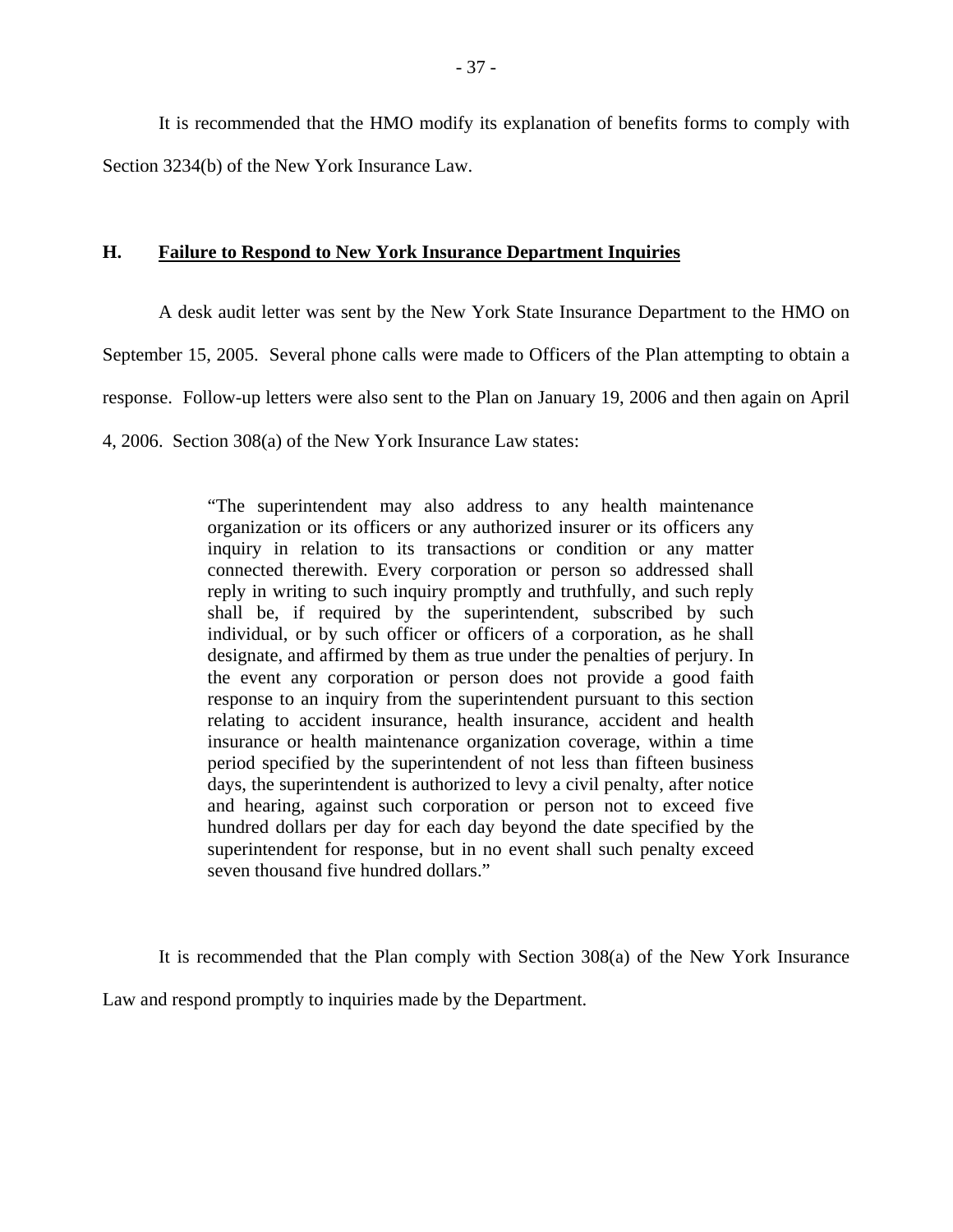It is recommended that the HMO modify its explanation of benefits forms to comply with Section 3234(b) of the New York Insurance Law.

## H. Failure to Respond to New York Insurance Department Inquiries

A desk audit letter was sent by the New York State Insurance Department to the HMO on September 15, 2005. Several phone calls were made to Officers of the Plan attempting to obtain a response. Follow-up letters were also sent to the Plan on January 19, 2006 and then again on April 4, 2006. Section 308(a) of the New York Insurance Law states:

> "The superintendent may also address to any health maintenance organization or its officers or any authorized insurer or its officers any inquiry in relation to its transactions or condition or any matter connected therewith. Every corporation or person so addressed shall reply in writing to such inquiry promptly and truthfully, and such reply shall be, if required by the superintendent, subscribed by such individual, or by such officer or officers of a corporation, as he shall designate, and affirmed by them as true under the penalties of perjury. In the event any corporation or person does not provide a good faith response to an inquiry from the superintendent pursuant to this section relating to accident insurance, health insurance, accident and health insurance or health maintenance organization coverage, within a time period specified by the superintendent of not less than fifteen business days, the superintendent is authorized to levy a civil penalty, after notice and hearing, against such corporation or person not to exceed five hundred dollars per day for each day beyond the date specified by the superintendent for response, but in no event shall such penalty exceed seven thousand five hundred dollars."

It is recommended that the Plan comply with Section 308(a) of the New York Insurance Law and respond promptly to inquiries made by the Department.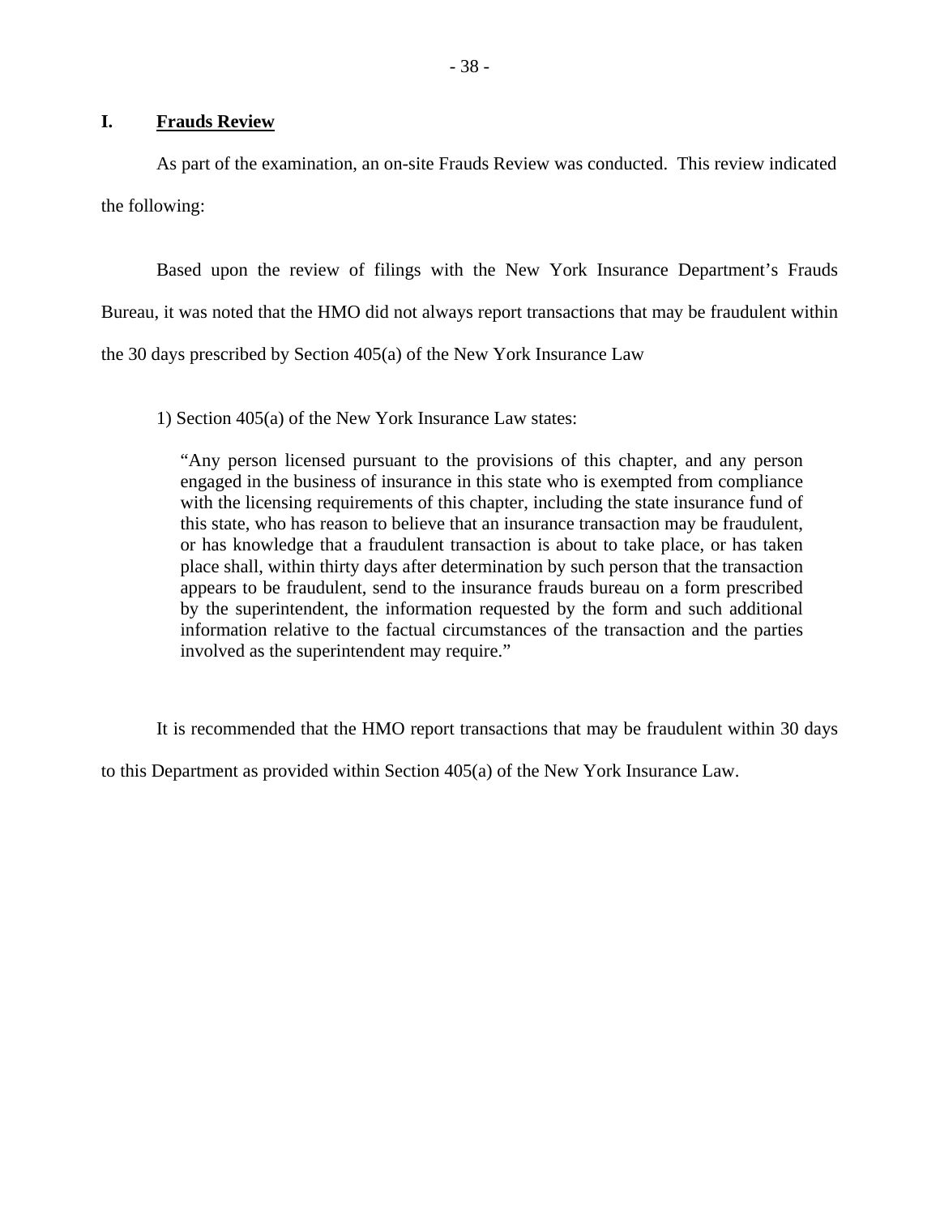## I. Frauds Review

As part of the examination, an on-site Frauds Review was conducted. This review indicated the following:

Based upon the review of filings with the New York Insurance Department's Frauds Bureau, it was noted that the HMO did not always report transactions that may be fraudulent within the 30 days prescribed by Section 405(a) of the New York Insurance Law

1) Section 405(a) of the New York Insurance Law states:

> "Any person licensed pursuant to the provisions of this chapter, and any person engaged in the business of insurance in this state who is exempted from compliance with the licensing requirements of this chapter, including the state insurance fund of this state, who has reason to believe that an insurance transaction may be fraudulent, or has knowledge that a fraudulent transaction is about to take place, or has taken place shall, within thirty days after determination by such person that the transaction appears to be fraudulent, send to the insurance frauds bureau on a form prescribed by the superintendent, the information requested by the form and such additional information relative to the factual circumstances of the transaction and the parties involved as the superintendent may require."

It is recommended that the HMO report transactions that may be fraudulent within 30 days to this Department as provided within Section 405(a) of the New York Insurance Law.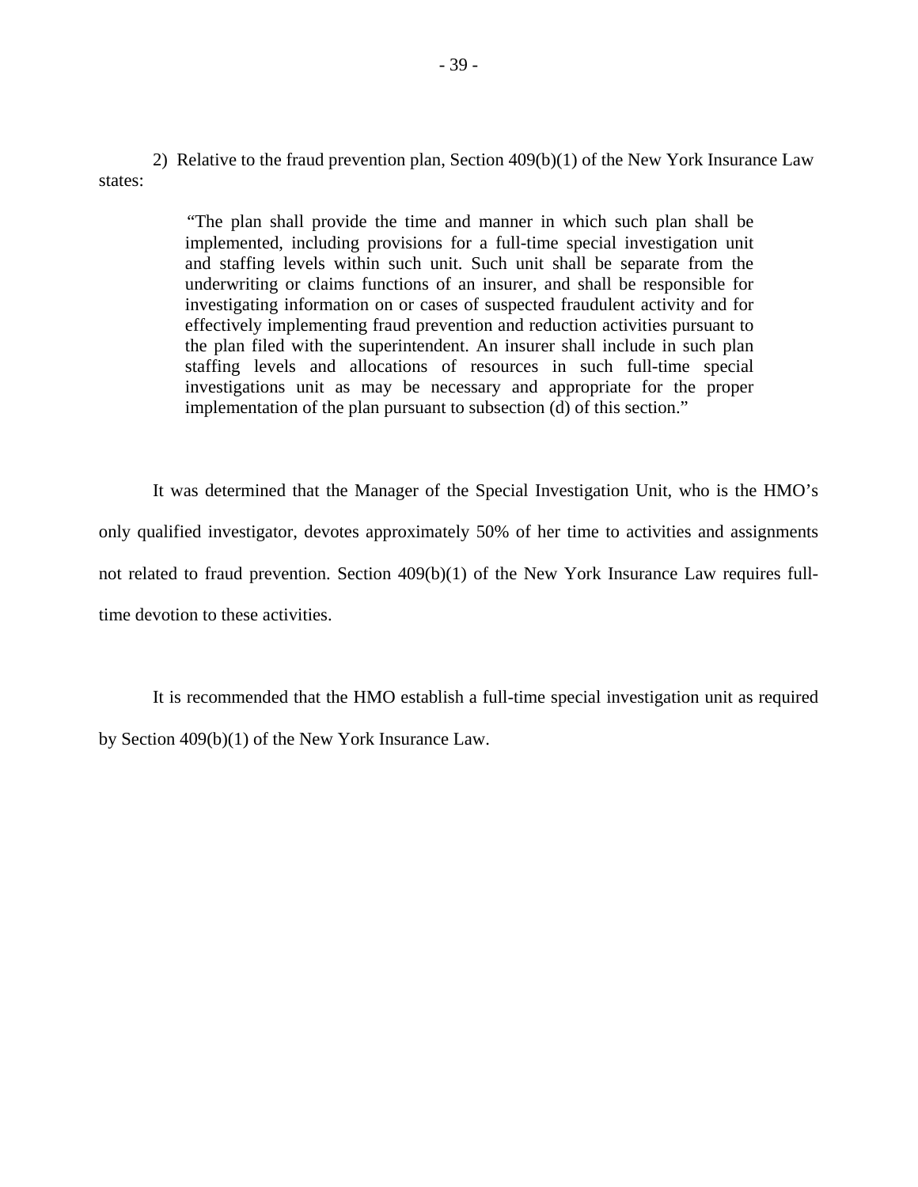2) Relative to the fraud prevention plan, Section 409(b)(1) of the New York Insurance Law states:

> "The plan shall provide the time and manner in which such plan shall be implemented, including provisions for a full-time special investigation unit and staffing levels within such unit. Such unit shall be separate from the underwriting or claims functions of an insurer, and shall be responsible for investigating information on or cases of suspected fraudulent activity and for effectively implementing fraud prevention and reduction activities pursuant to the plan filed with the superintendent. An insurer shall include in such plan staffing levels and allocations of resources in such full-time special investigations unit as may be necessary and appropriate for the proper implementation of the plan pursuant to subsection (d) of this section."

It was determined that the Manager of the Special Investigation Unit, who is the HMO's only qualified investigator, devotes approximately 50% of her time to activities and assignments not related to fraud prevention. Section 409(b)(1) of the New York Insurance Law requires full-time devotion to these activities.

It is recommended that the HMO establish a full-time special investigation unit as required by Section 409(b)(1) of the New York Insurance Law.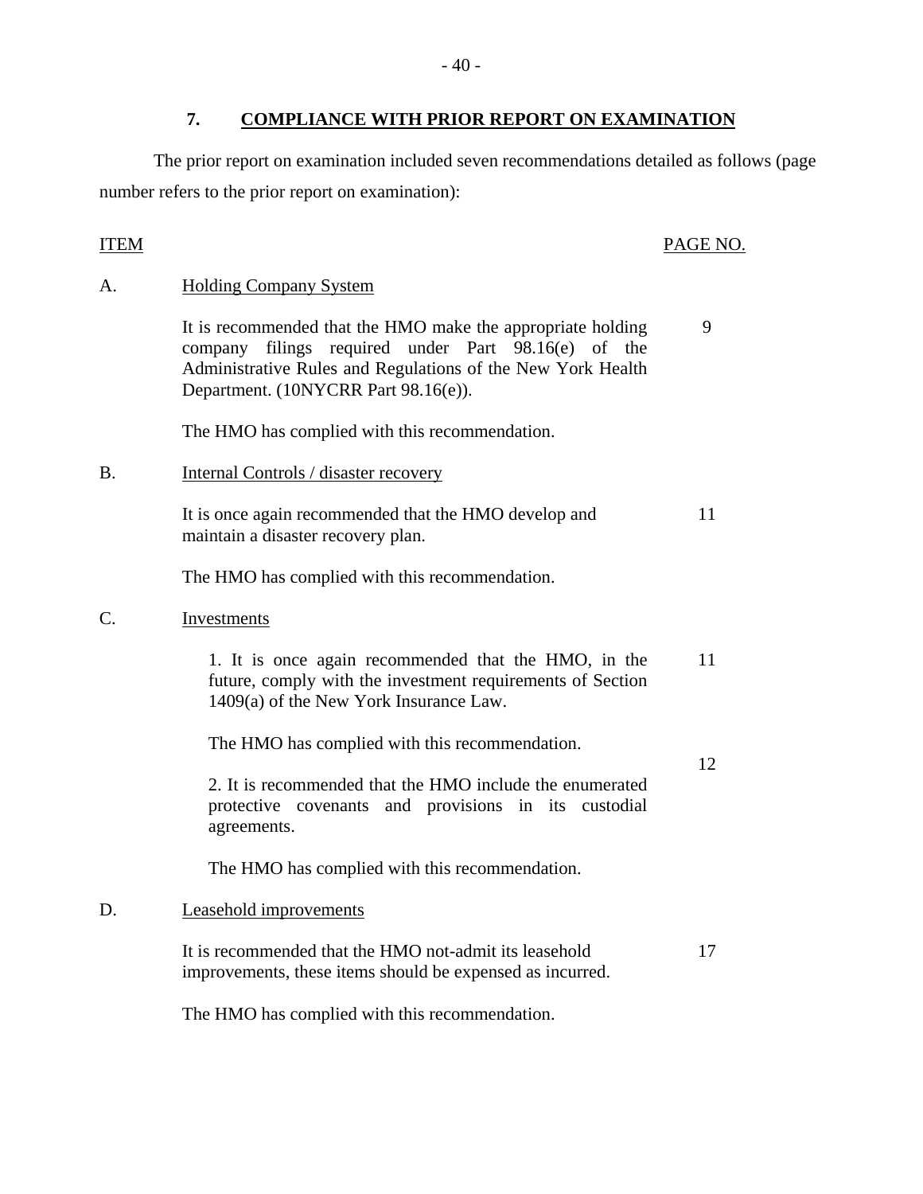## 7. COMPLIANCE WITH PRIOR REPORT ON EXAMINATION

The prior report on examination included seven recommendations detailed as follows (page number refers to the prior report on examination):

| ITEM | | PAGE NO. |
|---|---|---|
| A. | **Holding Company System** | |
| | It is recommended that the HMO make the appropriate holding company filings required under Part 98.16(e) of the Administrative Rules and Regulations of the New York Health Department. (10NYCRR Part 98.16(e)). | 9 |
| | The HMO has complied with this recommendation. | |
| B. | **Internal Controls / disaster recovery** | |
| | It is once again recommended that the HMO develop and maintain a disaster recovery plan. | 11 |
| | The HMO has complied with this recommendation. | |
| C. | **Investments** | |
| | 1. It is once again recommended that the HMO, in the future, comply with the investment requirements of Section 1409(a) of the New York Insurance Law. | 11 |
| | The HMO has complied with this recommendation. | |
| | 2. It is recommended that the HMO include the enumerated protective covenants and provisions in its custodial agreements. | 12 |
| | The HMO has complied with this recommendation. | |
| D. | **Leasehold improvements** | |
| | It is recommended that the HMO not-admit its leasehold improvements, these items should be expensed as incurred. | 17 |
| | The HMO has complied with this recommendation. | |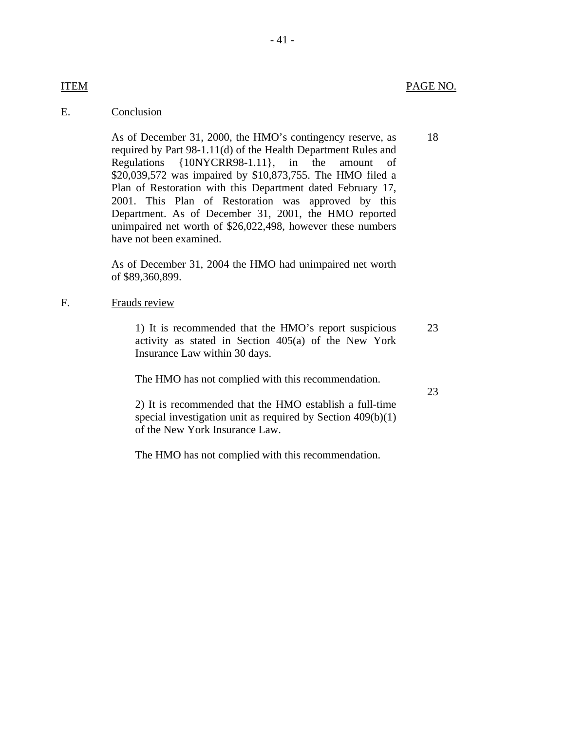| ITEM | | PAGE NO. |
|---|---|---|
| E. | Conclusion | |
| | As of December 31, 2000, the HMO's contingency reserve, as required by Part 98-1.11(d) of the Health Department Rules and Regulations {10NYCRR98-1.11}, in the amount of $20,039,572 was impaired by $10,873,755. The HMO filed a Plan of Restoration with this Department dated February 17, 2001. This Plan of Restoration was approved by this Department. As of December 31, 2001, the HMO reported unimpaired net worth of $26,022,498, however these numbers have not been examined. | 18 |
| | As of December 31, 2004 the HMO had unimpaired net worth of $89,360,899. | |
| F. | Frauds review | |
| | 1) It is recommended that the HMO's report suspicious activity as stated in Section 405(a) of the New York Insurance Law within 30 days. | 23 |
| | The HMO has not complied with this recommendation. | |
| | 2) It is recommended that the HMO establish a full-time special investigation unit as required by Section 409(b)(1) of the New York Insurance Law. | 23 |
| | The HMO has not complied with this recommendation. | |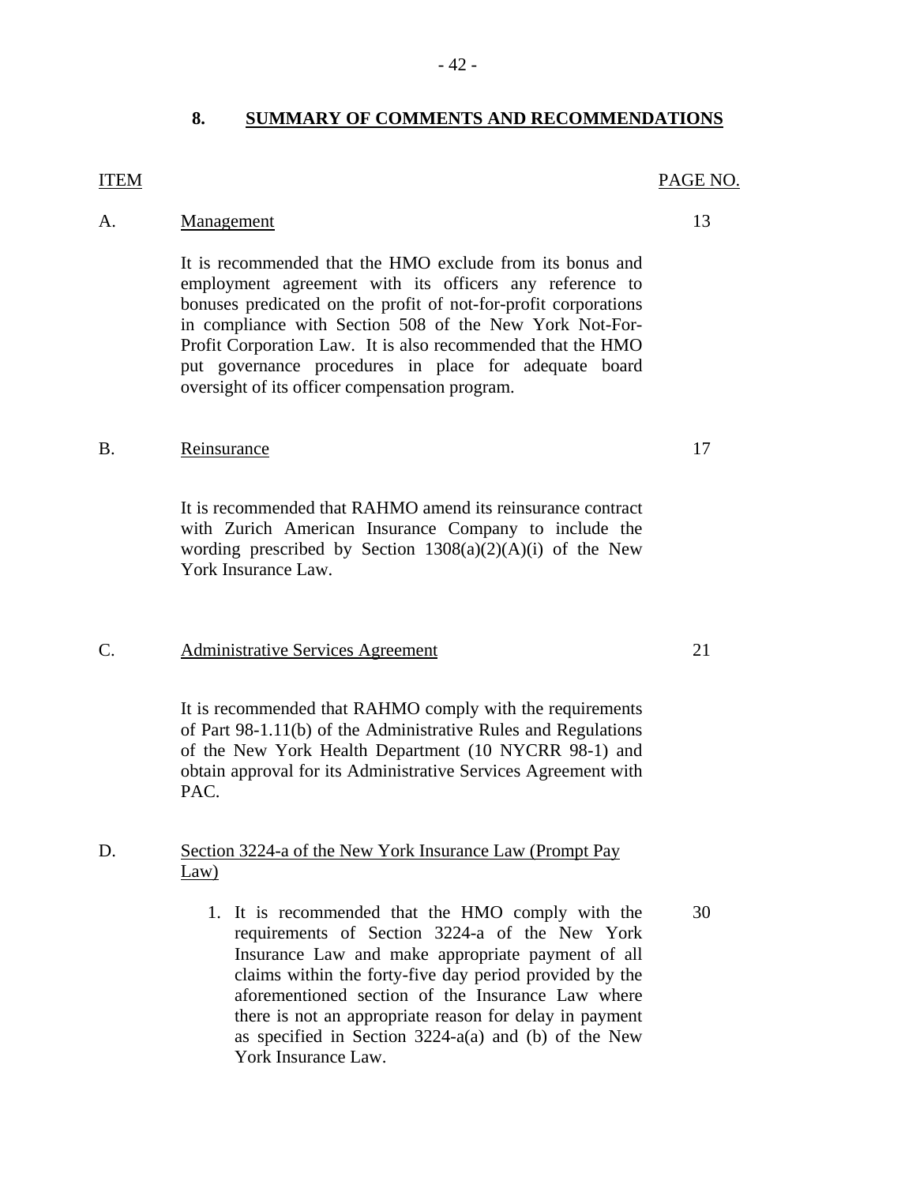## 8. SUMMARY OF COMMENTS AND RECOMMENDATIONS

| ITEM | | PAGE NO. |
|---|---|---|
| A. | Management<br><br>It is recommended that the HMO exclude from its bonus and employment agreement with its officers any reference to bonuses predicated on the profit of not-for-profit corporations in compliance with Section 508 of the New York Not-For-Profit Corporation Law. It is also recommended that the HMO put governance procedures in place for adequate board oversight of its officer compensation program. | 13 |
| B. | Reinsurance<br><br>It is recommended that RAHMO amend its reinsurance contract with Zurich American Insurance Company to include the wording prescribed by Section 1308(a)(2)(A)(i) of the New York Insurance Law. | 17 |
| C. | Administrative Services Agreement<br><br>It is recommended that RAHMO comply with the requirements of Part 98-1.11(b) of the Administrative Rules and Regulations of the New York Health Department (10 NYCRR 98-1) and obtain approval for its Administrative Services Agreement with PAC. | 21 |
| D. | Section 3224-a of the New York Insurance Law (Prompt Pay Law)<br><br>1. It is recommended that the HMO comply with the requirements of Section 3224-a of the New York Insurance Law and make appropriate payment of all claims within the forty-five day period provided by the aforementioned section of the Insurance Law where there is not an appropriate reason for delay in payment as specified in Section 3224-a(a) and (b) of the New York Insurance Law. | 30 |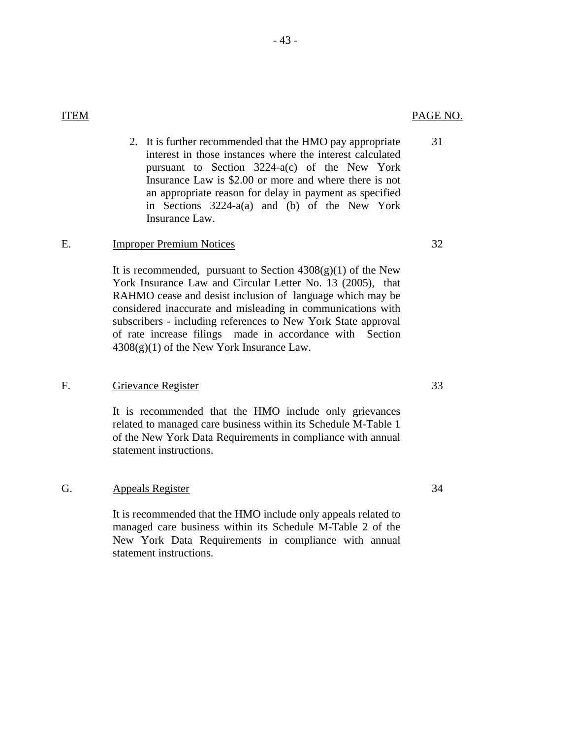| ITEM | | PAGE NO. |
|---|---|---|
| | 2. It is further recommended that the HMO pay appropriate interest in those instances where the interest calculated pursuant to Section 3224-a(c) of the New York Insurance Law is $2.00 or more and where there is not an appropriate reason for delay in payment as specified in Sections 3224-a(a) and (b) of the New York Insurance Law. | 31 |
| E. | Improper Premium Notices<br><br>It is recommended, pursuant to Section 4308(g)(1) of the New York Insurance Law and Circular Letter No. 13 (2005), that RAHMO cease and desist inclusion of language which may be considered inaccurate and misleading in communications with subscribers - including references to New York State approval of rate increase filings made in accordance with Section 4308(g)(1) of the New York Insurance Law. | 32 |
| F. | Grievance Register<br><br>It is recommended that the HMO include only grievances related to managed care business within its Schedule M-Table 1 of the New York Data Requirements in compliance with annual statement instructions. | 33 |
| G. | Appeals Register<br><br>It is recommended that the HMO include only appeals related to managed care business within its Schedule M-Table 2 of the New York Data Requirements in compliance with annual statement instructions. | 34 |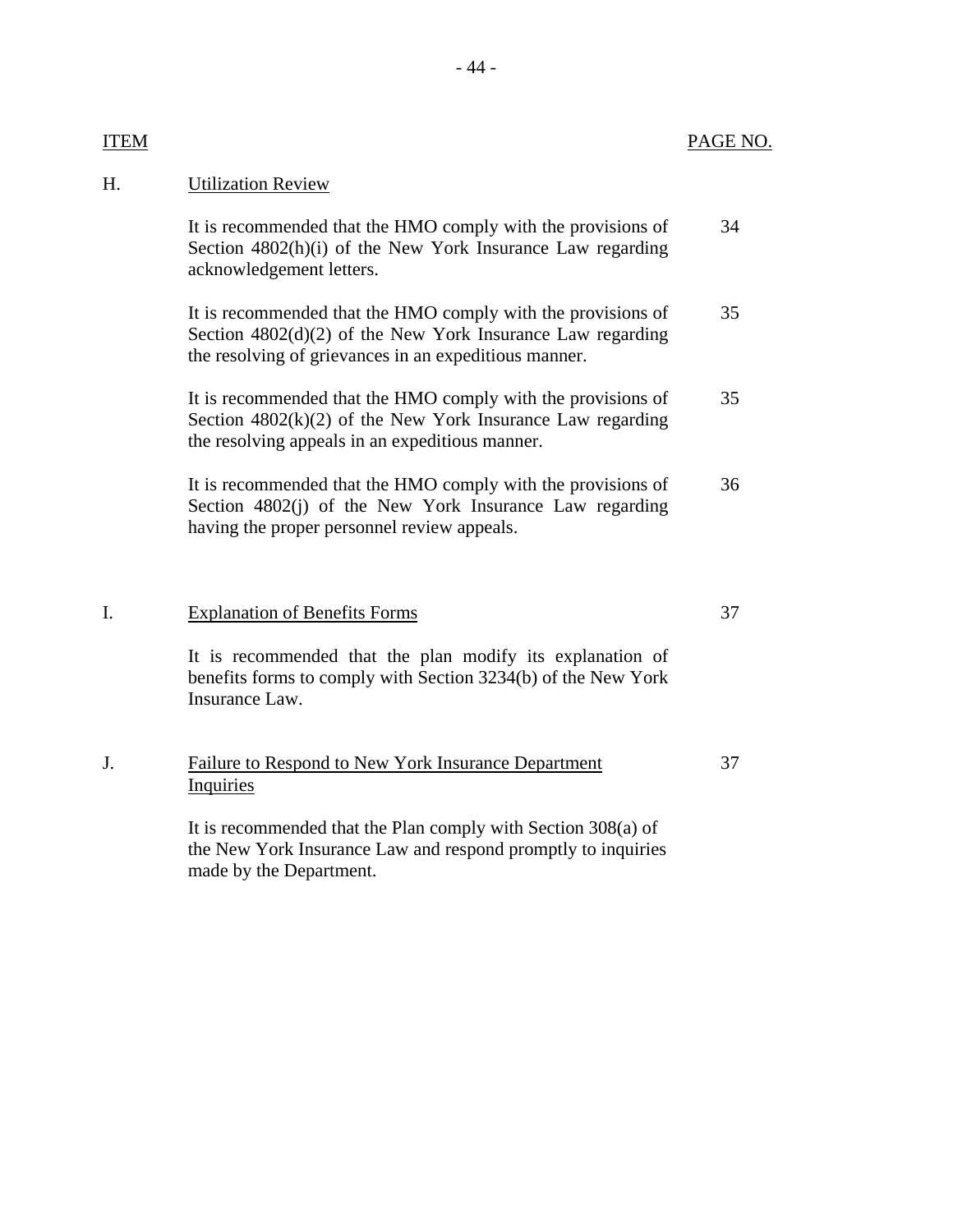| ITEM | | PAGE NO. |
| --- | --- | --- |
| H. | Utilization Review | |
| | It is recommended that the HMO comply with the provisions of Section 4802(h)(i) of the New York Insurance Law regarding acknowledgement letters. | 34 |
| | It is recommended that the HMO comply with the provisions of Section 4802(d)(2) of the New York Insurance Law regarding the resolving of grievances in an expeditious manner. | 35 |
| | It is recommended that the HMO comply with the provisions of Section 4802(k)(2) of the New York Insurance Law regarding the resolving appeals in an expeditious manner. | 35 |
| | It is recommended that the HMO comply with the provisions of Section 4802(j) of the New York Insurance Law regarding having the proper personnel review appeals. | 36 |
| I. | Explanation of Benefits Forms | 37 |
| | It is recommended that the plan modify its explanation of benefits forms to comply with Section 3234(b) of the New York Insurance Law. | |
| J. | Failure to Respond to New York Insurance Department Inquiries | 37 |
| | It is recommended that the Plan comply with Section 308(a) of the New York Insurance Law and respond promptly to inquiries made by the Department. | |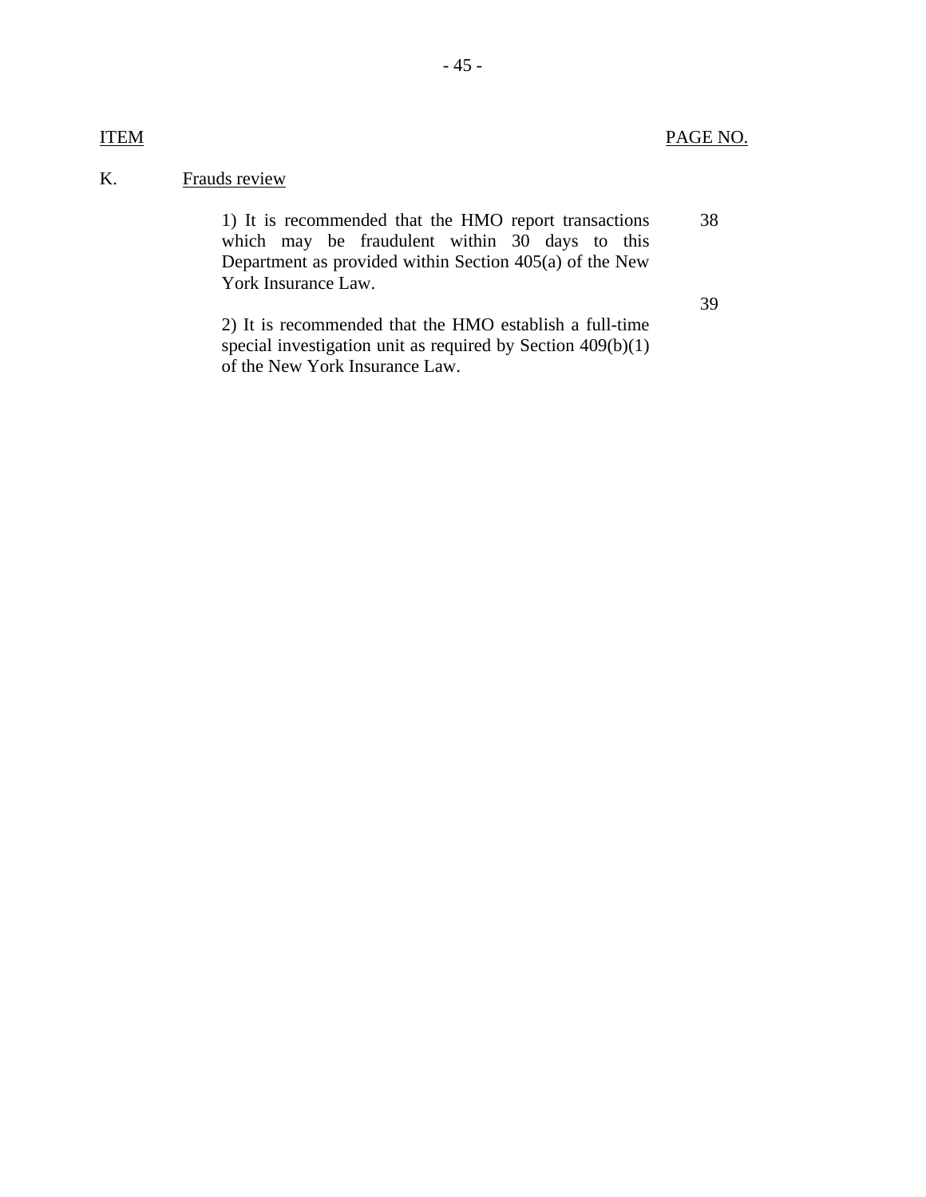| ITEM | | PAGE NO. |
|---|---|---|
| K. | Frauds review | |
| | 1) It is recommended that the HMO report transactions which may be fraudulent within 30 days to this Department as provided within Section 405(a) of the New York Insurance Law. | 38 |
| | 2) It is recommended that the HMO establish a full-time special investigation unit as required by Section 409(b)(1) of the New York Insurance Law. | 39 |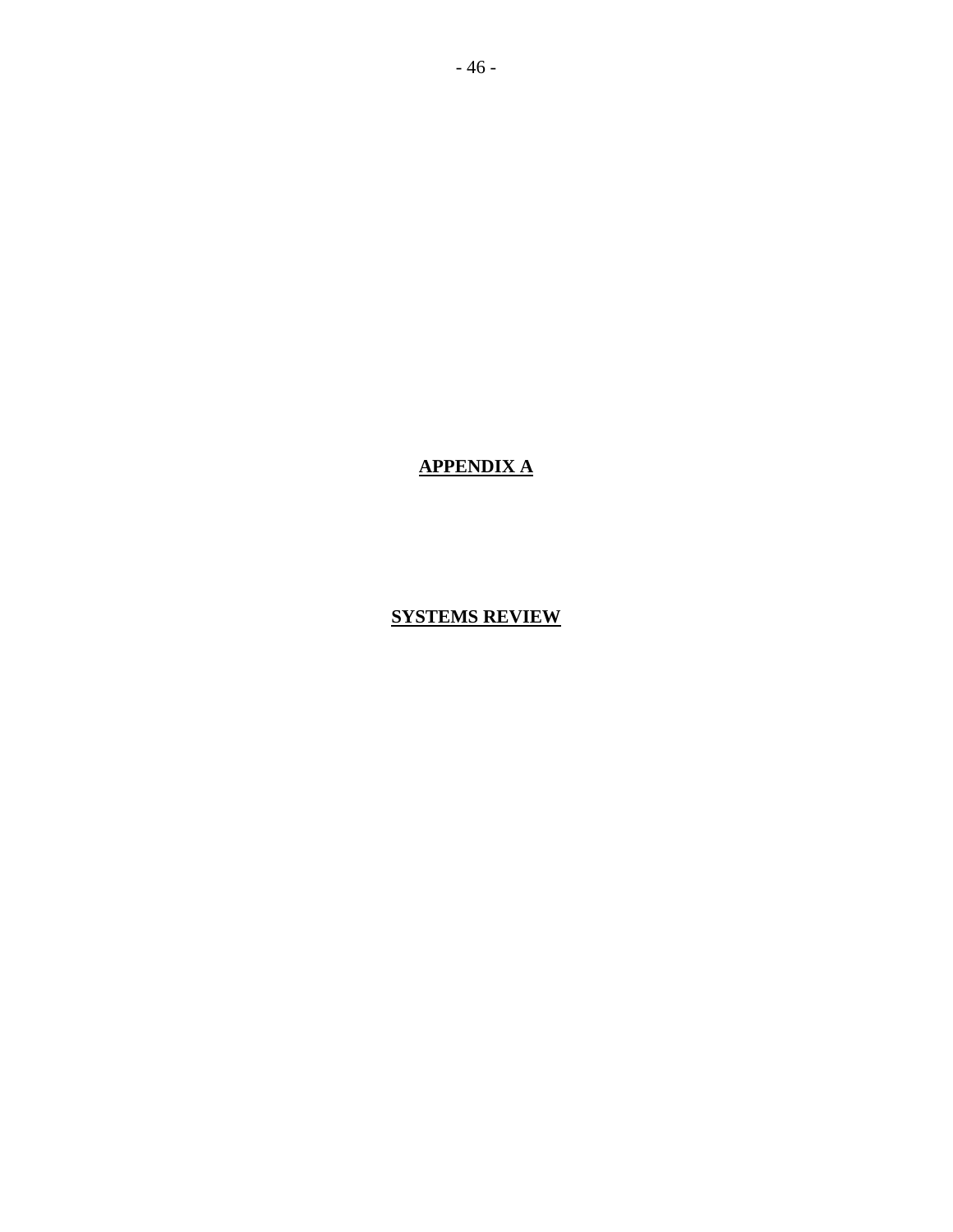# APPENDIX A

## SYSTEMS REVIEW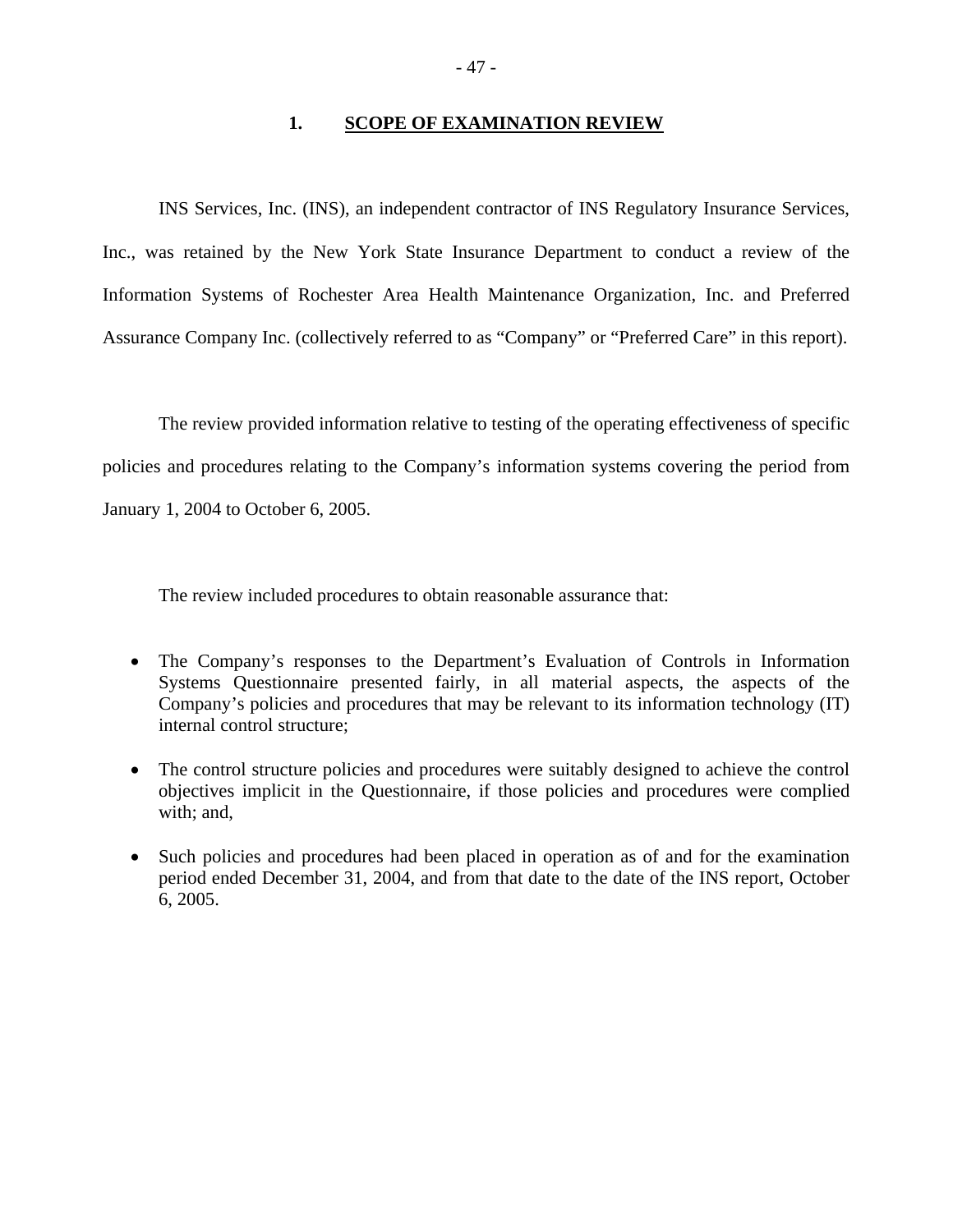## 1. SCOPE OF EXAMINATION REVIEW

INS Services, Inc. (INS), an independent contractor of INS Regulatory Insurance Services, Inc., was retained by the New York State Insurance Department to conduct a review of the Information Systems of Rochester Area Health Maintenance Organization, Inc. and Preferred Assurance Company Inc. (collectively referred to as "Company" or "Preferred Care" in this report).

The review provided information relative to testing of the operating effectiveness of specific policies and procedures relating to the Company's information systems covering the period from January 1, 2004 to October 6, 2005.

The review included procedures to obtain reasonable assurance that:

- The Company's responses to the Department's Evaluation of Controls in Information Systems Questionnaire presented fairly, in all material aspects, the aspects of the Company's policies and procedures that may be relevant to its information technology (IT) internal control structure;
- The control structure policies and procedures were suitably designed to achieve the control objectives implicit in the Questionnaire, if those policies and procedures were complied with; and,
- Such policies and procedures had been placed in operation as of and for the examination period ended December 31, 2004, and from that date to the date of the INS report, October 6, 2005.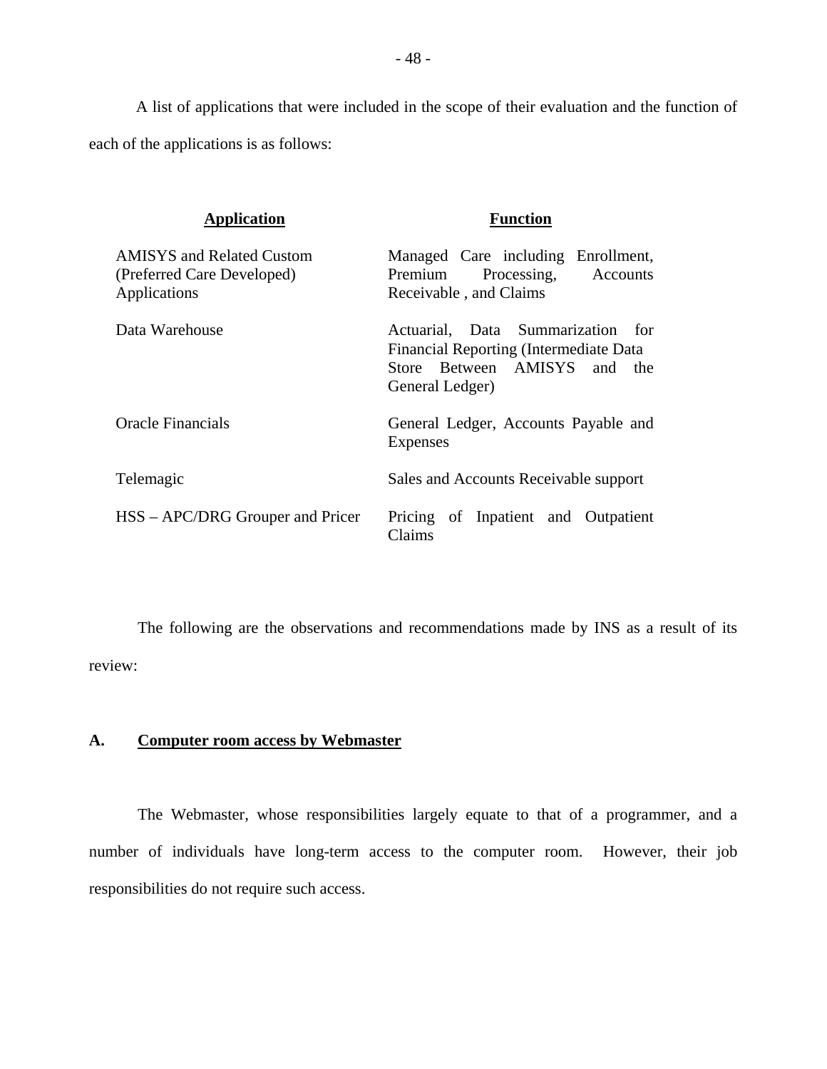A list of applications that were included in the scope of their evaluation and the function of each of the applications is as follows:

| Application | Function |
| --- | --- |
| AMISYS and Related Custom (Preferred Care Developed) Applications | Managed Care including Enrollment, Premium Processing, Accounts Receivable , and Claims |
| Data Warehouse | Actuarial, Data Summarization for Financial Reporting (Intermediate Data Store Between AMISYS and the General Ledger) |
| Oracle Financials | General Ledger, Accounts Payable and Expenses |
| Telemagic | Sales and Accounts Receivable support |
| HSS – APC/DRG Grouper and Pricer | Pricing of Inpatient and Outpatient Claims |

The following are the observations and recommendations made by INS as a result of its review:

## A. Computer room access by Webmaster

The Webmaster, whose responsibilities largely equate to that of a programmer, and a number of individuals have long-term access to the computer room. However, their job responsibilities do not require such access.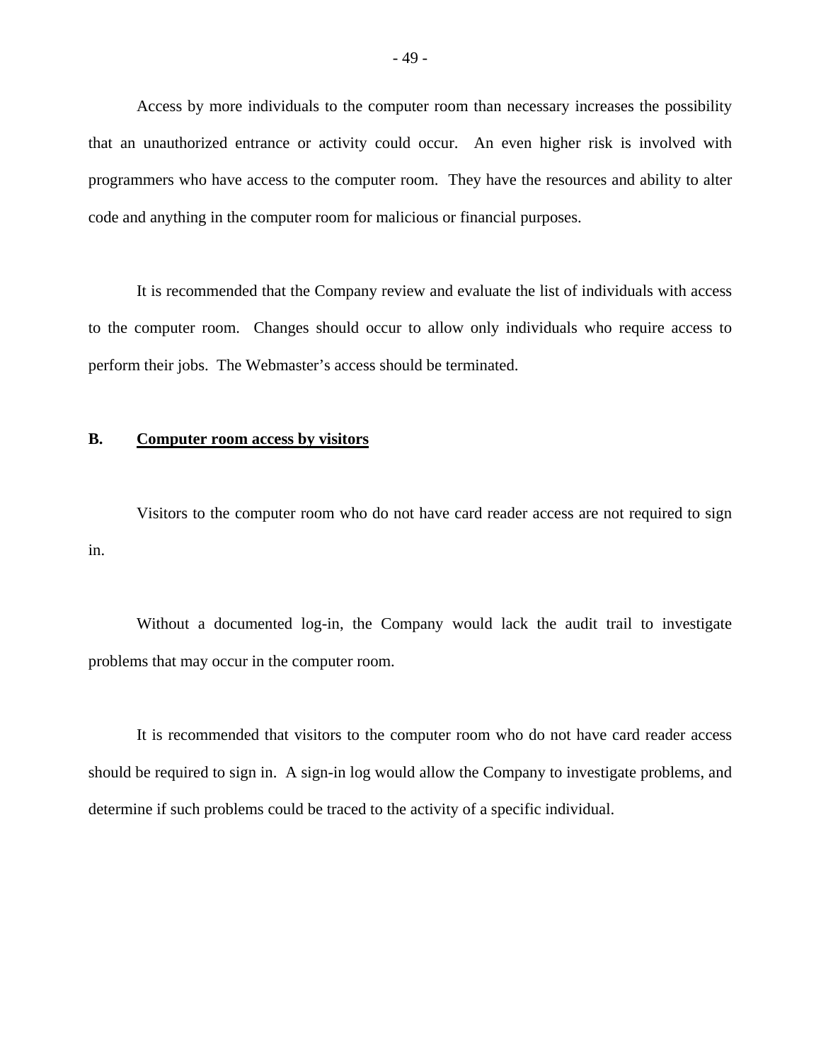Access by more individuals to the computer room than necessary increases the possibility that an unauthorized entrance or activity could occur. An even higher risk is involved with programmers who have access to the computer room. They have the resources and ability to alter code and anything in the computer room for malicious or financial purposes.

It is recommended that the Company review and evaluate the list of individuals with access to the computer room. Changes should occur to allow only individuals who require access to perform their jobs. The Webmaster's access should be terminated.

**B. <u>Computer room access by visitors</u>**

Visitors to the computer room who do not have card reader access are not required to sign in.

Without a documented log-in, the Company would lack the audit trail to investigate problems that may occur in the computer room.

It is recommended that visitors to the computer room who do not have card reader access should be required to sign in. A sign-in log would allow the Company to investigate problems, and determine if such problems could be traced to the activity of a specific individual.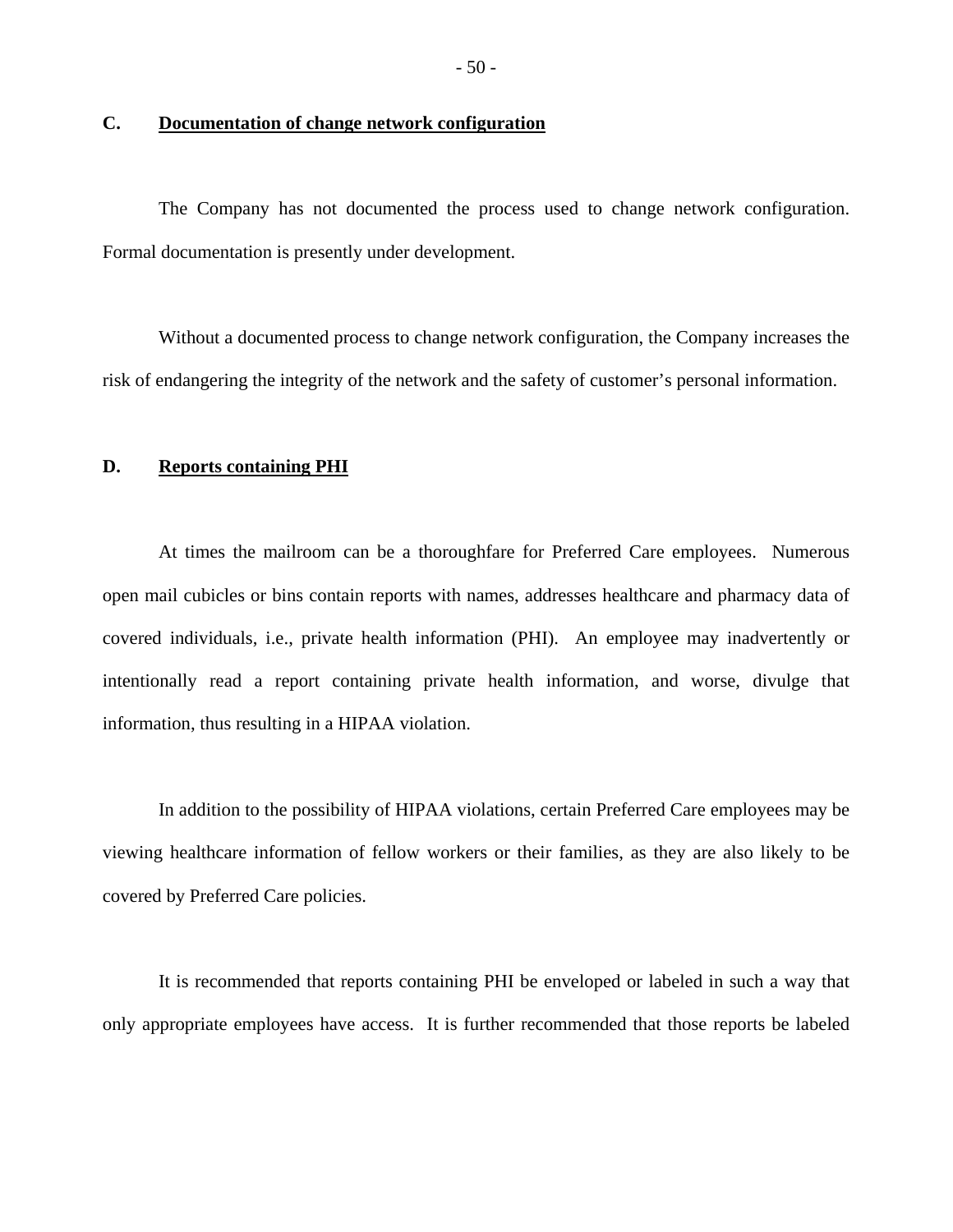## C. Documentation of change network configuration

The Company has not documented the process used to change network configuration. Formal documentation is presently under development.

Without a documented process to change network configuration, the Company increases the risk of endangering the integrity of the network and the safety of customer's personal information.

## D. Reports containing PHI

At times the mailroom can be a thoroughfare for Preferred Care employees. Numerous open mail cubicles or bins contain reports with names, addresses healthcare and pharmacy data of covered individuals, i.e., private health information (PHI). An employee may inadvertently or intentionally read a report containing private health information, and worse, divulge that information, thus resulting in a HIPAA violation.

In addition to the possibility of HIPAA violations, certain Preferred Care employees may be viewing healthcare information of fellow workers or their families, as they are also likely to be covered by Preferred Care policies.

It is recommended that reports containing PHI be enveloped or labeled in such a way that only appropriate employees have access. It is further recommended that those reports be labeled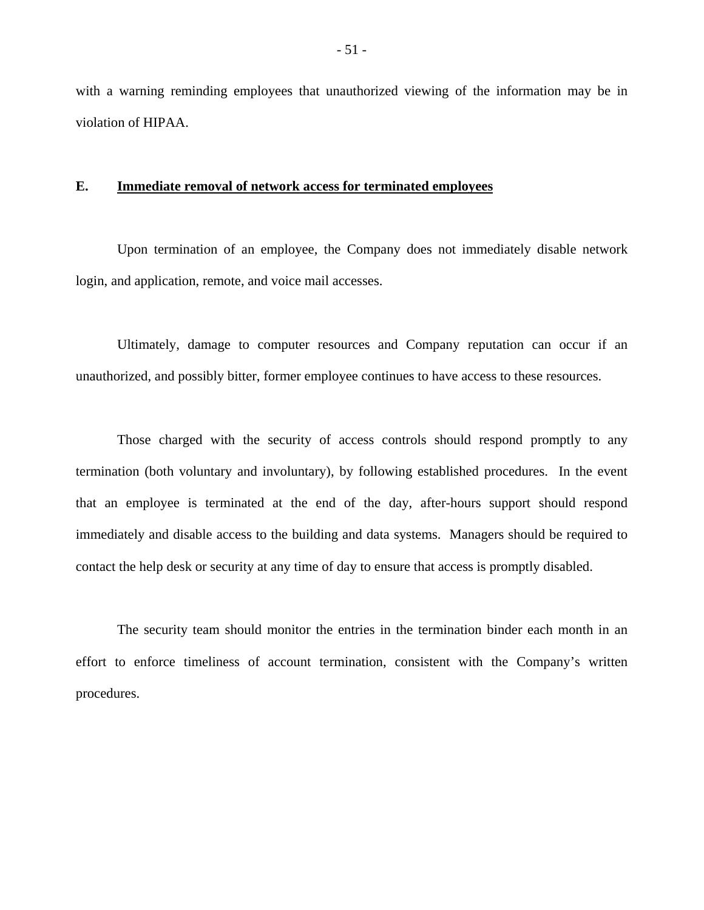with a warning reminding employees that unauthorized viewing of the information may be in violation of HIPAA.

### E. <u>Immediate removal of network access for terminated employees</u>

Upon termination of an employee, the Company does not immediately disable network login, and application, remote, and voice mail accesses.

Ultimately, damage to computer resources and Company reputation can occur if an unauthorized, and possibly bitter, former employee continues to have access to these resources.

Those charged with the security of access controls should respond promptly to any termination (both voluntary and involuntary), by following established procedures. In the event that an employee is terminated at the end of the day, after-hours support should respond immediately and disable access to the building and data systems. Managers should be required to contact the help desk or security at any time of day to ensure that access is promptly disabled.

The security team should monitor the entries in the termination binder each month in an effort to enforce timeliness of account termination, consistent with the Company's written procedures.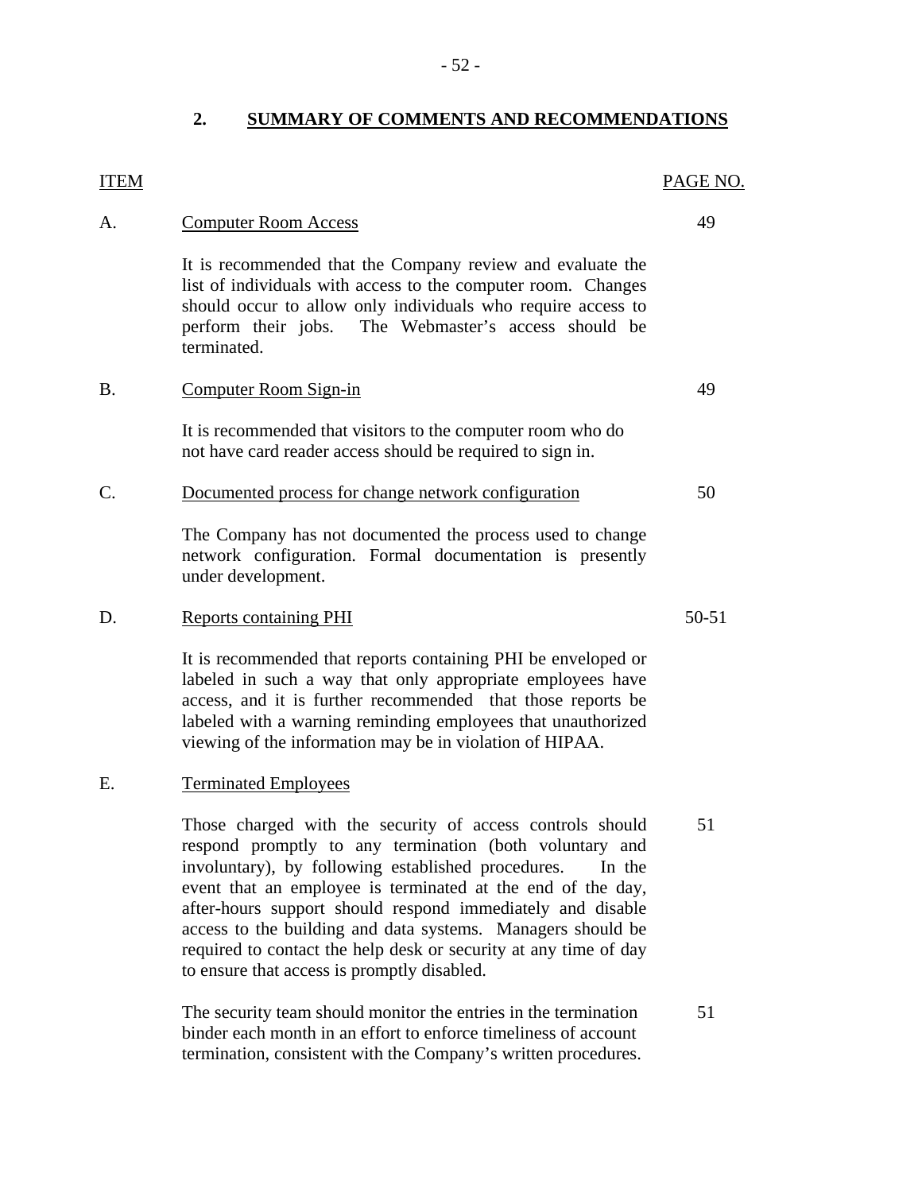## 2. SUMMARY OF COMMENTS AND RECOMMENDATIONS

| ITEM | | PAGE NO. |
|---|---|---|
| A. | Computer Room Access | 49 |
| | It is recommended that the Company review and evaluate the list of individuals with access to the computer room. Changes should occur to allow only individuals who require access to perform their jobs. The Webmaster's access should be terminated. | |
| B. | Computer Room Sign-in | 49 |
| | It is recommended that visitors to the computer room who do not have card reader access should be required to sign in. | |
| C. | Documented process for change network configuration | 50 |
| | The Company has not documented the process used to change network configuration. Formal documentation is presently under development. | |
| D. | Reports containing PHI | 50-51 |
| | It is recommended that reports containing PHI be enveloped or labeled in such a way that only appropriate employees have access, and it is further recommended that those reports be labeled with a warning reminding employees that unauthorized viewing of the information may be in violation of HIPAA. | |
| E. | Terminated Employees | |
| | Those charged with the security of access controls should respond promptly to any termination (both voluntary and involuntary), by following established procedures. In the event that an employee is terminated at the end of the day, after-hours support should respond immediately and disable access to the building and data systems. Managers should be required to contact the help desk or security at any time of day to ensure that access is promptly disabled. | 51 |
| | The security team should monitor the entries in the termination binder each month in an effort to enforce timeliness of account termination, consistent with the Company's written procedures. | 51 |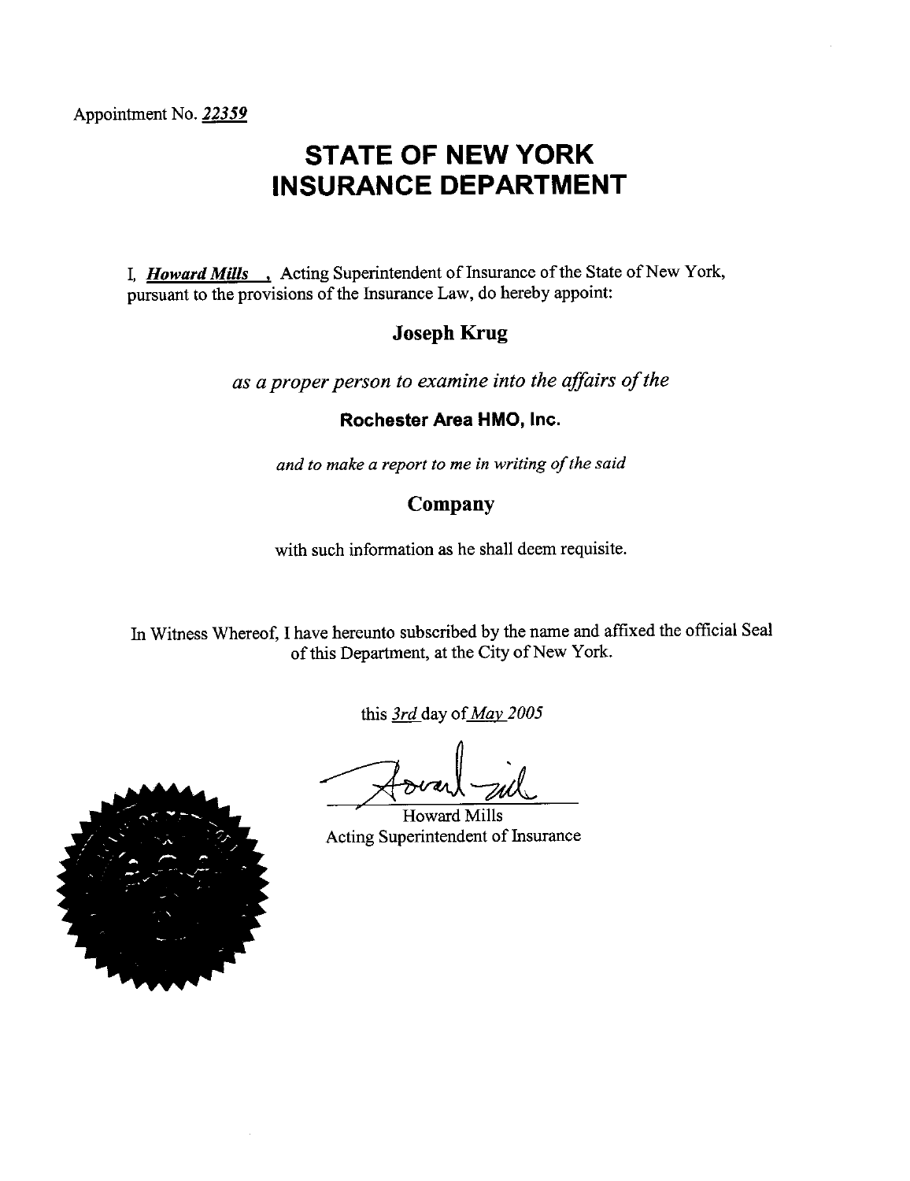Appointment No. *22359*

# STATE OF NEW YORK
# INSURANCE DEPARTMENT

I, ***Howard Mills***, Acting Superintendent of Insurance of the State of New York, pursuant to the provisions of the Insurance Law, do hereby appoint:

**Joseph Krug**

*as a proper person to examine into the affairs of the*

**Rochester Area HMO, Inc.**

*and to make a report to me in writing of the said*

**Company**

with such information as he shall deem requisite.

In Witness Whereof, I have hereunto subscribed by the name and affixed the official Seal of this Department, at the City of New York.

this *3rd* day of *May 2005*

Howard Mills
Acting Superintendent of Insurance